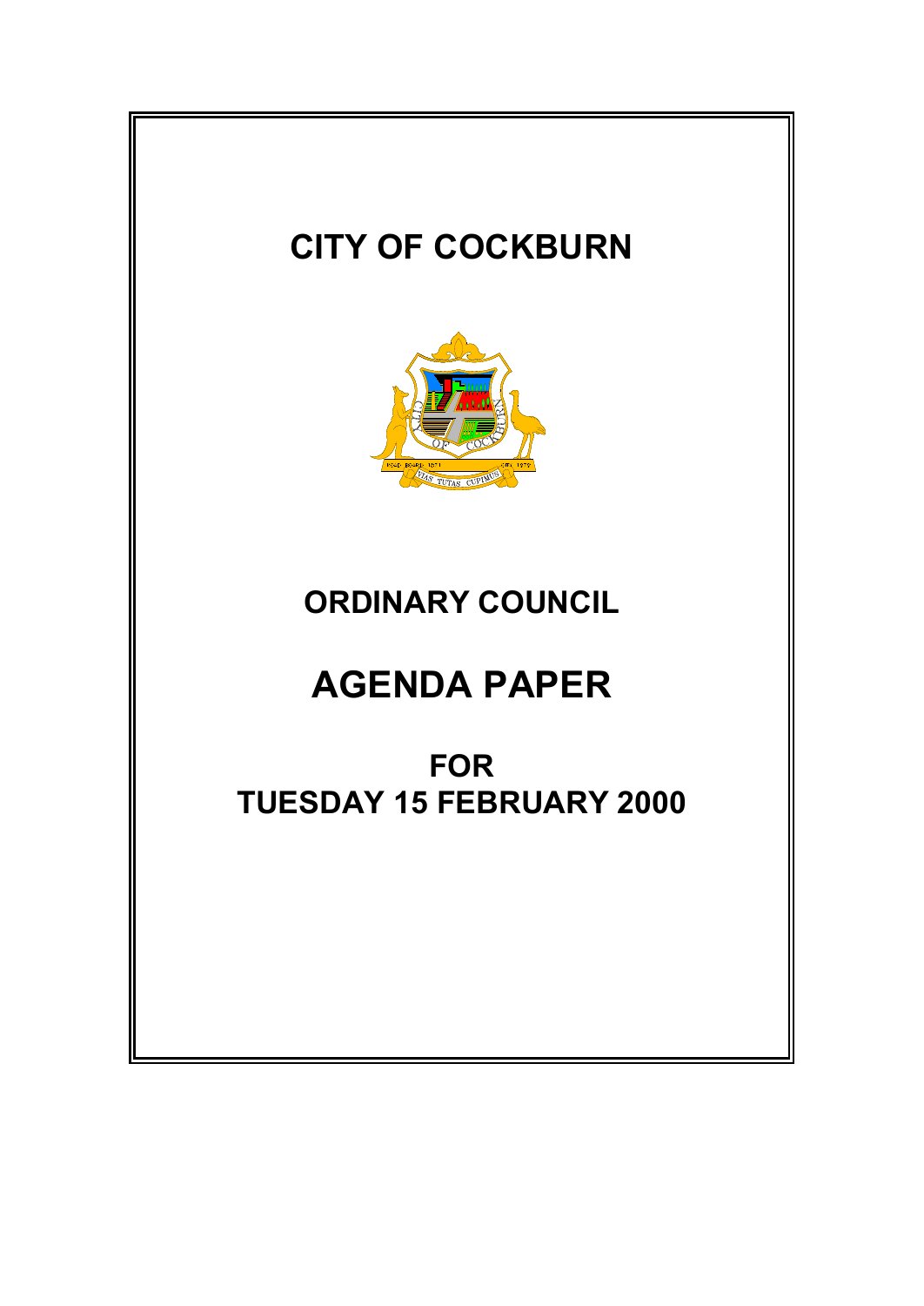# CITY OF COCKBURN

## ORDINARY COUNCIL

# AGENDA PAPER

## FOR
## TUESDAY 15 FEBRUARY 2000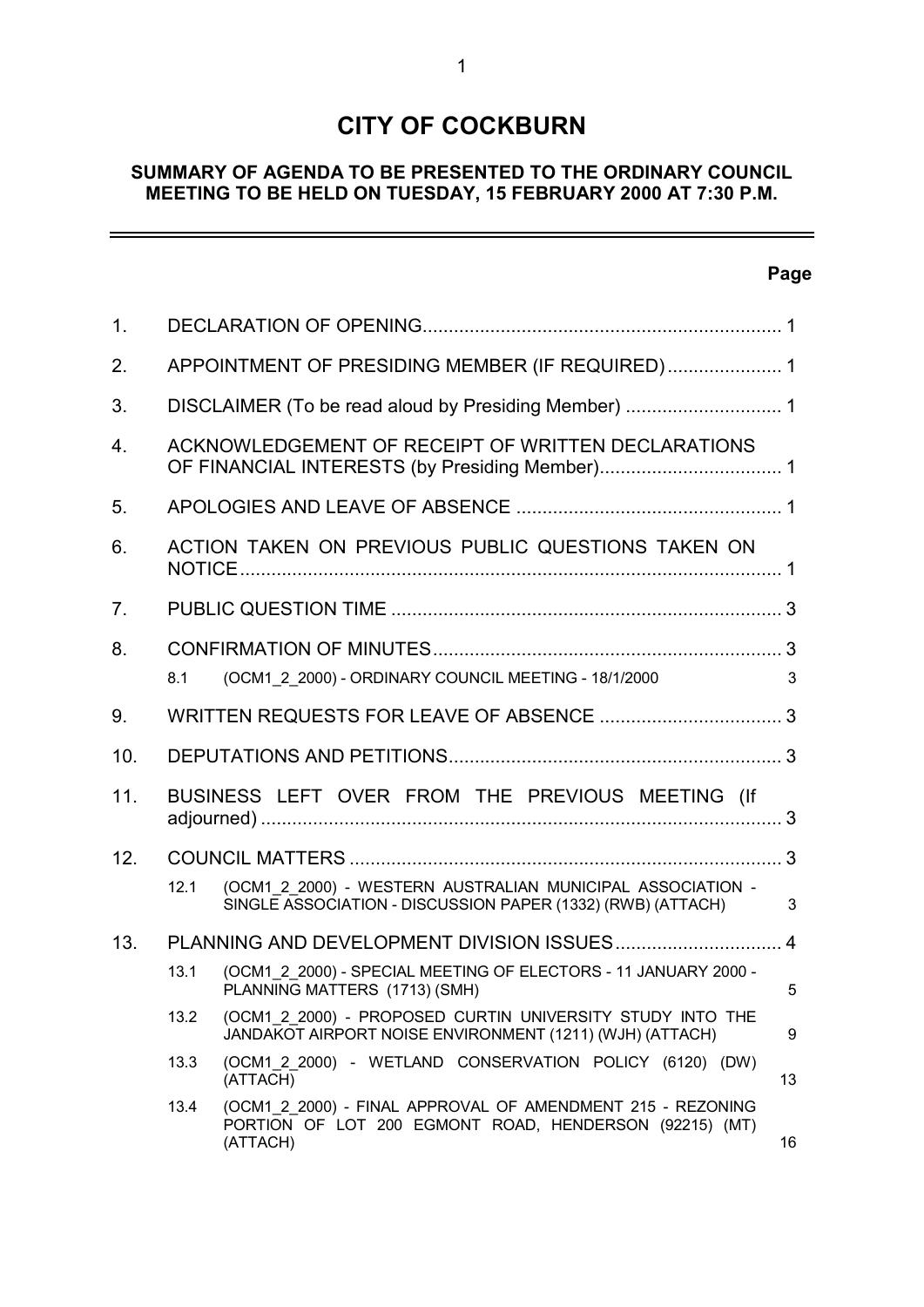# CITY OF COCKBURN

## SUMMARY OF AGENDA TO BE PRESENTED TO THE ORDINARY COUNCIL MEETING TO BE HELD ON TUESDAY, 15 FEBRUARY 2000 AT 7:30 P.M.

| | | | Page |
|---|---|---|---|
| 1. | DECLARATION OF OPENING | | 1 |
| 2. | APPOINTMENT OF PRESIDING MEMBER (IF REQUIRED) | | 1 |
| 3. | DISCLAIMER (To be read aloud by Presiding Member) | | 1 |
| 4. | ACKNOWLEDGEMENT OF RECEIPT OF WRITTEN DECLARATIONS OF FINANCIAL INTERESTS (by Presiding Member) | | 1 |
| 5. | APOLOGIES AND LEAVE OF ABSENCE | | 1 |
| 6. | ACTION TAKEN ON PREVIOUS PUBLIC QUESTIONS TAKEN ON NOTICE | | 1 |
| 7. | PUBLIC QUESTION TIME | | 3 |
| 8. | CONFIRMATION OF MINUTES | | 3 |
| | 8.1 | (OCM1_2_2000) - ORDINARY COUNCIL MEETING - 18/1/2000 | 3 |
| 9. | WRITTEN REQUESTS FOR LEAVE OF ABSENCE | | 3 |
| 10. | DEPUTATIONS AND PETITIONS | | 3 |
| 11. | BUSINESS LEFT OVER FROM THE PREVIOUS MEETING (If adjourned) | | 3 |
| 12. | COUNCIL MATTERS | | 3 |
| | 12.1 | (OCM1_2_2000) - WESTERN AUSTRALIAN MUNICIPAL ASSOCIATION - SINGLE ASSOCIATION - DISCUSSION PAPER (1332) (RWB) (ATTACH) | 3 |
| 13. | PLANNING AND DEVELOPMENT DIVISION ISSUES | | 4 |
| | 13.1 | (OCM1_2_2000) - SPECIAL MEETING OF ELECTORS - 11 JANUARY 2000 - PLANNING MATTERS (1713) (SMH) | 5 |
| | 13.2 | (OCM1_2_2000) - PROPOSED CURTIN UNIVERSITY STUDY INTO THE JANDAKOT AIRPORT NOISE ENVIRONMENT (1211) (WJH) (ATTACH) | 9 |
| | 13.3 | (OCM1_2_2000) - WETLAND CONSERVATION POLICY (6120) (DW) (ATTACH) | 13 |
| | 13.4 | (OCM1_2_2000) - FINAL APPROVAL OF AMENDMENT 215 - REZONING PORTION OF LOT 200 EGMONT ROAD, HENDERSON (92215) (MT) (ATTACH) | 16 |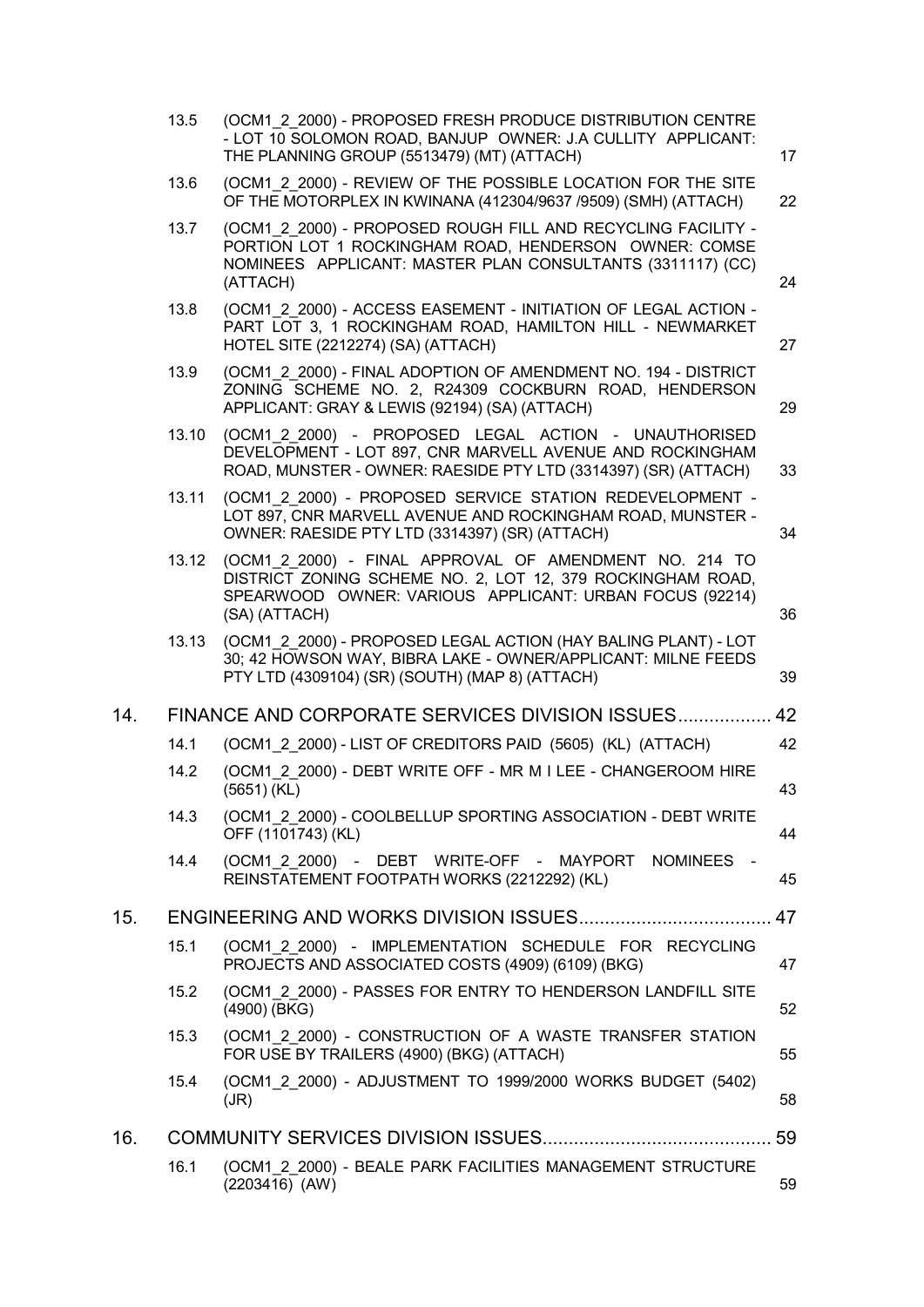| | | |
|---|---|---|
| 13.5 | (OCM1_2_2000) - PROPOSED FRESH PRODUCE DISTRIBUTION CENTRE - LOT 10 SOLOMON ROAD, BANJUP OWNER: J.A CULLITY APPLICANT: THE PLANNING GROUP (5513479) (MT) (ATTACH) | 17 |
| 13.6 | (OCM1_2_2000) - REVIEW OF THE POSSIBLE LOCATION FOR THE SITE OF THE MOTORPLEX IN KWINANA (412304/9637 /9509) (SMH) (ATTACH) | 22 |
| 13.7 | (OCM1_2_2000) - PROPOSED ROUGH FILL AND RECYCLING FACILITY - PORTION LOT 1 ROCKINGHAM ROAD, HENDERSON OWNER: COMSE NOMINEES APPLICANT: MASTER PLAN CONSULTANTS (3311117) (CC) (ATTACH) | 24 |
| 13.8 | (OCM1_2_2000) - ACCESS EASEMENT - INITIATION OF LEGAL ACTION - PART LOT 3, 1 ROCKINGHAM ROAD, HAMILTON HILL - NEWMARKET HOTEL SITE (2212274) (SA) (ATTACH) | 27 |
| 13.9 | (OCM1_2_2000) - FINAL ADOPTION OF AMENDMENT NO. 194 - DISTRICT ZONING SCHEME NO. 2, R24309 COCKBURN ROAD, HENDERSON APPLICANT: GRAY & LEWIS (92194) (SA) (ATTACH) | 29 |
| 13.10 | (OCM1_2_2000) - PROPOSED LEGAL ACTION - UNAUTHORISED DEVELOPMENT - LOT 897, CNR MARVELL AVENUE AND ROCKINGHAM ROAD, MUNSTER - OWNER: RAESIDE PTY LTD (3314397) (SR) (ATTACH) | 33 |
| 13.11 | (OCM1_2_2000) - PROPOSED SERVICE STATION REDEVELOPMENT - LOT 897, CNR MARVELL AVENUE AND ROCKINGHAM ROAD, MUNSTER - OWNER: RAESIDE PTY LTD (3314397) (SR) (ATTACH) | 34 |
| 13.12 | (OCM1_2_2000) - FINAL APPROVAL OF AMENDMENT NO. 214 TO DISTRICT ZONING SCHEME NO. 2, LOT 12, 379 ROCKINGHAM ROAD, SPEARWOOD OWNER: VARIOUS APPLICANT: URBAN FOCUS (92214) (SA) (ATTACH) | 36 |
| 13.13 | (OCM1_2_2000) - PROPOSED LEGAL ACTION (HAY BALING PLANT) - LOT 30; 42 HOWSON WAY, BIBRA LAKE - OWNER/APPLICANT: MILNE FEEDS PTY LTD (4309104) (SR) (SOUTH) (MAP 8) (ATTACH) | 39 |

## 14. FINANCE AND CORPORATE SERVICES DIVISION ISSUES .................. 42

| | | |
|---|---|---|
| 14.1 | (OCM1_2_2000) - LIST OF CREDITORS PAID (5605) (KL) (ATTACH) | 42 |
| 14.2 | (OCM1_2_2000) - DEBT WRITE OFF - MR M I LEE - CHANGEROOM HIRE (5651) (KL) | 43 |
| 14.3 | (OCM1_2_2000) - COOLBELLUP SPORTING ASSOCIATION - DEBT WRITE OFF (1101743) (KL) | 44 |
| 14.4 | (OCM1_2_2000) - DEBT WRITE-OFF - MAYPORT NOMINEES - REINSTATEMENT FOOTPATH WORKS (2212292) (KL) | 45 |

## 15. ENGINEERING AND WORKS DIVISION ISSUES..................................... 47

| | | |
|---|---|---|
| 15.1 | (OCM1_2_2000) - IMPLEMENTATION SCHEDULE FOR RECYCLING PROJECTS AND ASSOCIATED COSTS (4909) (6109) (BKG) | 47 |
| 15.2 | (OCM1_2_2000) - PASSES FOR ENTRY TO HENDERSON LANDFILL SITE (4900) (BKG) | 52 |
| 15.3 | (OCM1_2_2000) - CONSTRUCTION OF A WASTE TRANSFER STATION FOR USE BY TRAILERS (4900) (BKG) (ATTACH) | 55 |
| 15.4 | (OCM1_2_2000) - ADJUSTMENT TO 1999/2000 WORKS BUDGET (5402) (JR) | 58 |

## 16. COMMUNITY SERVICES DIVISION ISSUES............................................ 59

| | | |
|---|---|---|
| 16.1 | (OCM1_2_2000) - BEALE PARK FACILITIES MANAGEMENT STRUCTURE (2203416) (AW) | 59 |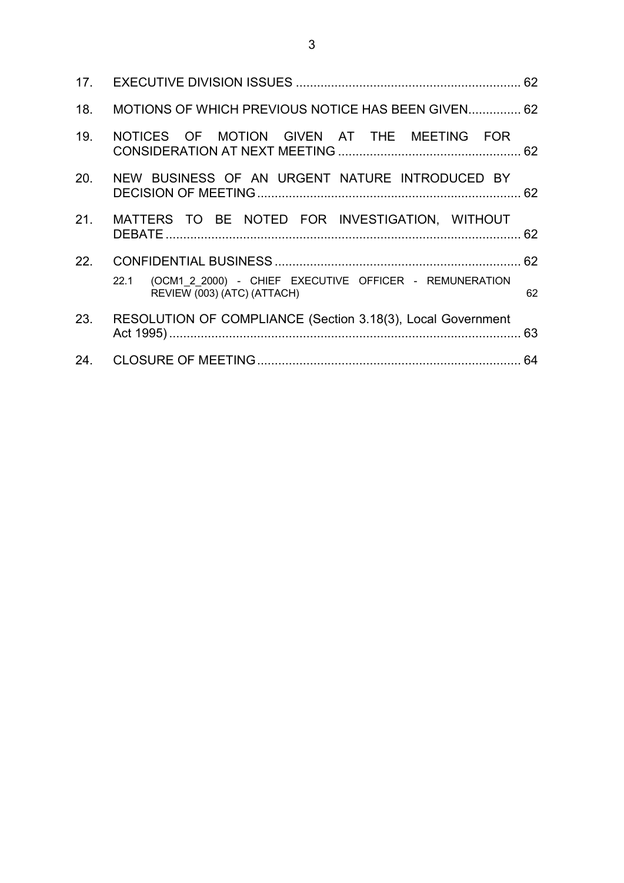| | | |
|---|---|---|
| 17. | EXECUTIVE DIVISION ISSUES | 62 |
| 18. | MOTIONS OF WHICH PREVIOUS NOTICE HAS BEEN GIVEN | 62 |
| 19. | NOTICES OF MOTION GIVEN AT THE MEETING FOR CONSIDERATION AT NEXT MEETING | 62 |
| 20. | NEW BUSINESS OF AN URGENT NATURE INTRODUCED BY DECISION OF MEETING | 62 |
| 21. | MATTERS TO BE NOTED FOR INVESTIGATION, WITHOUT DEBATE | 62 |
| 22. | CONFIDENTIAL BUSINESS | 62 |
| | 22.1 (OCM1_2_2000) - CHIEF EXECUTIVE OFFICER - REMUNERATION REVIEW (003) (ATC) (ATTACH) | 62 |
| 23. | RESOLUTION OF COMPLIANCE (Section 3.18(3), Local Government Act 1995) | 63 |
| 24. | CLOSURE OF MEETING | 64 |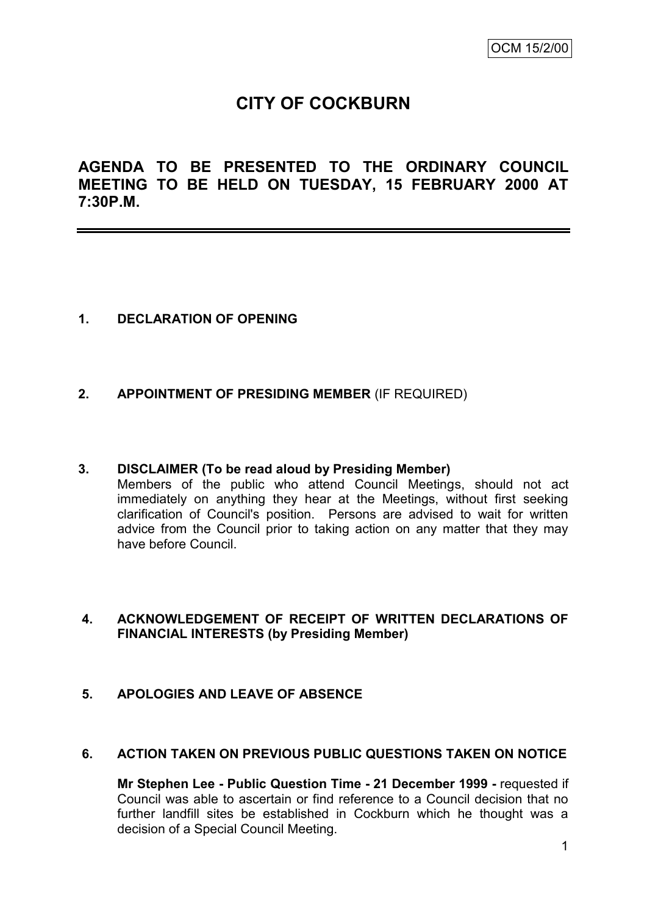OCM 15/2/00

# CITY OF COCKBURN

## AGENDA TO BE PRESENTED TO THE ORDINARY COUNCIL MEETING TO BE HELD ON TUESDAY, 15 FEBRUARY 2000 AT 7:30P.M.

---

**1. DECLARATION OF OPENING**

**2. APPOINTMENT OF PRESIDING MEMBER** (IF REQUIRED)

**3. DISCLAIMER (To be read aloud by Presiding Member)**

Members of the public who attend Council Meetings, should not act immediately on anything they hear at the Meetings, without first seeking clarification of Council's position. Persons are advised to wait for written advice from the Council prior to taking action on any matter that they may have before Council.

**4. ACKNOWLEDGEMENT OF RECEIPT OF WRITTEN DECLARATIONS OF FINANCIAL INTERESTS (by Presiding Member)**

**5. APOLOGIES AND LEAVE OF ABSENCE**

**6. ACTION TAKEN ON PREVIOUS PUBLIC QUESTIONS TAKEN ON NOTICE**

**Mr Stephen Lee - Public Question Time - 21 December 1999 -** requested if Council was able to ascertain or find reference to a Council decision that no further landfill sites be established in Cockburn which he thought was a decision of a Special Council Meeting.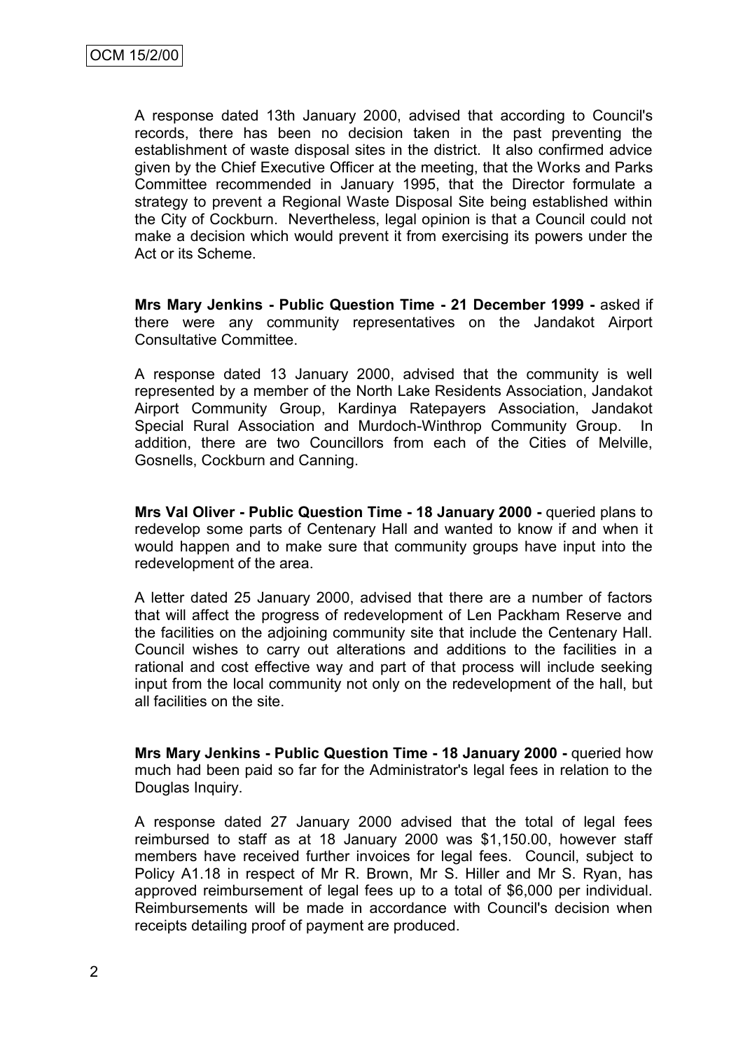A response dated 13th January 2000, advised that according to Council's records, there has been no decision taken in the past preventing the establishment of waste disposal sites in the district. It also confirmed advice given by the Chief Executive Officer at the meeting, that the Works and Parks Committee recommended in January 1995, that the Director formulate a strategy to prevent a Regional Waste Disposal Site being established within the City of Cockburn. Nevertheless, legal opinion is that a Council could not make a decision which would prevent it from exercising its powers under the Act or its Scheme.

**Mrs Mary Jenkins - Public Question Time - 21 December 1999 -** asked if there were any community representatives on the Jandakot Airport Consultative Committee.

A response dated 13 January 2000, advised that the community is well represented by a member of the North Lake Residents Association, Jandakot Airport Community Group, Kardinya Ratepayers Association, Jandakot Special Rural Association and Murdoch-Winthrop Community Group. In addition, there are two Councillors from each of the Cities of Melville, Gosnells, Cockburn and Canning.

**Mrs Val Oliver - Public Question Time - 18 January 2000 -** queried plans to redevelop some parts of Centenary Hall and wanted to know if and when it would happen and to make sure that community groups have input into the redevelopment of the area.

A letter dated 25 January 2000, advised that there are a number of factors that will affect the progress of redevelopment of Len Packham Reserve and the facilities on the adjoining community site that include the Centenary Hall. Council wishes to carry out alterations and additions to the facilities in a rational and cost effective way and part of that process will include seeking input from the local community not only on the redevelopment of the hall, but all facilities on the site.

**Mrs Mary Jenkins - Public Question Time - 18 January 2000 -** queried how much had been paid so far for the Administrator's legal fees in relation to the Douglas Inquiry.

A response dated 27 January 2000 advised that the total of legal fees reimbursed to staff as at 18 January 2000 was $1,150.00, however staff members have received further invoices for legal fees. Council, subject to Policy A1.18 in respect of Mr R. Brown, Mr S. Hiller and Mr S. Ryan, has approved reimbursement of legal fees up to a total of $6,000 per individual. Reimbursements will be made in accordance with Council's decision when receipts detailing proof of payment are produced.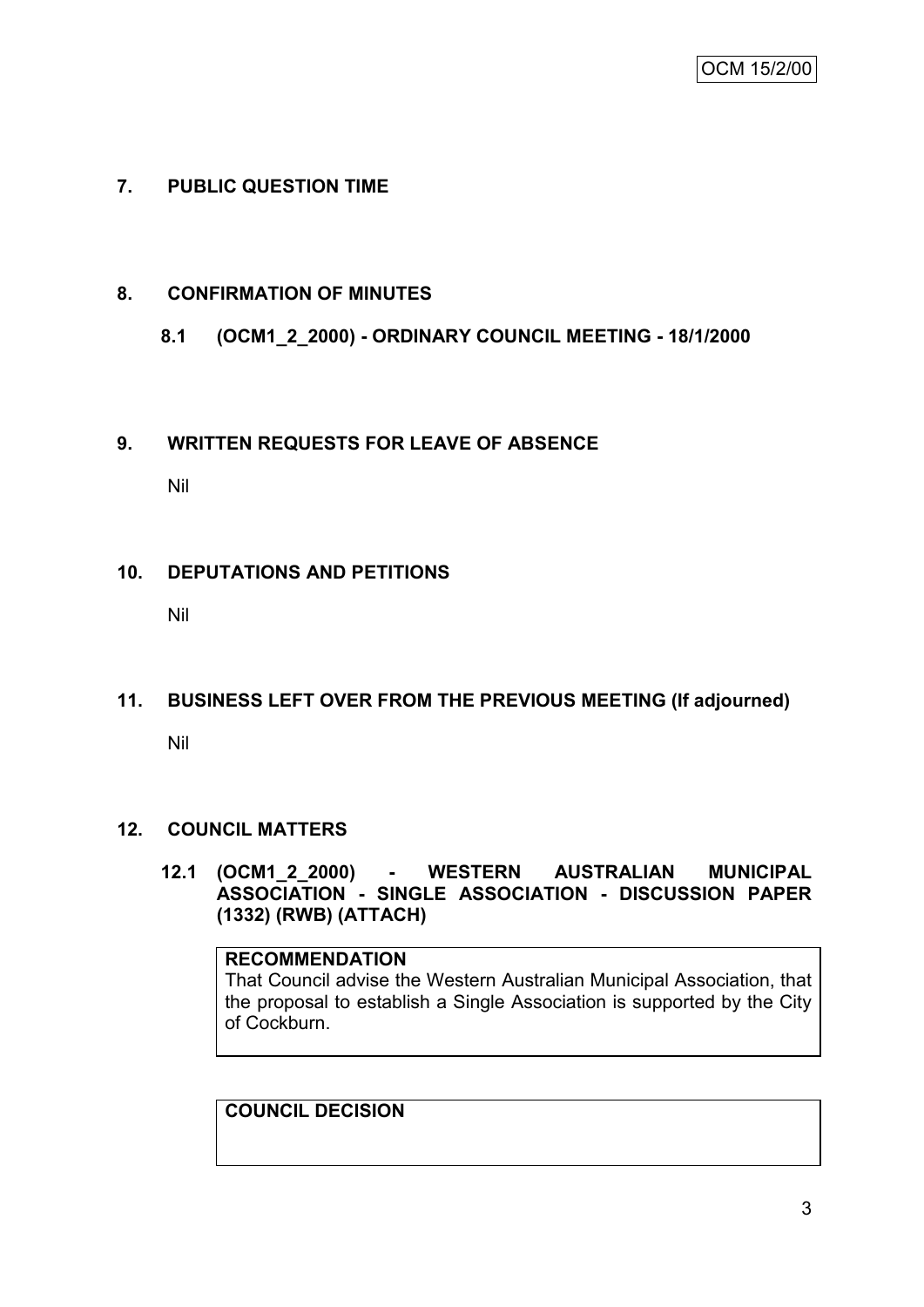## 7. PUBLIC QUESTION TIME

## 8. CONFIRMATION OF MINUTES

### 8.1 (OCM1_2_2000) - ORDINARY COUNCIL MEETING - 18/1/2000

## 9. WRITTEN REQUESTS FOR LEAVE OF ABSENCE

Nil

## 10. DEPUTATIONS AND PETITIONS

Nil

## 11. BUSINESS LEFT OVER FROM THE PREVIOUS MEETING (If adjourned)

Nil

## 12. COUNCIL MATTERS

### 12.1 (OCM1_2_2000) - WESTERN AUSTRALIAN MUNICIPAL ASSOCIATION - SINGLE ASSOCIATION - DISCUSSION PAPER (1332) (RWB) (ATTACH)

**RECOMMENDATION**
That Council advise the Western Australian Municipal Association, that the proposal to establish a Single Association is supported by the City of Cockburn.

**COUNCIL DECISION**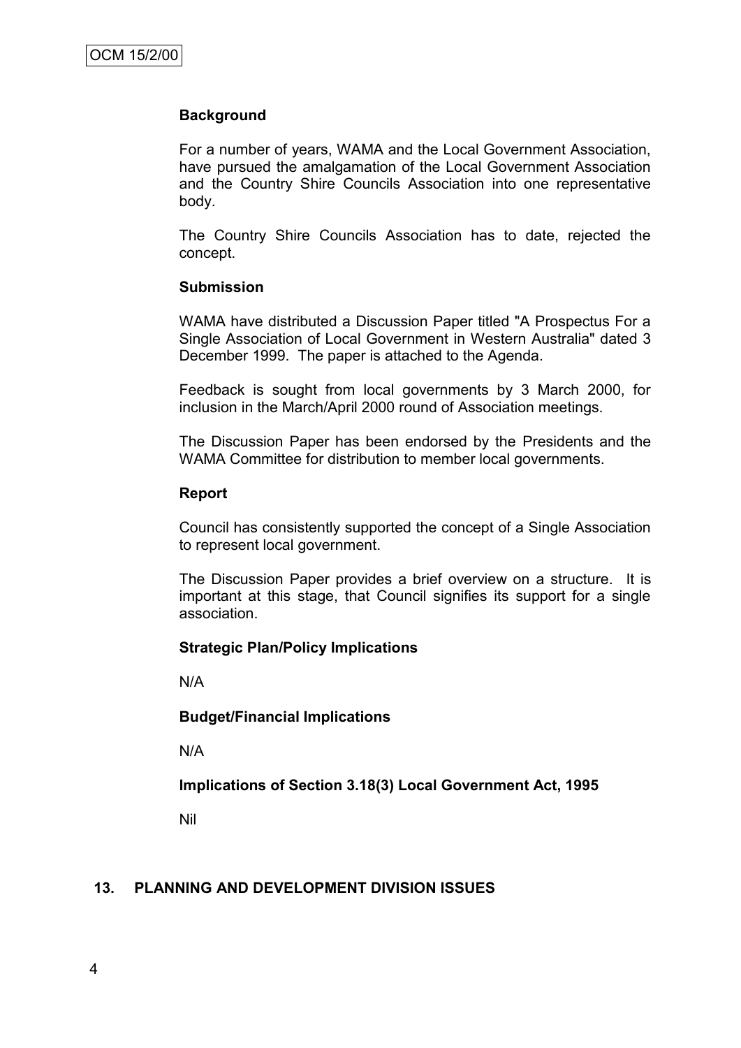**Background**

For a number of years, WAMA and the Local Government Association, have pursued the amalgamation of the Local Government Association and the Country Shire Councils Association into one representative body.

The Country Shire Councils Association has to date, rejected the concept.

**Submission**

WAMA have distributed a Discussion Paper titled "A Prospectus For a Single Association of Local Government in Western Australia" dated 3 December 1999. The paper is attached to the Agenda.

Feedback is sought from local governments by 3 March 2000, for inclusion in the March/April 2000 round of Association meetings.

The Discussion Paper has been endorsed by the Presidents and the WAMA Committee for distribution to member local governments.

**Report**

Council has consistently supported the concept of a Single Association to represent local government.

The Discussion Paper provides a brief overview on a structure. It is important at this stage, that Council signifies its support for a single association.

**Strategic Plan/Policy Implications**

N/A

**Budget/Financial Implications**

N/A

**Implications of Section 3.18(3) Local Government Act, 1995**

Nil

## 13. PLANNING AND DEVELOPMENT DIVISION ISSUES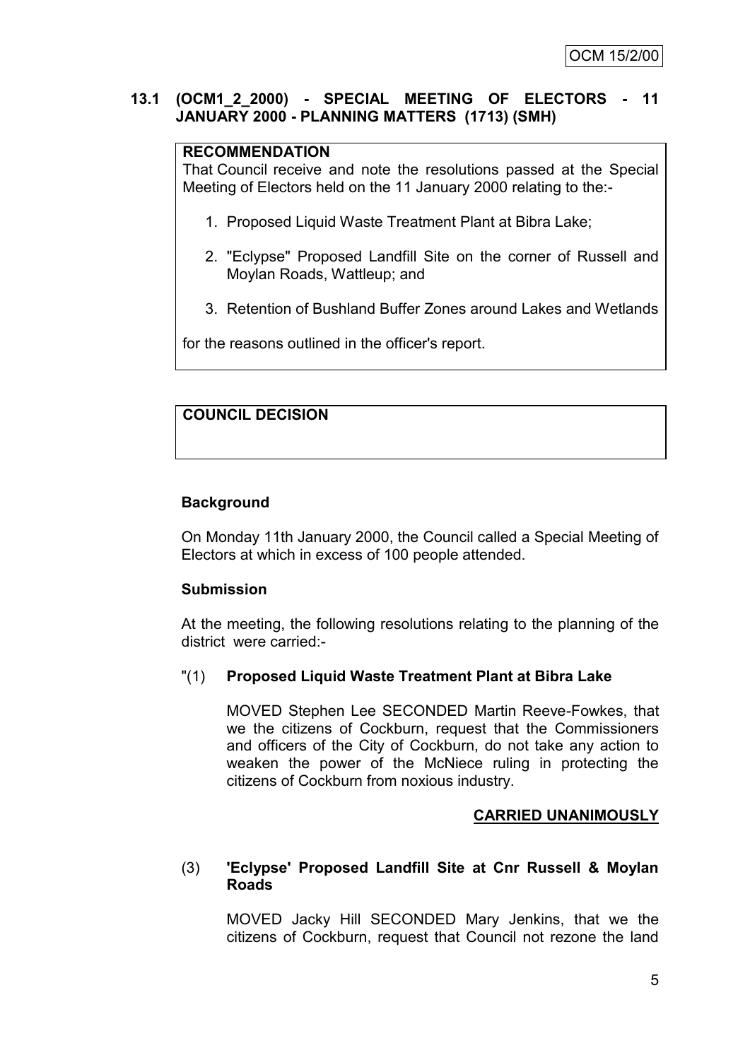### 13.1 (OCM1_2_2000) - SPECIAL MEETING OF ELECTORS - 11 JANUARY 2000 - PLANNING MATTERS (1713) (SMH)

**RECOMMENDATION**

That Council receive and note the resolutions passed at the Special Meeting of Electors held on the 11 January 2000 relating to the:-

1. Proposed Liquid Waste Treatment Plant at Bibra Lake;
2. "Eclypse" Proposed Landfill Site on the corner of Russell and Moylan Roads, Wattleup; and
3. Retention of Bushland Buffer Zones around Lakes and Wetlands

for the reasons outlined in the officer's report.

**COUNCIL DECISION**

**Background**

On Monday 11th January 2000, the Council called a Special Meeting of Electors at which in excess of 100 people attended.

**Submission**

At the meeting, the following resolutions relating to the planning of the district were carried:-

"(1) **Proposed Liquid Waste Treatment Plant at Bibra Lake**

MOVED Stephen Lee SECONDED Martin Reeve-Fowkes, that we the citizens of Cockburn, request that the Commissioners and officers of the City of Cockburn, do not take any action to weaken the power of the McNiece ruling in protecting the citizens of Cockburn from noxious industry.

**CARRIED UNANIMOUSLY**

(3) **'Eclypse' Proposed Landfill Site at Cnr Russell & Moylan Roads**

MOVED Jacky Hill SECONDED Mary Jenkins, that we the citizens of Cockburn, request that Council not rezone the land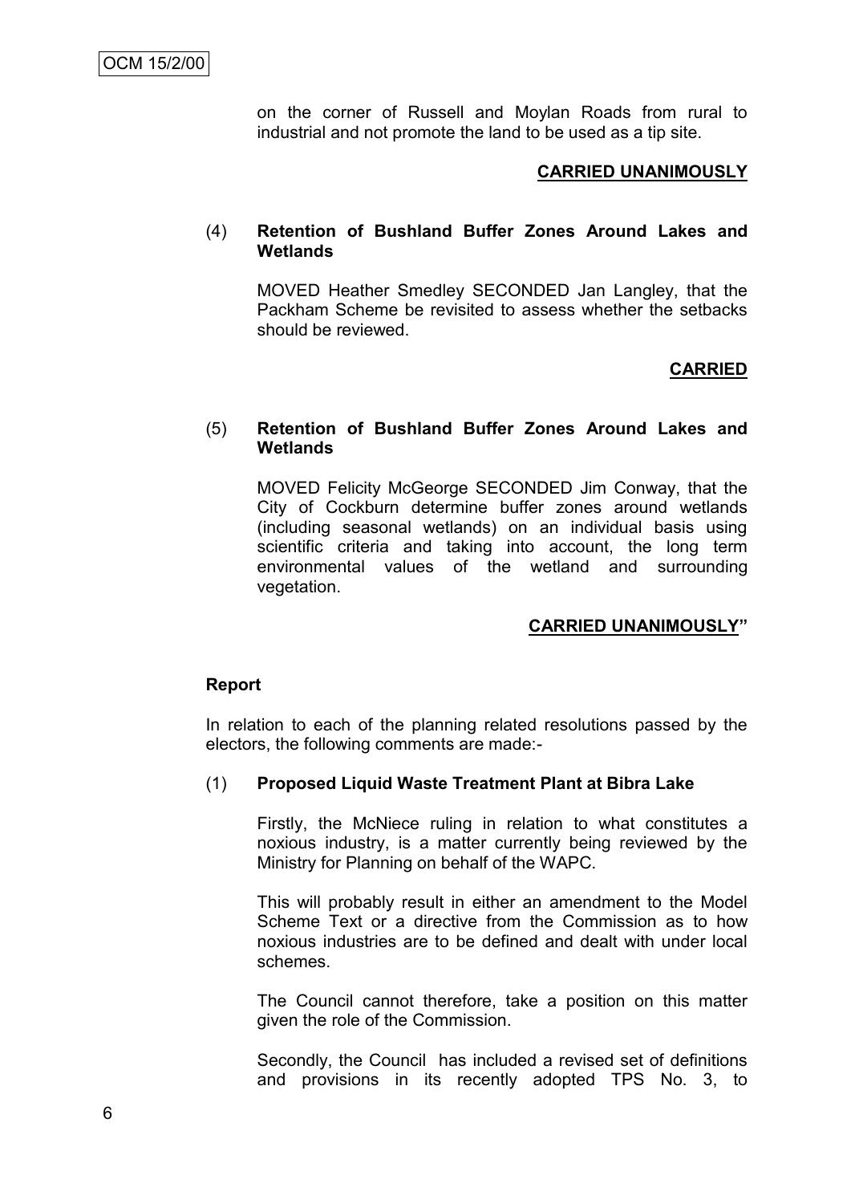on the corner of Russell and Moylan Roads from rural to industrial and not promote the land to be used as a tip site.

**CARRIED UNANIMOUSLY**

(4) **Retention of Bushland Buffer Zones Around Lakes and Wetlands**

MOVED Heather Smedley SECONDED Jan Langley, that the Packham Scheme be revisited to assess whether the setbacks should be reviewed.

**CARRIED**

(5) **Retention of Bushland Buffer Zones Around Lakes and Wetlands**

MOVED Felicity McGeorge SECONDED Jim Conway, that the City of Cockburn determine buffer zones around wetlands (including seasonal wetlands) on an individual basis using scientific criteria and taking into account, the long term environmental values of the wetland and surrounding vegetation.

**CARRIED UNANIMOUSLY"**

**Report**

In relation to each of the planning related resolutions passed by the electors, the following comments are made:-

(1) **Proposed Liquid Waste Treatment Plant at Bibra Lake**

Firstly, the McNiece ruling in relation to what constitutes a noxious industry, is a matter currently being reviewed by the Ministry for Planning on behalf of the WAPC.

This will probably result in either an amendment to the Model Scheme Text or a directive from the Commission as to how noxious industries are to be defined and dealt with under local schemes.

The Council cannot therefore, take a position on this matter given the role of the Commission.

Secondly, the Council has included a revised set of definitions and provisions in its recently adopted TPS No. 3, to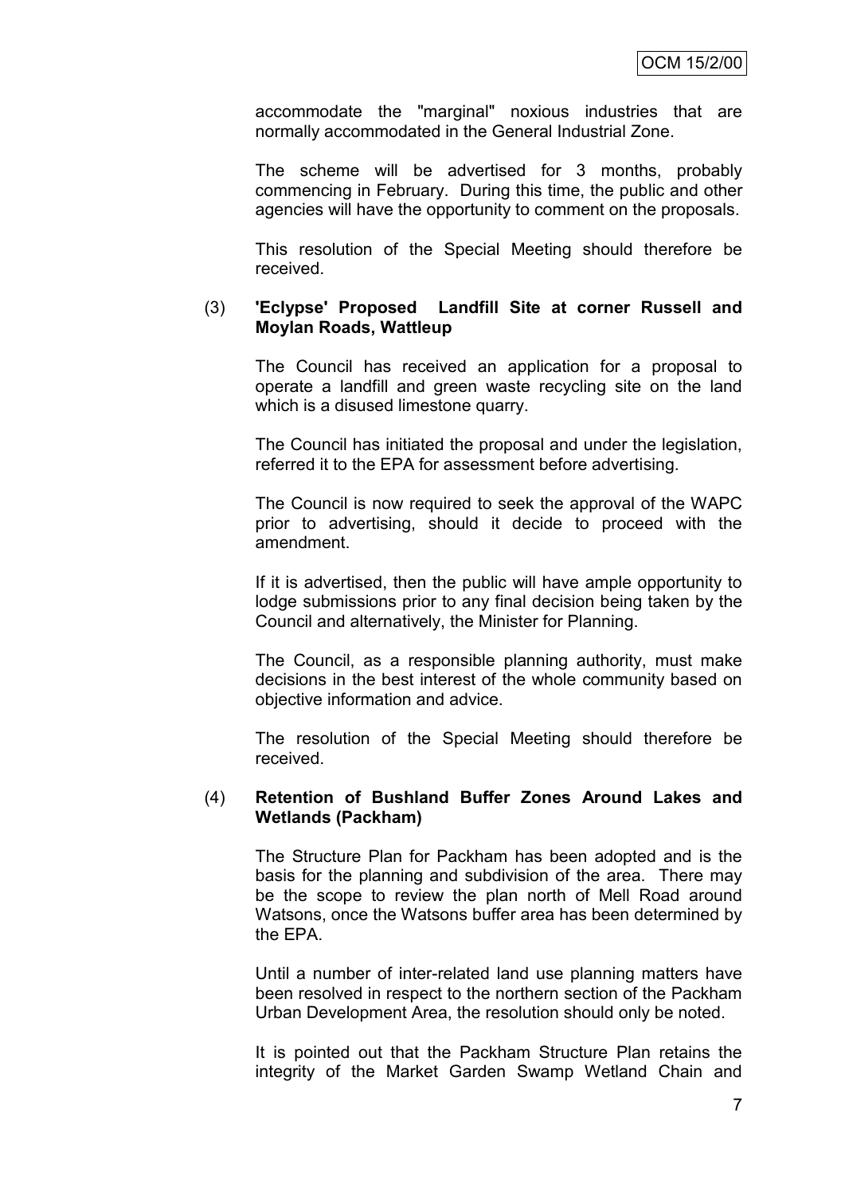accommodate the "marginal" noxious industries that are normally accommodated in the General Industrial Zone.

The scheme will be advertised for 3 months, probably commencing in February. During this time, the public and other agencies will have the opportunity to comment on the proposals.

This resolution of the Special Meeting should therefore be received.

(3) **'Eclypse' Proposed Landfill Site at corner Russell and Moylan Roads, Wattleup**

The Council has received an application for a proposal to operate a landfill and green waste recycling site on the land which is a disused limestone quarry.

The Council has initiated the proposal and under the legislation, referred it to the EPA for assessment before advertising.

The Council is now required to seek the approval of the WAPC prior to advertising, should it decide to proceed with the amendment.

If it is advertised, then the public will have ample opportunity to lodge submissions prior to any final decision being taken by the Council and alternatively, the Minister for Planning.

The Council, as a responsible planning authority, must make decisions in the best interest of the whole community based on objective information and advice.

The resolution of the Special Meeting should therefore be received.

(4) **Retention of Bushland Buffer Zones Around Lakes and Wetlands (Packham)**

The Structure Plan for Packham has been adopted and is the basis for the planning and subdivision of the area. There may be the scope to review the plan north of Mell Road around Watsons, once the Watsons buffer area has been determined by the EPA.

Until a number of inter-related land use planning matters have been resolved in respect to the northern section of the Packham Urban Development Area, the resolution should only be noted.

It is pointed out that the Packham Structure Plan retains the integrity of the Market Garden Swamp Wetland Chain and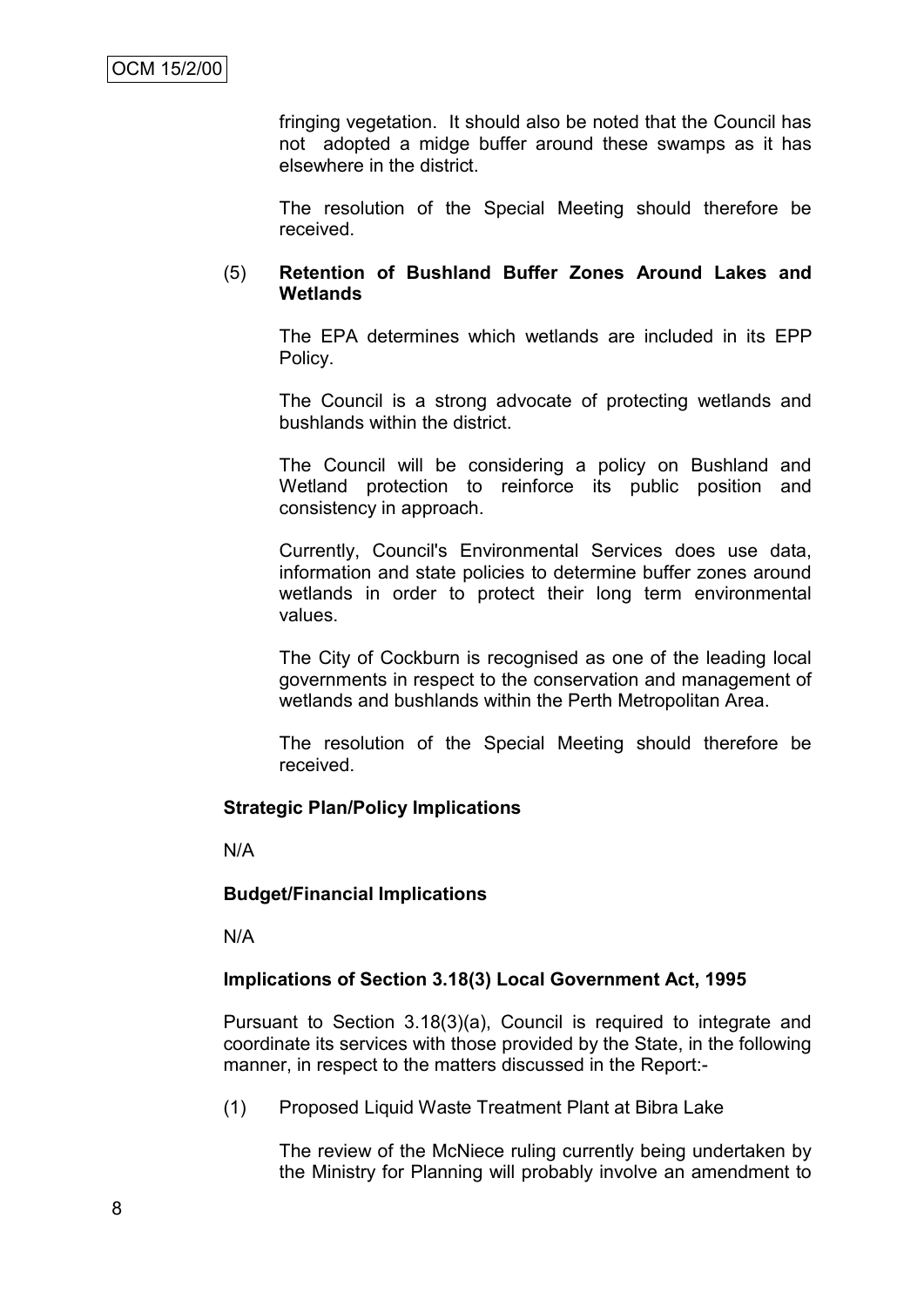fringing vegetation. It should also be noted that the Council has not adopted a midge buffer around these swamps as it has elsewhere in the district.

The resolution of the Special Meeting should therefore be received.

(5) **Retention of Bushland Buffer Zones Around Lakes and Wetlands**

The EPA determines which wetlands are included in its EPP Policy.

The Council is a strong advocate of protecting wetlands and bushlands within the district.

The Council will be considering a policy on Bushland and Wetland protection to reinforce its public position and consistency in approach.

Currently, Council's Environmental Services does use data, information and state policies to determine buffer zones around wetlands in order to protect their long term environmental values.

The City of Cockburn is recognised as one of the leading local governments in respect to the conservation and management of wetlands and bushlands within the Perth Metropolitan Area.

The resolution of the Special Meeting should therefore be received.

**Strategic Plan/Policy Implications**

N/A

**Budget/Financial Implications**

N/A

**Implications of Section 3.18(3) Local Government Act, 1995**

Pursuant to Section 3.18(3)(a), Council is required to integrate and coordinate its services with those provided by the State, in the following manner, in respect to the matters discussed in the Report:-

(1) Proposed Liquid Waste Treatment Plant at Bibra Lake

The review of the McNiece ruling currently being undertaken by the Ministry for Planning will probably involve an amendment to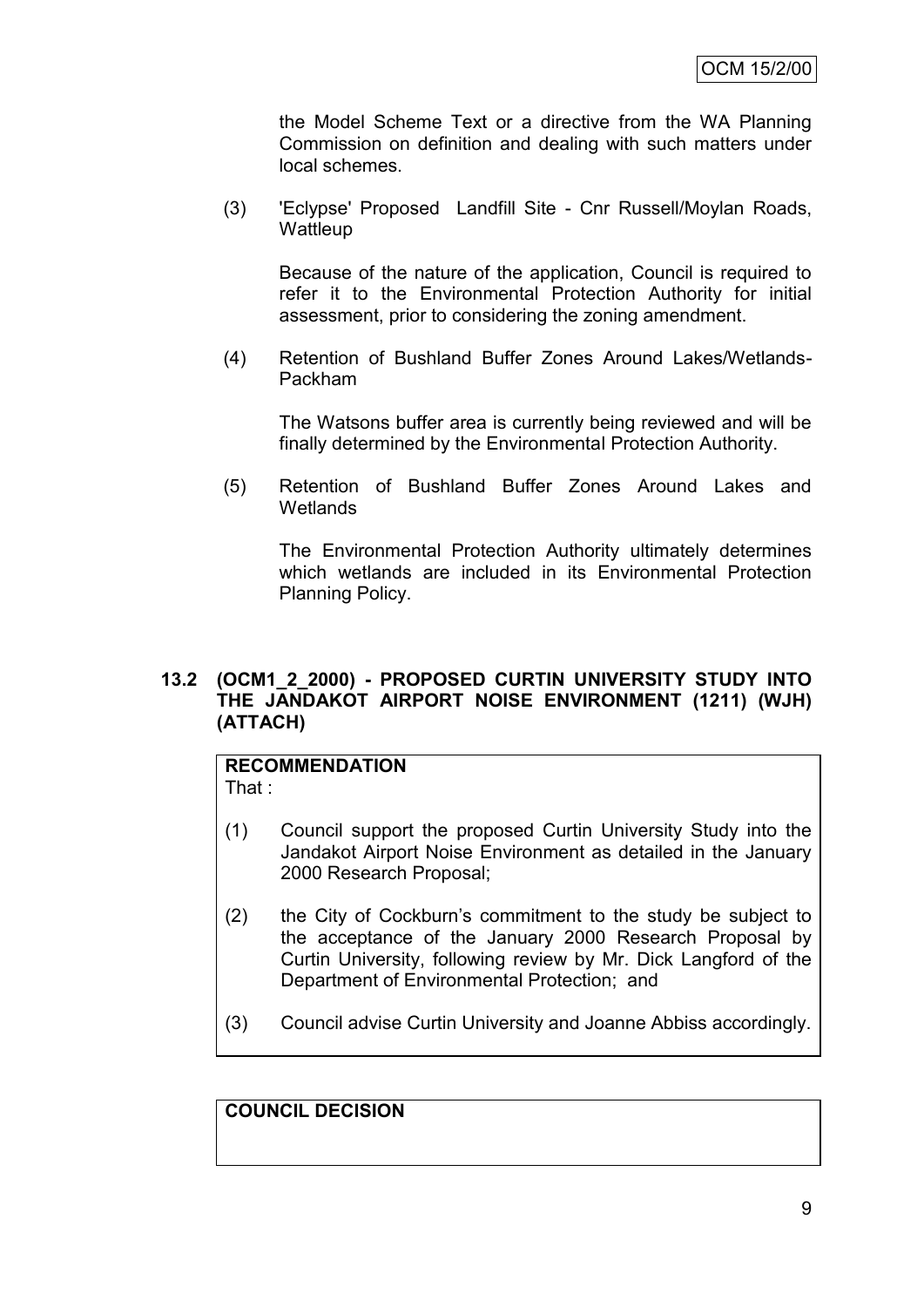the Model Scheme Text or a directive from the WA Planning Commission on definition and dealing with such matters under local schemes.

(3) 'Eclypse' Proposed Landfill Site - Cnr Russell/Moylan Roads, Wattleup

Because of the nature of the application, Council is required to refer it to the Environmental Protection Authority for initial assessment, prior to considering the zoning amendment.

(4) Retention of Bushland Buffer Zones Around Lakes/Wetlands-Packham

The Watsons buffer area is currently being reviewed and will be finally determined by the Environmental Protection Authority.

(5) Retention of Bushland Buffer Zones Around Lakes and Wetlands

The Environmental Protection Authority ultimately determines which wetlands are included in its Environmental Protection Planning Policy.

### 13.2 (OCM1_2_2000) - PROPOSED CURTIN UNIVERSITY STUDY INTO THE JANDAKOT AIRPORT NOISE ENVIRONMENT (1211) (WJH) (ATTACH)

**RECOMMENDATION**
That :

(1) Council support the proposed Curtin University Study into the Jandakot Airport Noise Environment as detailed in the January 2000 Research Proposal;

(2) the City of Cockburn's commitment to the study be subject to the acceptance of the January 2000 Research Proposal by Curtin University, following review by Mr. Dick Langford of the Department of Environmental Protection; and

(3) Council advise Curtin University and Joanne Abbiss accordingly.

**COUNCIL DECISION**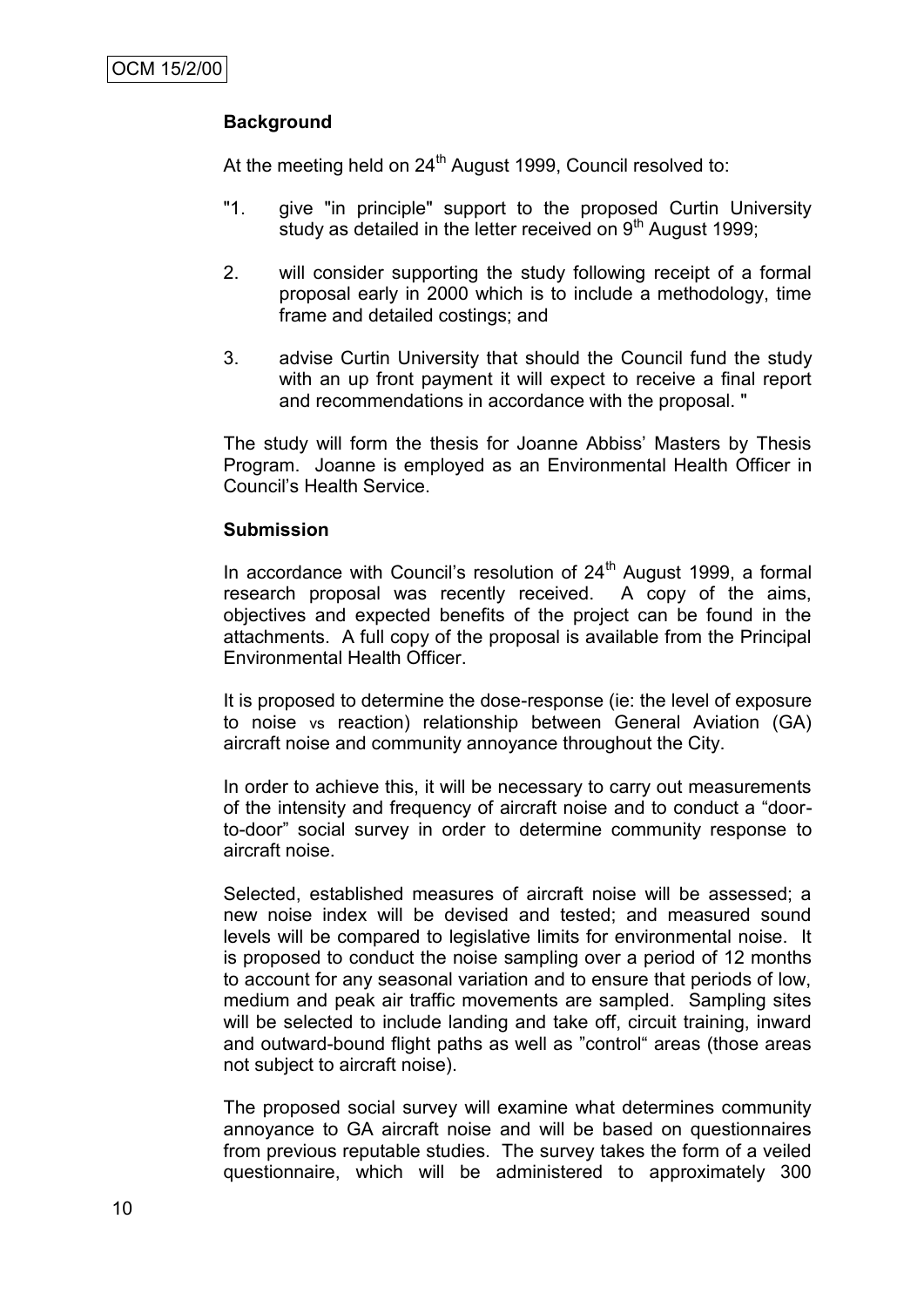**Background**

At the meeting held on 24th August 1999, Council resolved to:

"1. give "in principle" support to the proposed Curtin University study as detailed in the letter received on 9th August 1999;

2. will consider supporting the study following receipt of a formal proposal early in 2000 which is to include a methodology, time frame and detailed costings; and

3. advise Curtin University that should the Council fund the study with an up front payment it will expect to receive a final report and recommendations in accordance with the proposal. "

The study will form the thesis for Joanne Abbiss' Masters by Thesis Program. Joanne is employed as an Environmental Health Officer in Council's Health Service.

**Submission**

In accordance with Council's resolution of 24th August 1999, a formal research proposal was recently received. A copy of the aims, objectives and expected benefits of the project can be found in the attachments. A full copy of the proposal is available from the Principal Environmental Health Officer.

It is proposed to determine the dose-response (ie: the level of exposure to noise vs reaction) relationship between General Aviation (GA) aircraft noise and community annoyance throughout the City.

In order to achieve this, it will be necessary to carry out measurements of the intensity and frequency of aircraft noise and to conduct a "door-to-door" social survey in order to determine community response to aircraft noise.

Selected, established measures of aircraft noise will be assessed; a new noise index will be devised and tested; and measured sound levels will be compared to legislative limits for environmental noise. It is proposed to conduct the noise sampling over a period of 12 months to account for any seasonal variation and to ensure that periods of low, medium and peak air traffic movements are sampled. Sampling sites will be selected to include landing and take off, circuit training, inward and outward-bound flight paths as well as "control" areas (those areas not subject to aircraft noise).

The proposed social survey will examine what determines community annoyance to GA aircraft noise and will be based on questionnaires from previous reputable studies. The survey takes the form of a veiled questionnaire, which will be administered to approximately 300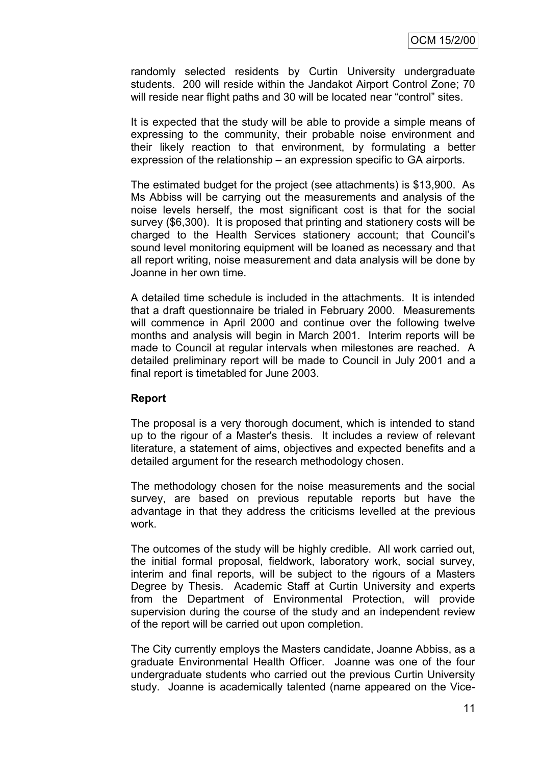randomly selected residents by Curtin University undergraduate students. 200 will reside within the Jandakot Airport Control Zone; 70 will reside near flight paths and 30 will be located near "control" sites.

It is expected that the study will be able to provide a simple means of expressing to the community, their probable noise environment and their likely reaction to that environment, by formulating a better expression of the relationship – an expression specific to GA airports.

The estimated budget for the project (see attachments) is $13,900. As Ms Abbiss will be carrying out the measurements and analysis of the noise levels herself, the most significant cost is that for the social survey ($6,300). It is proposed that printing and stationery costs will be charged to the Health Services stationery account; that Council's sound level monitoring equipment will be loaned as necessary and that all report writing, noise measurement and data analysis will be done by Joanne in her own time.

A detailed time schedule is included in the attachments. It is intended that a draft questionnaire be trialed in February 2000. Measurements will commence in April 2000 and continue over the following twelve months and analysis will begin in March 2001. Interim reports will be made to Council at regular intervals when milestones are reached. A detailed preliminary report will be made to Council in July 2001 and a final report is timetabled for June 2003.

**Report**

The proposal is a very thorough document, which is intended to stand up to the rigour of a Master's thesis. It includes a review of relevant literature, a statement of aims, objectives and expected benefits and a detailed argument for the research methodology chosen.

The methodology chosen for the noise measurements and the social survey, are based on previous reputable reports but have the advantage in that they address the criticisms levelled at the previous work.

The outcomes of the study will be highly credible. All work carried out, the initial formal proposal, fieldwork, laboratory work, social survey, interim and final reports, will be subject to the rigours of a Masters Degree by Thesis. Academic Staff at Curtin University and experts from the Department of Environmental Protection, will provide supervision during the course of the study and an independent review of the report will be carried out upon completion.

The City currently employs the Masters candidate, Joanne Abbiss, as a graduate Environmental Health Officer. Joanne was one of the four undergraduate students who carried out the previous Curtin University study. Joanne is academically talented (name appeared on the Vice-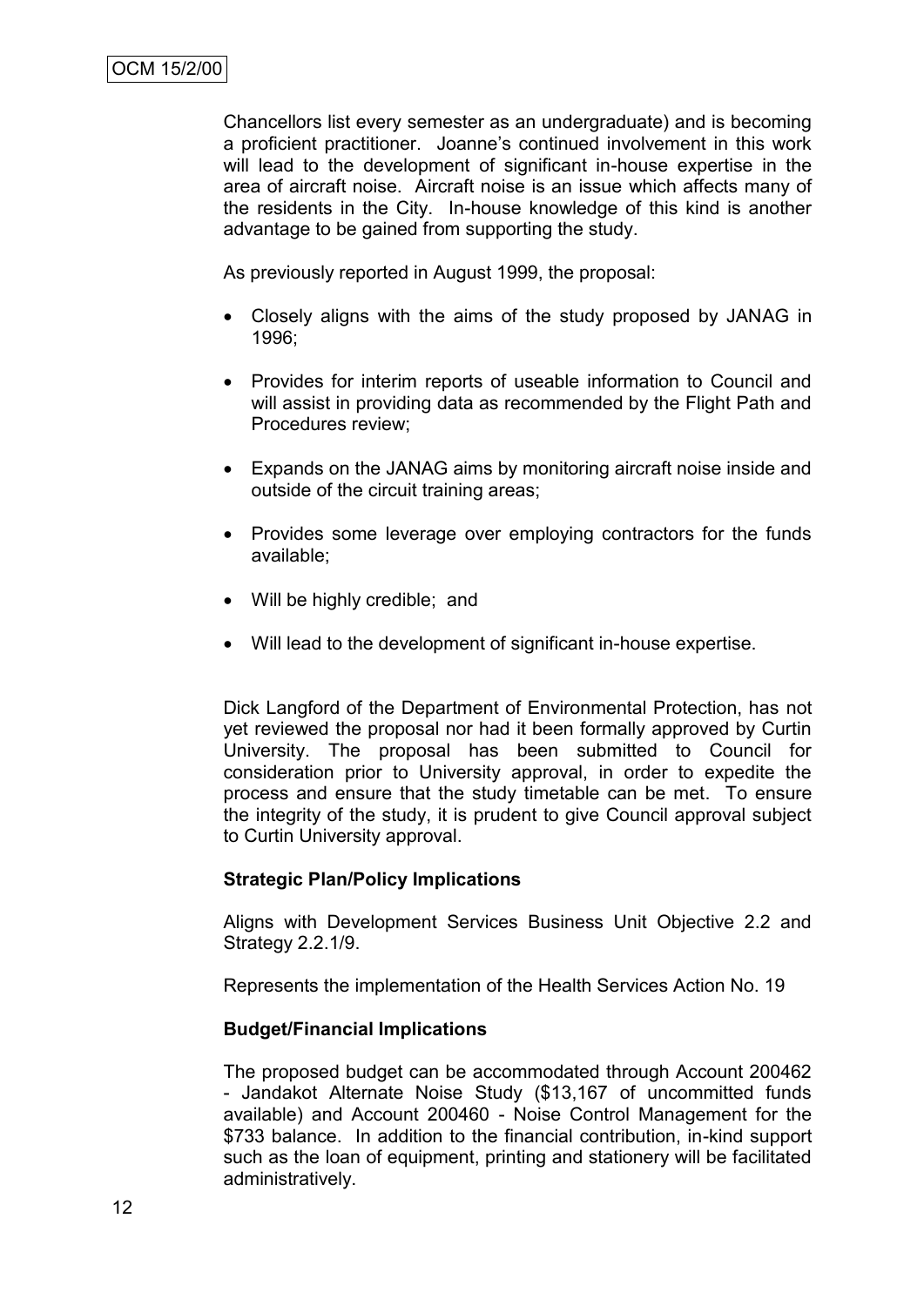Chancellors list every semester as an undergraduate) and is becoming a proficient practitioner. Joanne's continued involvement in this work will lead to the development of significant in-house expertise in the area of aircraft noise. Aircraft noise is an issue which affects many of the residents in the City. In-house knowledge of this kind is another advantage to be gained from supporting the study.

As previously reported in August 1999, the proposal:

- Closely aligns with the aims of the study proposed by JANAG in 1996;
- Provides for interim reports of useable information to Council and will assist in providing data as recommended by the Flight Path and Procedures review;
- Expands on the JANAG aims by monitoring aircraft noise inside and outside of the circuit training areas;
- Provides some leverage over employing contractors for the funds available;
- Will be highly credible; and
- Will lead to the development of significant in-house expertise.

Dick Langford of the Department of Environmental Protection, has not yet reviewed the proposal nor had it been formally approved by Curtin University. The proposal has been submitted to Council for consideration prior to University approval, in order to expedite the process and ensure that the study timetable can be met. To ensure the integrity of the study, it is prudent to give Council approval subject to Curtin University approval.

**Strategic Plan/Policy Implications**

Aligns with Development Services Business Unit Objective 2.2 and Strategy 2.2.1/9.

Represents the implementation of the Health Services Action No. 19

**Budget/Financial Implications**

The proposed budget can be accommodated through Account 200462 - Jandakot Alternate Noise Study ($13,167 of uncommitted funds available) and Account 200460 - Noise Control Management for the $733 balance. In addition to the financial contribution, in-kind support such as the loan of equipment, printing and stationery will be facilitated administratively.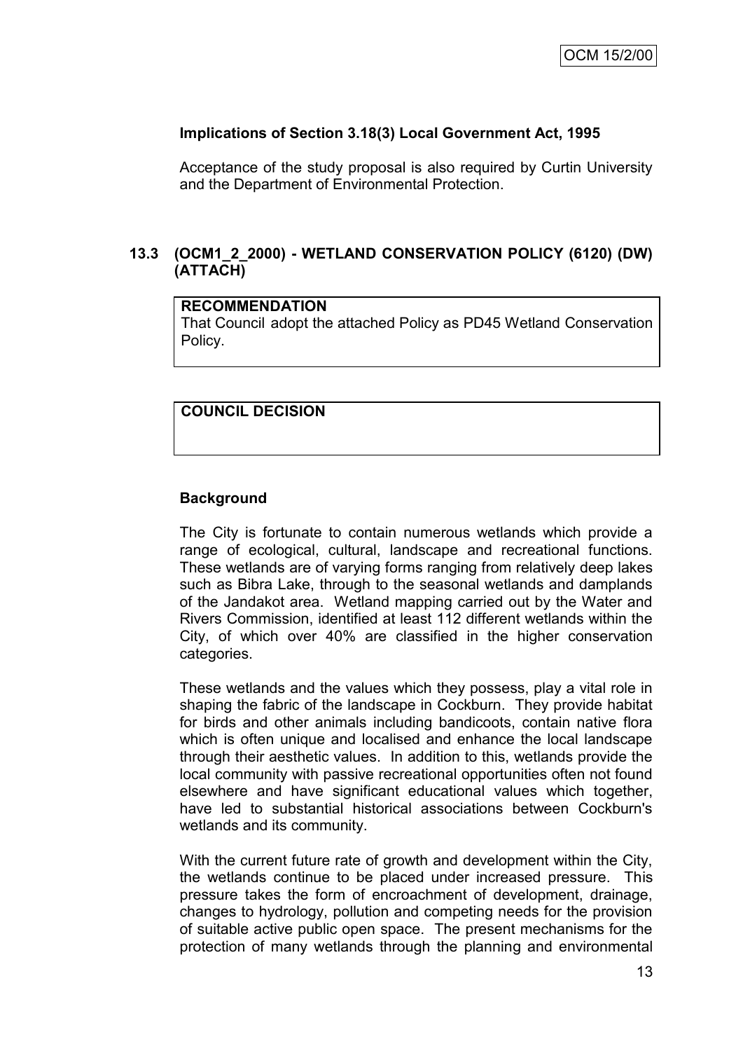**Implications of Section 3.18(3) Local Government Act, 1995**

Acceptance of the study proposal is also required by Curtin University and the Department of Environmental Protection.

## 13.3 (OCM1_2_2000) - WETLAND CONSERVATION POLICY (6120) (DW) (ATTACH)

**RECOMMENDATION**
That Council adopt the attached Policy as PD45 Wetland Conservation Policy.

**COUNCIL DECISION**

**Background**

The City is fortunate to contain numerous wetlands which provide a range of ecological, cultural, landscape and recreational functions. These wetlands are of varying forms ranging from relatively deep lakes such as Bibra Lake, through to the seasonal wetlands and damplands of the Jandakot area. Wetland mapping carried out by the Water and Rivers Commission, identified at least 112 different wetlands within the City, of which over 40% are classified in the higher conservation categories.

These wetlands and the values which they possess, play a vital role in shaping the fabric of the landscape in Cockburn. They provide habitat for birds and other animals including bandicoots, contain native flora which is often unique and localised and enhance the local landscape through their aesthetic values. In addition to this, wetlands provide the local community with passive recreational opportunities often not found elsewhere and have significant educational values which together, have led to substantial historical associations between Cockburn's wetlands and its community.

With the current future rate of growth and development within the City, the wetlands continue to be placed under increased pressure. This pressure takes the form of encroachment of development, drainage, changes to hydrology, pollution and competing needs for the provision of suitable active public open space. The present mechanisms for the protection of many wetlands through the planning and environmental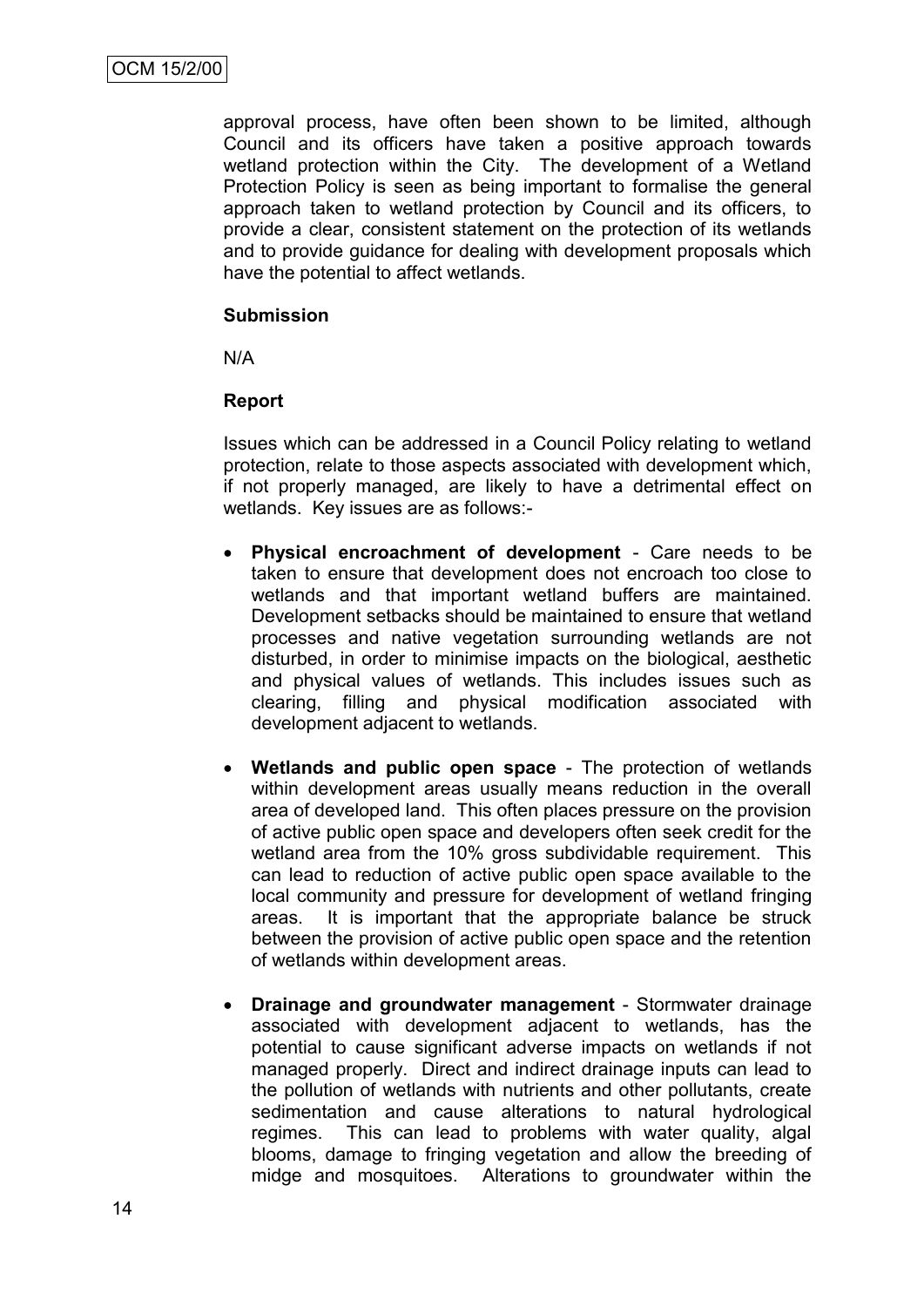approval process, have often been shown to be limited, although Council and its officers have taken a positive approach towards wetland protection within the City. The development of a Wetland Protection Policy is seen as being important to formalise the general approach taken to wetland protection by Council and its officers, to provide a clear, consistent statement on the protection of its wetlands and to provide guidance for dealing with development proposals which have the potential to affect wetlands.

**Submission**

N/A

**Report**

Issues which can be addressed in a Council Policy relating to wetland protection, relate to those aspects associated with development which, if not properly managed, are likely to have a detrimental effect on wetlands. Key issues are as follows:-

- **Physical encroachment of development** - Care needs to be taken to ensure that development does not encroach too close to wetlands and that important wetland buffers are maintained. Development setbacks should be maintained to ensure that wetland processes and native vegetation surrounding wetlands are not disturbed, in order to minimise impacts on the biological, aesthetic and physical values of wetlands. This includes issues such as clearing, filling and physical modification associated with development adjacent to wetlands.

- **Wetlands and public open space** - The protection of wetlands within development areas usually means reduction in the overall area of developed land. This often places pressure on the provision of active public open space and developers often seek credit for the wetland area from the 10% gross subdividable requirement. This can lead to reduction of active public open space available to the local community and pressure for development of wetland fringing areas. It is important that the appropriate balance be struck between the provision of active public open space and the retention of wetlands within development areas.

- **Drainage and groundwater management** - Stormwater drainage associated with development adjacent to wetlands, has the potential to cause significant adverse impacts on wetlands if not managed properly. Direct and indirect drainage inputs can lead to the pollution of wetlands with nutrients and other pollutants, create sedimentation and cause alterations to natural hydrological regimes. This can lead to problems with water quality, algal blooms, damage to fringing vegetation and allow the breeding of midge and mosquitoes. Alterations to groundwater within the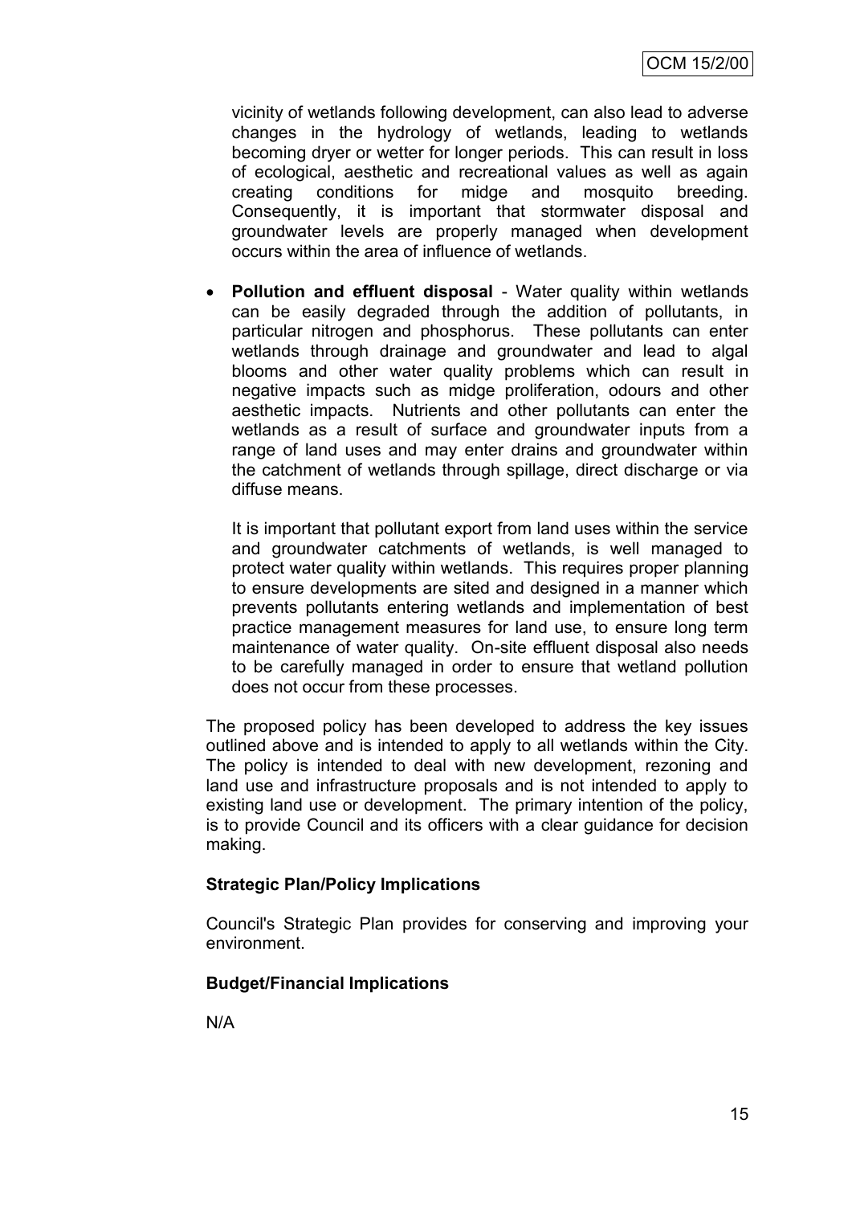vicinity of wetlands following development, can also lead to adverse changes in the hydrology of wetlands, leading to wetlands becoming dryer or wetter for longer periods. This can result in loss of ecological, aesthetic and recreational values as well as again creating conditions for midge and mosquito breeding. Consequently, it is important that stormwater disposal and groundwater levels are properly managed when development occurs within the area of influence of wetlands.

- **Pollution and effluent disposal** - Water quality within wetlands can be easily degraded through the addition of pollutants, in particular nitrogen and phosphorus. These pollutants can enter wetlands through drainage and groundwater and lead to algal blooms and other water quality problems which can result in negative impacts such as midge proliferation, odours and other aesthetic impacts. Nutrients and other pollutants can enter the wetlands as a result of surface and groundwater inputs from a range of land uses and may enter drains and groundwater within the catchment of wetlands through spillage, direct discharge or via diffuse means.

  It is important that pollutant export from land uses within the service and groundwater catchments of wetlands, is well managed to protect water quality within wetlands. This requires proper planning to ensure developments are sited and designed in a manner which prevents pollutants entering wetlands and implementation of best practice management measures for land use, to ensure long term maintenance of water quality. On-site effluent disposal also needs to be carefully managed in order to ensure that wetland pollution does not occur from these processes.

The proposed policy has been developed to address the key issues outlined above and is intended to apply to all wetlands within the City. The policy is intended to deal with new development, rezoning and land use and infrastructure proposals and is not intended to apply to existing land use or development. The primary intention of the policy, is to provide Council and its officers with a clear guidance for decision making.

**Strategic Plan/Policy Implications**

Council's Strategic Plan provides for conserving and improving your environment.

**Budget/Financial Implications**

N/A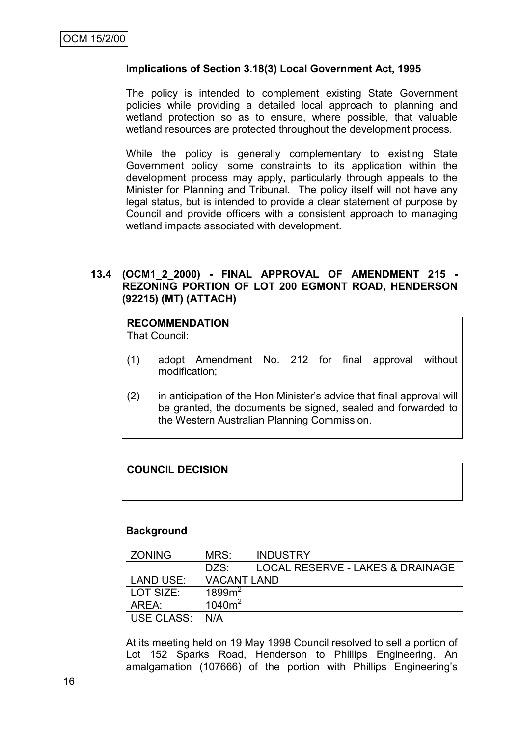### Implications of Section 3.18(3) Local Government Act, 1995

The policy is intended to complement existing State Government policies while providing a detailed local approach to planning and wetland protection so as to ensure, where possible, that valuable wetland resources are protected throughout the development process.

While the policy is generally complementary to existing State Government policy, some constraints to its application within the development process may apply, particularly through appeals to the Minister for Planning and Tribunal. The policy itself will not have any legal status, but is intended to provide a clear statement of purpose by Council and provide officers with a consistent approach to managing wetland impacts associated with development.

## 13.4 (OCM1_2_2000) - FINAL APPROVAL OF AMENDMENT 215 - REZONING PORTION OF LOT 200 EGMONT ROAD, HENDERSON (92215) (MT) (ATTACH)

**RECOMMENDATION**
That Council:

(1) adopt Amendment No. 212 for final approval without modification;

(2) in anticipation of the Hon Minister's advice that final approval will be granted, the documents be signed, sealed and forwarded to the Western Australian Planning Commission.

**COUNCIL DECISION**

### Background

| ZONING | MRS: | INDUSTRY |
|---|---|---|
| | DZS: | LOCAL RESERVE - LAKES & DRAINAGE |
| LAND USE: | VACANT LAND | |
| LOT SIZE: | $1899m^2$ | |
| AREA: | $1040m^2$ | |
| USE CLASS: | N/A | |

At its meeting held on 19 May 1998 Council resolved to sell a portion of Lot 152 Sparks Road, Henderson to Phillips Engineering. An amalgamation (107666) of the portion with Phillips Engineering's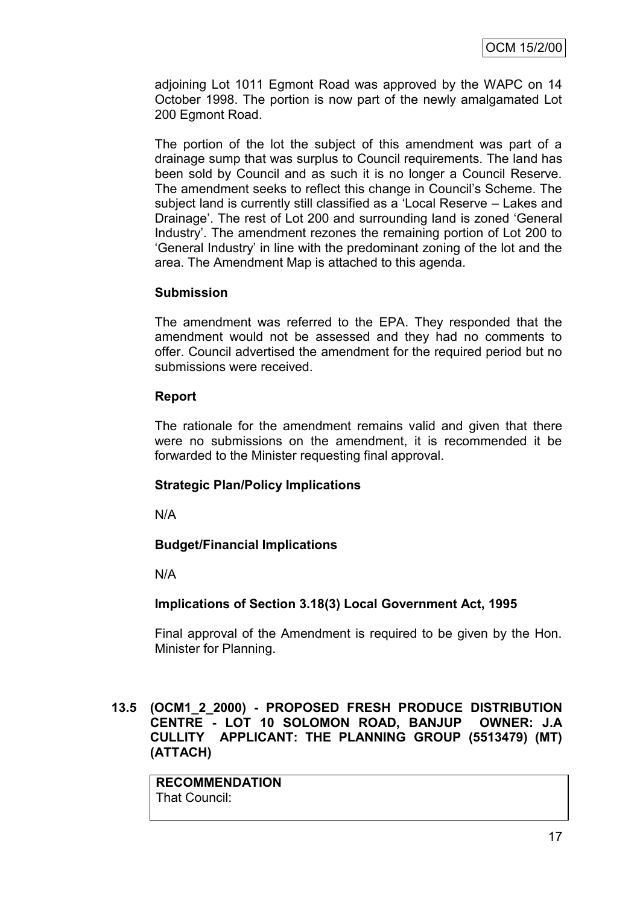adjoining Lot 1011 Egmont Road was approved by the WAPC on 14 October 1998. The portion is now part of the newly amalgamated Lot 200 Egmont Road.

The portion of the lot the subject of this amendment was part of a drainage sump that was surplus to Council requirements. The land has been sold by Council and as such it is no longer a Council Reserve. The amendment seeks to reflect this change in Council's Scheme. The subject land is currently still classified as a 'Local Reserve – Lakes and Drainage'. The rest of Lot 200 and surrounding land is zoned 'General Industry'. The amendment rezones the remaining portion of Lot 200 to 'General Industry' in line with the predominant zoning of the lot and the area. The Amendment Map is attached to this agenda.

**Submission**

The amendment was referred to the EPA. They responded that the amendment would not be assessed and they had no comments to offer. Council advertised the amendment for the required period but no submissions were received.

**Report**

The rationale for the amendment remains valid and given that there were no submissions on the amendment, it is recommended it be forwarded to the Minister requesting final approval.

**Strategic Plan/Policy Implications**

N/A

**Budget/Financial Implications**

N/A

**Implications of Section 3.18(3) Local Government Act, 1995**

Final approval of the Amendment is required to be given by the Hon. Minister for Planning.

## 13.5 (OCM1_2_2000) - PROPOSED FRESH PRODUCE DISTRIBUTION CENTRE - LOT 10 SOLOMON ROAD, BANJUP OWNER: J.A CULLITY APPLICANT: THE PLANNING GROUP (5513479) (MT) (ATTACH)

**RECOMMENDATION**
That Council: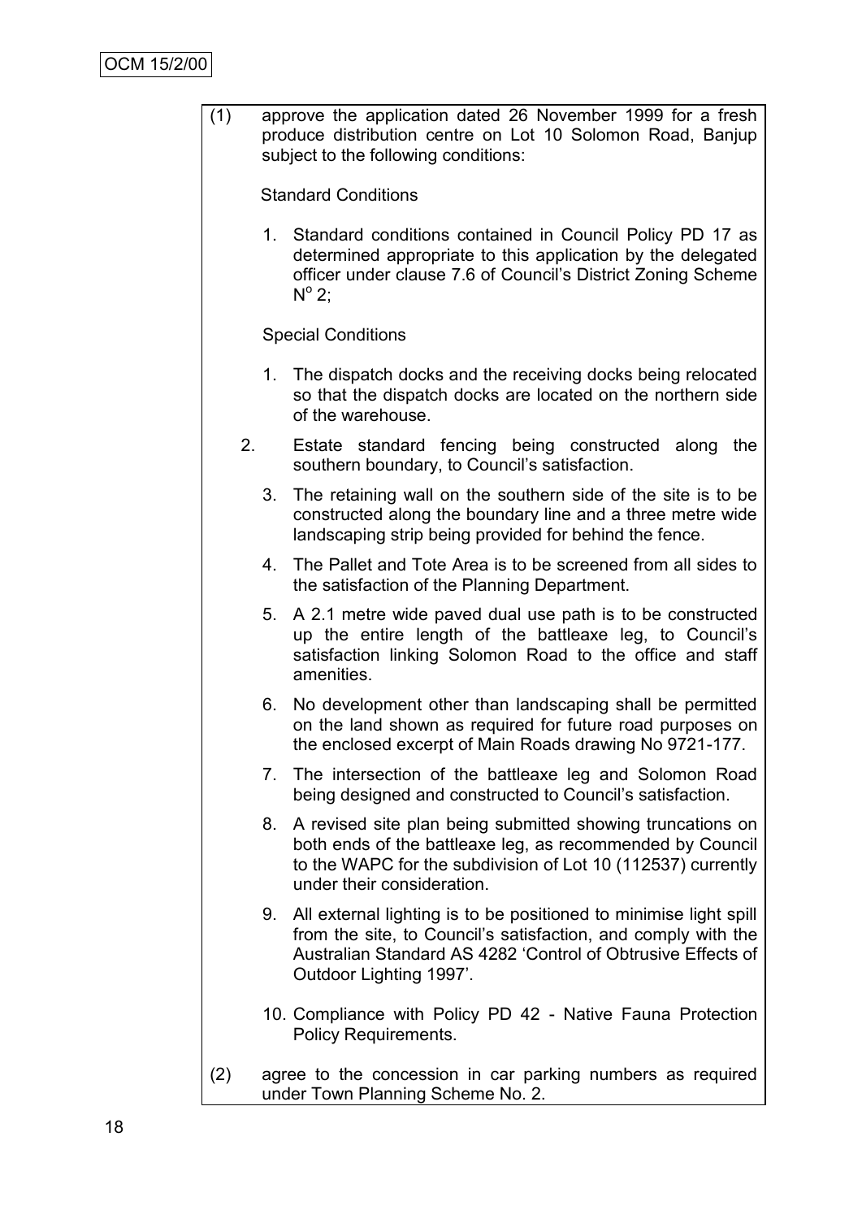(1) approve the application dated 26 November 1999 for a fresh produce distribution centre on Lot 10 Solomon Road, Banjup subject to the following conditions:

Standard Conditions

1. Standard conditions contained in Council Policy PD 17 as determined appropriate to this application by the delegated officer under clause 7.6 of Council's District Zoning Scheme N° 2;

Special Conditions

1. The dispatch docks and the receiving docks being relocated so that the dispatch docks are located on the northern side of the warehouse.
2. Estate standard fencing being constructed along the southern boundary, to Council's satisfaction.
3. The retaining wall on the southern side of the site is to be constructed along the boundary line and a three metre wide landscaping strip being provided for behind the fence.
4. The Pallet and Tote Area is to be screened from all sides to the satisfaction of the Planning Department.
5. A 2.1 metre wide paved dual use path is to be constructed up the entire length of the battleaxe leg, to Council's satisfaction linking Solomon Road to the office and staff amenities.
6. No development other than landscaping shall be permitted on the land shown as required for future road purposes on the enclosed excerpt of Main Roads drawing No 9721-177.
7. The intersection of the battleaxe leg and Solomon Road being designed and constructed to Council's satisfaction.
8. A revised site plan being submitted showing truncations on both ends of the battleaxe leg, as recommended by Council to the WAPC for the subdivision of Lot 10 (112537) currently under their consideration.
9. All external lighting is to be positioned to minimise light spill from the site, to Council's satisfaction, and comply with the Australian Standard AS 4282 'Control of Obtrusive Effects of Outdoor Lighting 1997'.
10. Compliance with Policy PD 42 - Native Fauna Protection Policy Requirements.

(2) agree to the concession in car parking numbers as required under Town Planning Scheme No. 2.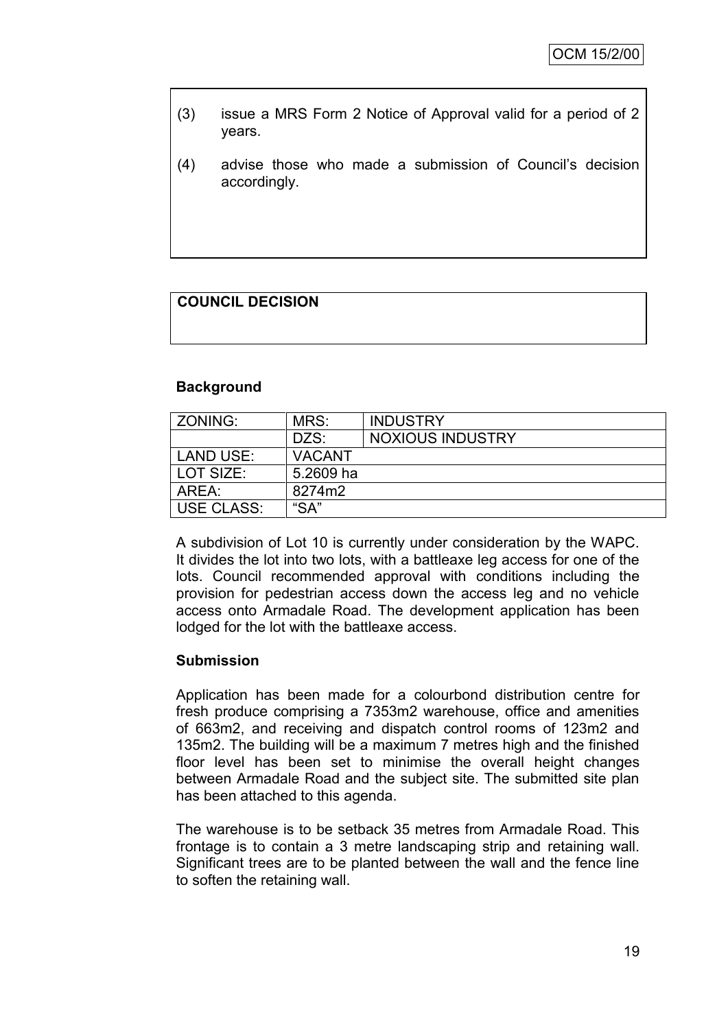(3) issue a MRS Form 2 Notice of Approval valid for a period of 2 years.

(4) advise those who made a submission of Council's decision accordingly.

**COUNCIL DECISION**

**Background**

| ZONING: | MRS: | INDUSTRY |
|---|---|---|
| | DZS: | NOXIOUS INDUSTRY |
| LAND USE: | VACANT | |
| LOT SIZE: | 5.2609 ha | |
| AREA: | 8274m2 | |
| USE CLASS: | "SA" | |

A subdivision of Lot 10 is currently under consideration by the WAPC. It divides the lot into two lots, with a battleaxe leg access for one of the lots. Council recommended approval with conditions including the provision for pedestrian access down the access leg and no vehicle access onto Armadale Road. The development application has been lodged for the lot with the battleaxe access.

**Submission**

Application has been made for a colourbond distribution centre for fresh produce comprising a 7353m2 warehouse, office and amenities of 663m2, and receiving and dispatch control rooms of 123m2 and 135m2. The building will be a maximum 7 metres high and the finished floor level has been set to minimise the overall height changes between Armadale Road and the subject site. The submitted site plan has been attached to this agenda.

The warehouse is to be setback 35 metres from Armadale Road. This frontage is to contain a 3 metre landscaping strip and retaining wall. Significant trees are to be planted between the wall and the fence line to soften the retaining wall.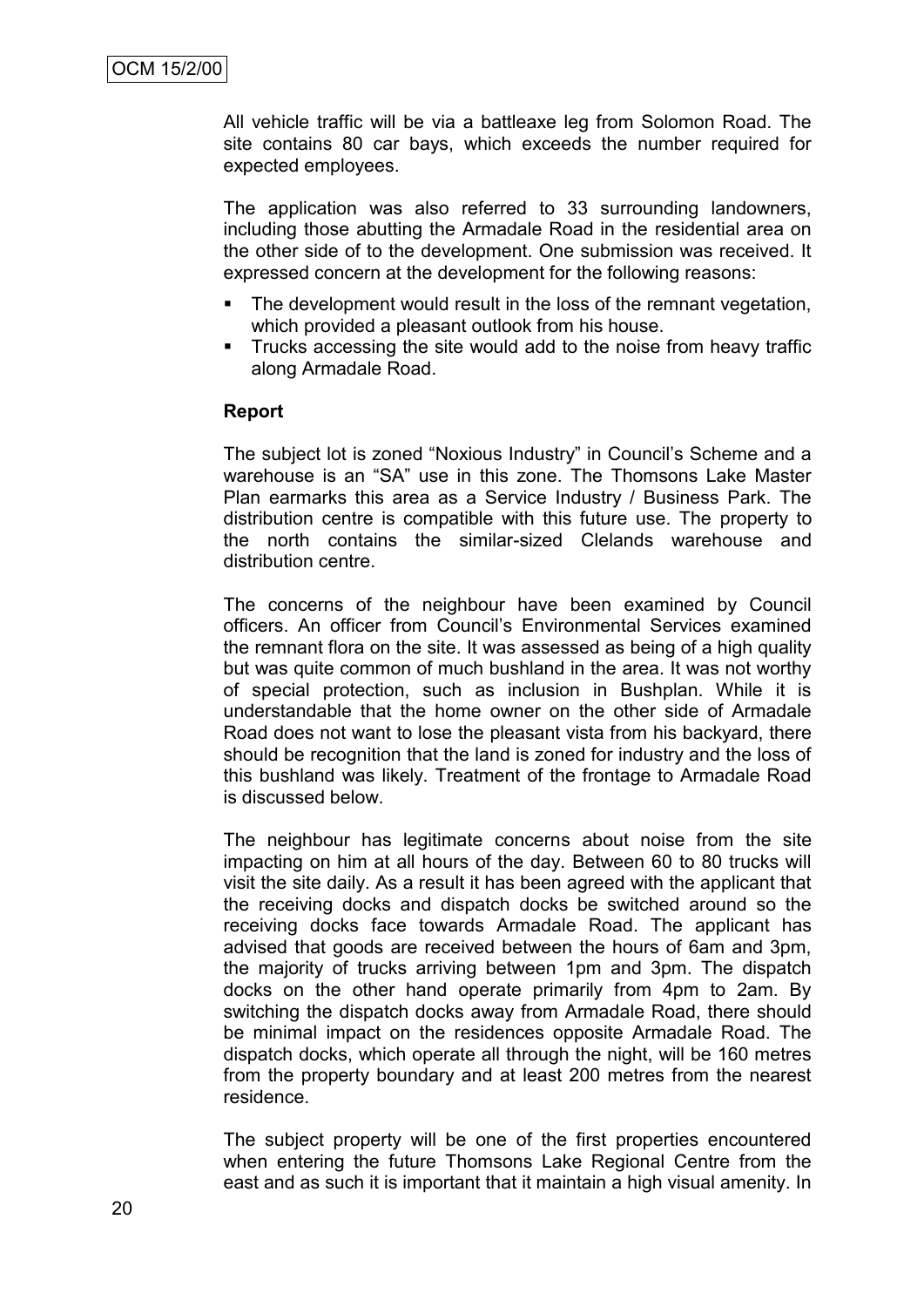All vehicle traffic will be via a battleaxe leg from Solomon Road. The site contains 80 car bays, which exceeds the number required for expected employees.

The application was also referred to 33 surrounding landowners, including those abutting the Armadale Road in the residential area on the other side of to the development. One submission was received. It expressed concern at the development for the following reasons:

- The development would result in the loss of the remnant vegetation, which provided a pleasant outlook from his house.
- Trucks accessing the site would add to the noise from heavy traffic along Armadale Road.

**Report**

The subject lot is zoned "Noxious Industry" in Council's Scheme and a warehouse is an "SA" use in this zone. The Thomsons Lake Master Plan earmarks this area as a Service Industry / Business Park. The distribution centre is compatible with this future use. The property to the north contains the similar-sized Clelands warehouse and distribution centre.

The concerns of the neighbour have been examined by Council officers. An officer from Council's Environmental Services examined the remnant flora on the site. It was assessed as being of a high quality but was quite common of much bushland in the area. It was not worthy of special protection, such as inclusion in Bushplan. While it is understandable that the home owner on the other side of Armadale Road does not want to lose the pleasant vista from his backyard, there should be recognition that the land is zoned for industry and the loss of this bushland was likely. Treatment of the frontage to Armadale Road is discussed below.

The neighbour has legitimate concerns about noise from the site impacting on him at all hours of the day. Between 60 to 80 trucks will visit the site daily. As a result it has been agreed with the applicant that the receiving docks and dispatch docks be switched around so the receiving docks face towards Armadale Road. The applicant has advised that goods are received between the hours of 6am and 3pm, the majority of trucks arriving between 1pm and 3pm. The dispatch docks on the other hand operate primarily from 4pm to 2am. By switching the dispatch docks away from Armadale Road, there should be minimal impact on the residences opposite Armadale Road. The dispatch docks, which operate all through the night, will be 160 metres from the property boundary and at least 200 metres from the nearest residence.

The subject property will be one of the first properties encountered when entering the future Thomsons Lake Regional Centre from the east and as such it is important that it maintain a high visual amenity. In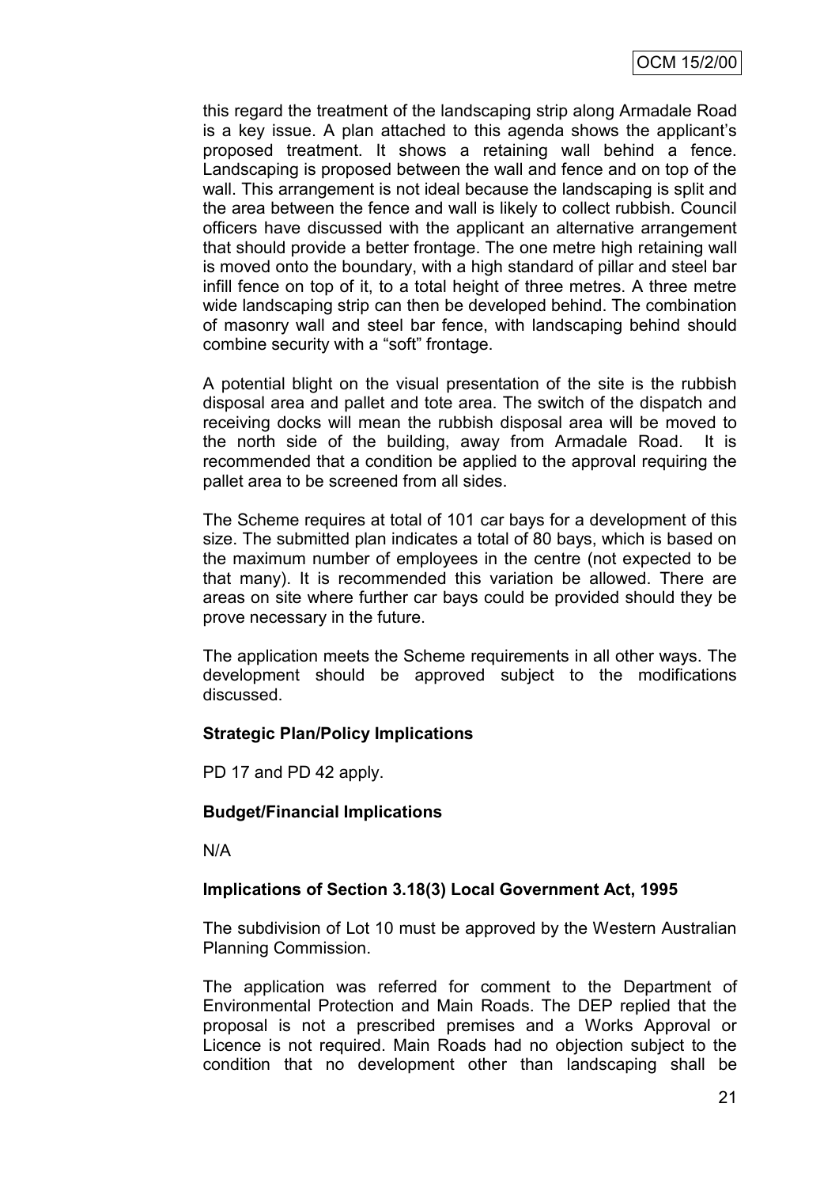this regard the treatment of the landscaping strip along Armadale Road is a key issue. A plan attached to this agenda shows the applicant's proposed treatment. It shows a retaining wall behind a fence. Landscaping is proposed between the wall and fence and on top of the wall. This arrangement is not ideal because the landscaping is split and the area between the fence and wall is likely to collect rubbish. Council officers have discussed with the applicant an alternative arrangement that should provide a better frontage. The one metre high retaining wall is moved onto the boundary, with a high standard of pillar and steel bar infill fence on top of it, to a total height of three metres. A three metre wide landscaping strip can then be developed behind. The combination of masonry wall and steel bar fence, with landscaping behind should combine security with a "soft" frontage.

A potential blight on the visual presentation of the site is the rubbish disposal area and pallet and tote area. The switch of the dispatch and receiving docks will mean the rubbish disposal area will be moved to the north side of the building, away from Armadale Road. It is recommended that a condition be applied to the approval requiring the pallet area to be screened from all sides.

The Scheme requires at total of 101 car bays for a development of this size. The submitted plan indicates a total of 80 bays, which is based on the maximum number of employees in the centre (not expected to be that many). It is recommended this variation be allowed. There are areas on site where further car bays could be provided should they be prove necessary in the future.

The application meets the Scheme requirements in all other ways. The development should be approved subject to the modifications discussed.

**Strategic Plan/Policy Implications**

PD 17 and PD 42 apply.

**Budget/Financial Implications**

N/A

**Implications of Section 3.18(3) Local Government Act, 1995**

The subdivision of Lot 10 must be approved by the Western Australian Planning Commission.

The application was referred for comment to the Department of Environmental Protection and Main Roads. The DEP replied that the proposal is not a prescribed premises and a Works Approval or Licence is not required. Main Roads had no objection subject to the condition that no development other than landscaping shall be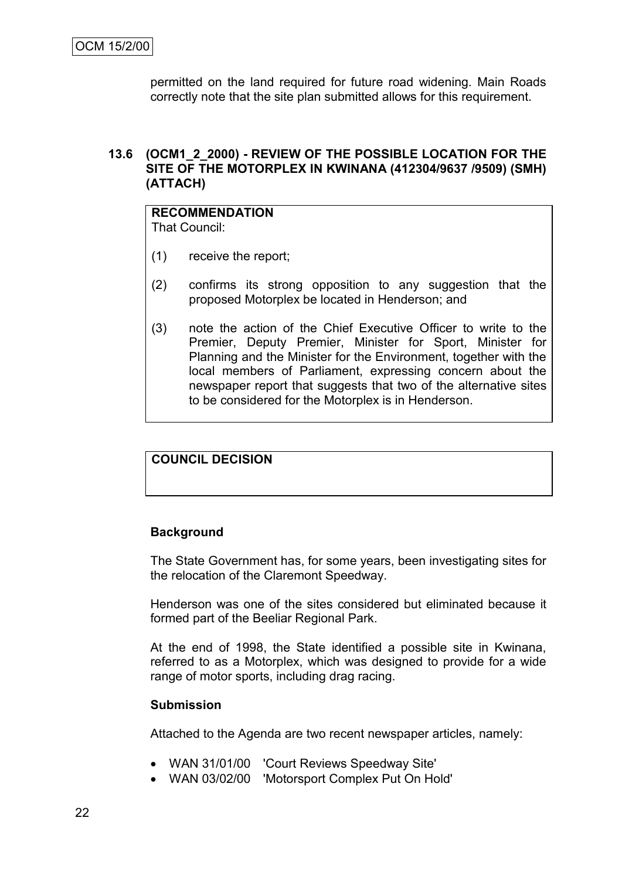permitted on the land required for future road widening. Main Roads correctly note that the site plan submitted allows for this requirement.

### 13.6 (OCM1_2_2000) - REVIEW OF THE POSSIBLE LOCATION FOR THE SITE OF THE MOTORPLEX IN KWINANA (412304/9637 /9509) (SMH) (ATTACH)

**RECOMMENDATION**

That Council:

(1) receive the report;

(2) confirms its strong opposition to any suggestion that the proposed Motorplex be located in Henderson; and

(3) note the action of the Chief Executive Officer to write to the Premier, Deputy Premier, Minister for Sport, Minister for Planning and the Minister for the Environment, together with the local members of Parliament, expressing concern about the newspaper report that suggests that two of the alternative sites to be considered for the Motorplex is in Henderson.

**COUNCIL DECISION**

**Background**

The State Government has, for some years, been investigating sites for the relocation of the Claremont Speedway.

Henderson was one of the sites considered but eliminated because it formed part of the Beeliar Regional Park.

At the end of 1998, the State identified a possible site in Kwinana, referred to as a Motorplex, which was designed to provide for a wide range of motor sports, including drag racing.

**Submission**

Attached to the Agenda are two recent newspaper articles, namely:

- WAN 31/01/00 'Court Reviews Speedway Site'
- WAN 03/02/00 'Motorsport Complex Put On Hold'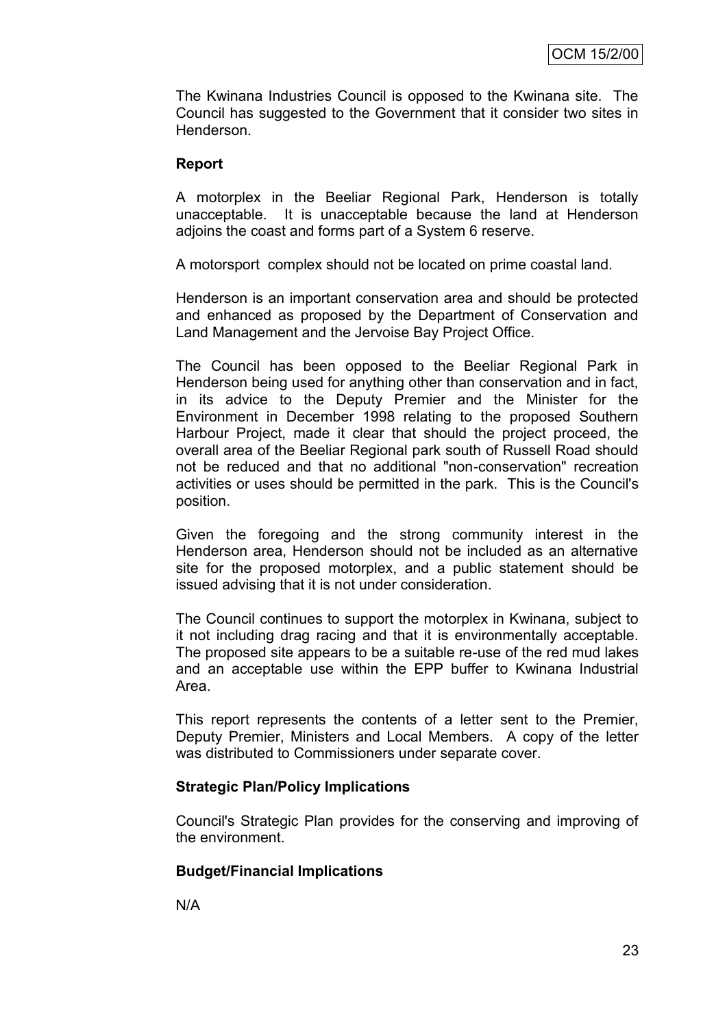The Kwinana Industries Council is opposed to the Kwinana site. The Council has suggested to the Government that it consider two sites in Henderson.

**Report**

A motorplex in the Beeliar Regional Park, Henderson is totally unacceptable. It is unacceptable because the land at Henderson adjoins the coast and forms part of a System 6 reserve.

A motorsport complex should not be located on prime coastal land.

Henderson is an important conservation area and should be protected and enhanced as proposed by the Department of Conservation and Land Management and the Jervoise Bay Project Office.

The Council has been opposed to the Beeliar Regional Park in Henderson being used for anything other than conservation and in fact, in its advice to the Deputy Premier and the Minister for the Environment in December 1998 relating to the proposed Southern Harbour Project, made it clear that should the project proceed, the overall area of the Beeliar Regional park south of Russell Road should not be reduced and that no additional "non-conservation" recreation activities or uses should be permitted in the park. This is the Council's position.

Given the foregoing and the strong community interest in the Henderson area, Henderson should not be included as an alternative site for the proposed motorplex, and a public statement should be issued advising that it is not under consideration.

The Council continues to support the motorplex in Kwinana, subject to it not including drag racing and that it is environmentally acceptable. The proposed site appears to be a suitable re-use of the red mud lakes and an acceptable use within the EPP buffer to Kwinana Industrial Area.

This report represents the contents of a letter sent to the Premier, Deputy Premier, Ministers and Local Members. A copy of the letter was distributed to Commissioners under separate cover.

**Strategic Plan/Policy Implications**

Council's Strategic Plan provides for the conserving and improving of the environment.

**Budget/Financial Implications**

N/A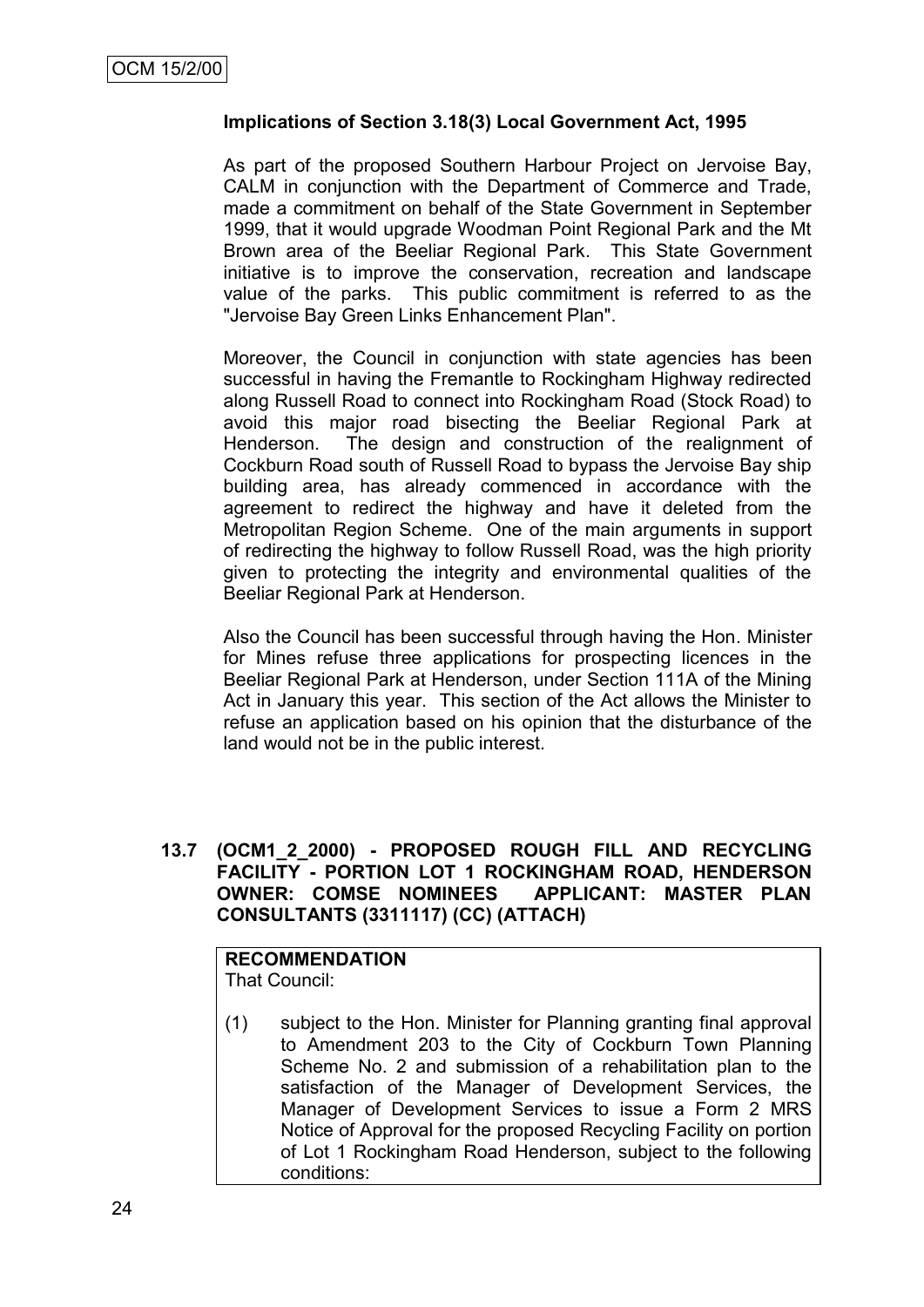**Implications of Section 3.18(3) Local Government Act, 1995**

As part of the proposed Southern Harbour Project on Jervoise Bay, CALM in conjunction with the Department of Commerce and Trade, made a commitment on behalf of the State Government in September 1999, that it would upgrade Woodman Point Regional Park and the Mt Brown area of the Beeliar Regional Park. This State Government initiative is to improve the conservation, recreation and landscape value of the parks. This public commitment is referred to as the "Jervoise Bay Green Links Enhancement Plan".

Moreover, the Council in conjunction with state agencies has been successful in having the Fremantle to Rockingham Highway redirected along Russell Road to connect into Rockingham Road (Stock Road) to avoid this major road bisecting the Beeliar Regional Park at Henderson. The design and construction of the realignment of Cockburn Road south of Russell Road to bypass the Jervoise Bay ship building area, has already commenced in accordance with the agreement to redirect the highway and have it deleted from the Metropolitan Region Scheme. One of the main arguments in support of redirecting the highway to follow Russell Road, was the high priority given to protecting the integrity and environmental qualities of the Beeliar Regional Park at Henderson.

Also the Council has been successful through having the Hon. Minister for Mines refuse three applications for prospecting licences in the Beeliar Regional Park at Henderson, under Section 111A of the Mining Act in January this year. This section of the Act allows the Minister to refuse an application based on his opinion that the disturbance of the land would not be in the public interest.

**13.7 (OCM1_2_2000) - PROPOSED ROUGH FILL AND RECYCLING FACILITY - PORTION LOT 1 ROCKINGHAM ROAD, HENDERSON OWNER: COMSE NOMINEES APPLICANT: MASTER PLAN CONSULTANTS (3311117) (CC) (ATTACH)**

**RECOMMENDATION**
That Council:

(1) subject to the Hon. Minister for Planning granting final approval to Amendment 203 to the City of Cockburn Town Planning Scheme No. 2 and submission of a rehabilitation plan to the satisfaction of the Manager of Development Services, the Manager of Development Services to issue a Form 2 MRS Notice of Approval for the proposed Recycling Facility on portion of Lot 1 Rockingham Road Henderson, subject to the following conditions: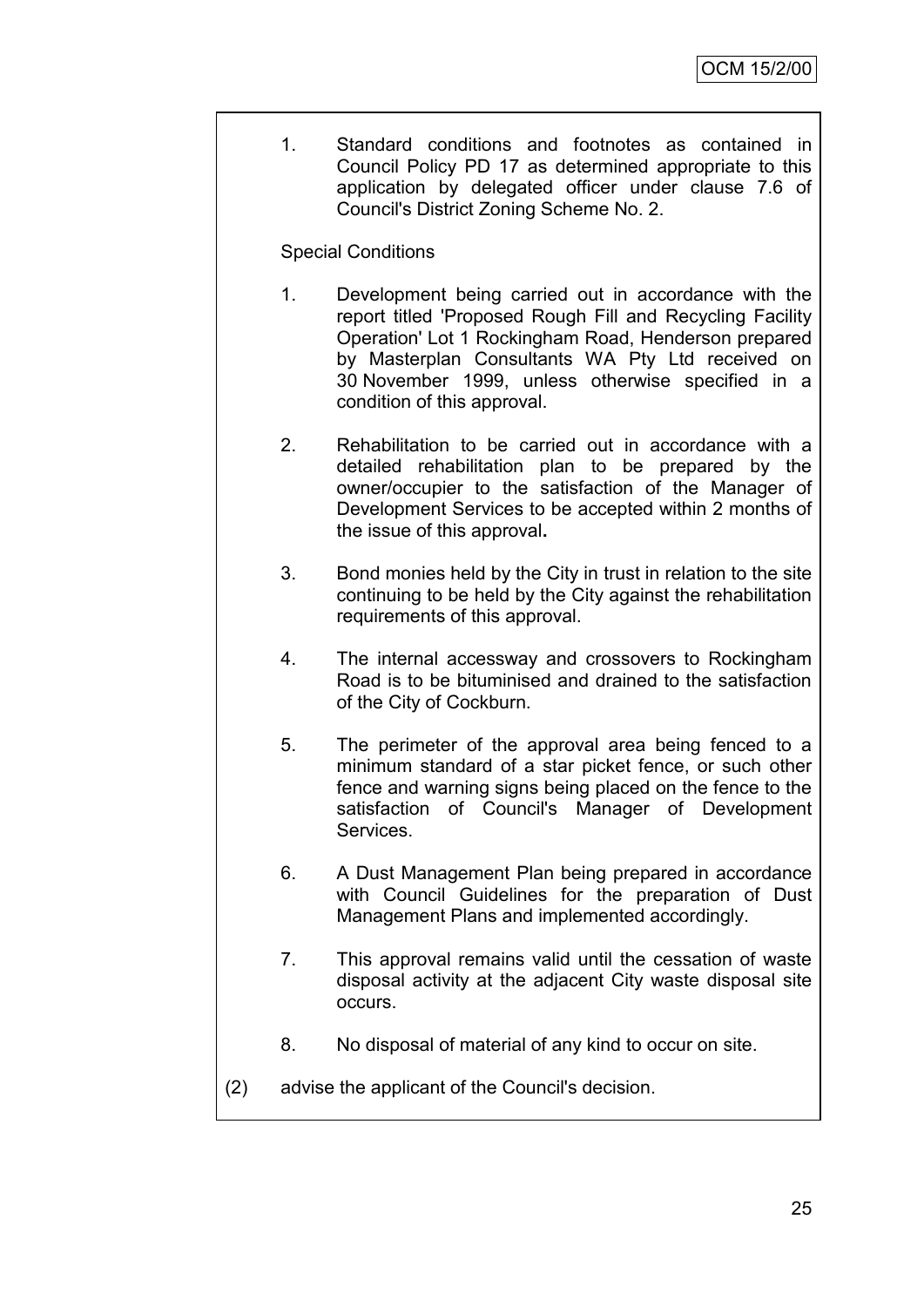1. Standard conditions and footnotes as contained in Council Policy PD 17 as determined appropriate to this application by delegated officer under clause 7.6 of Council's District Zoning Scheme No. 2.

Special Conditions

1. Development being carried out in accordance with the report titled 'Proposed Rough Fill and Recycling Facility Operation' Lot 1 Rockingham Road, Henderson prepared by Masterplan Consultants WA Pty Ltd received on 30 November 1999, unless otherwise specified in a condition of this approval.

2. Rehabilitation to be carried out in accordance with a detailed rehabilitation plan to be prepared by the owner/occupier to the satisfaction of the Manager of Development Services to be accepted within 2 months of the issue of this approval**.**

3. Bond monies held by the City in trust in relation to the site continuing to be held by the City against the rehabilitation requirements of this approval.

4. The internal accessway and crossovers to Rockingham Road is to be bituminised and drained to the satisfaction of the City of Cockburn.

5. The perimeter of the approval area being fenced to a minimum standard of a star picket fence, or such other fence and warning signs being placed on the fence to the satisfaction of Council's Manager of Development Services.

6. A Dust Management Plan being prepared in accordance with Council Guidelines for the preparation of Dust Management Plans and implemented accordingly.

7. This approval remains valid until the cessation of waste disposal activity at the adjacent City waste disposal site occurs.

8. No disposal of material of any kind to occur on site.

(2) advise the applicant of the Council's decision.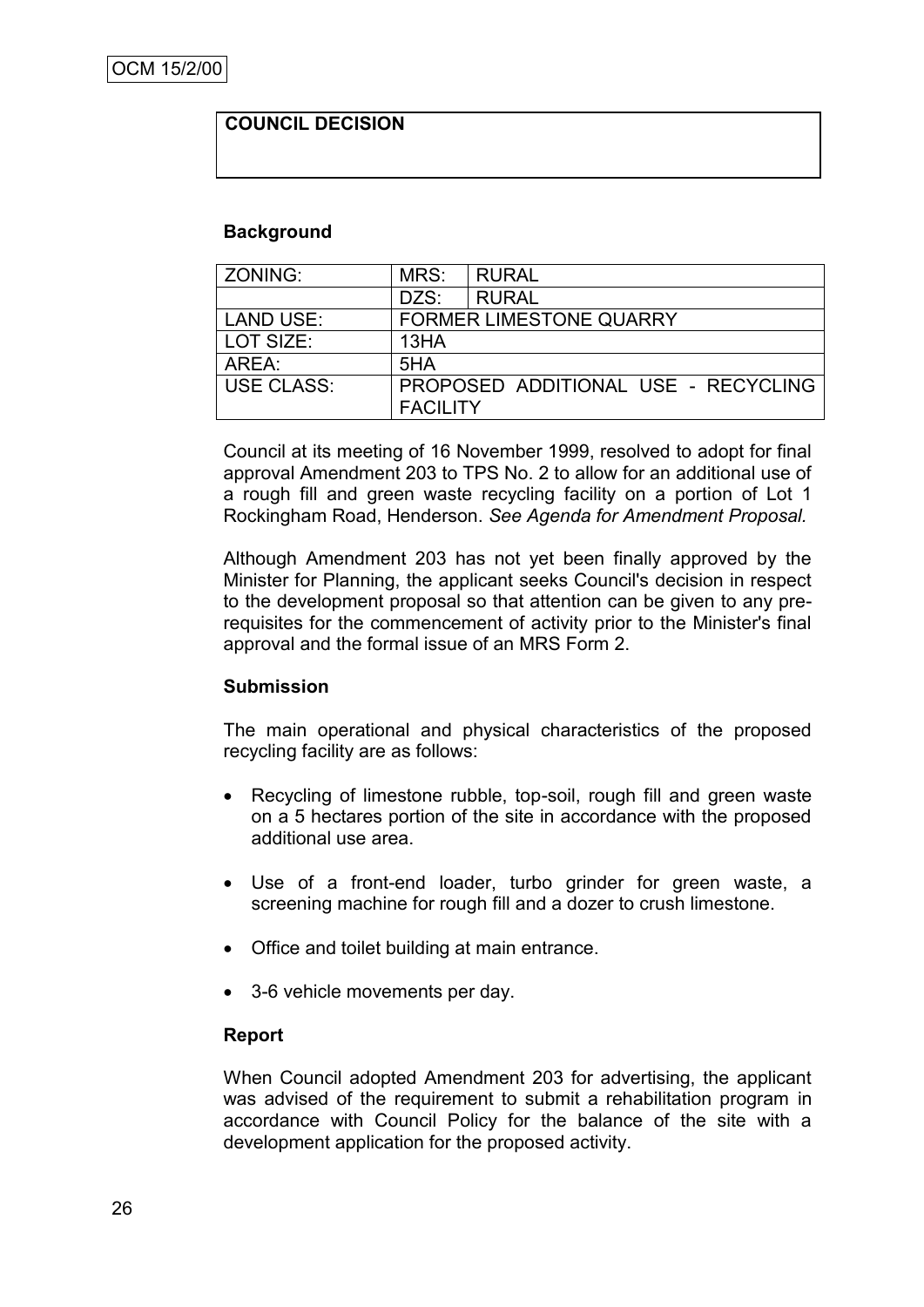**COUNCIL DECISION**

**Background**

| ZONING: | MRS: | RURAL |
|---|---|---|
| | DZS: | RURAL |
| LAND USE: | FORMER LIMESTONE QUARRY | |
| LOT SIZE: | 13HA | |
| AREA: | 5HA | |
| USE CLASS: | PROPOSED ADDITIONAL USE - RECYCLING FACILITY | |

Council at its meeting of 16 November 1999, resolved to adopt for final approval Amendment 203 to TPS No. 2 to allow for an additional use of a rough fill and green waste recycling facility on a portion of Lot 1 Rockingham Road, Henderson. *See Agenda for Amendment Proposal.*

Although Amendment 203 has not yet been finally approved by the Minister for Planning, the applicant seeks Council's decision in respect to the development proposal so that attention can be given to any pre-requisites for the commencement of activity prior to the Minister's final approval and the formal issue of an MRS Form 2.

**Submission**

The main operational and physical characteristics of the proposed recycling facility are as follows:

- Recycling of limestone rubble, top-soil, rough fill and green waste on a 5 hectares portion of the site in accordance with the proposed additional use area.
- Use of a front-end loader, turbo grinder for green waste, a screening machine for rough fill and a dozer to crush limestone.
- Office and toilet building at main entrance.
- 3-6 vehicle movements per day.

**Report**

When Council adopted Amendment 203 for advertising, the applicant was advised of the requirement to submit a rehabilitation program in accordance with Council Policy for the balance of the site with a development application for the proposed activity.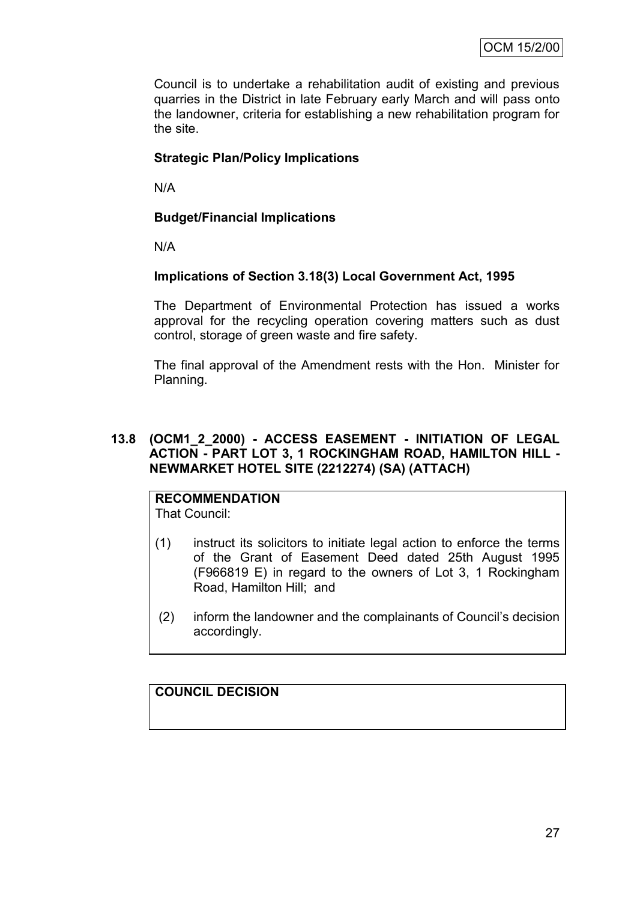Council is to undertake a rehabilitation audit of existing and previous quarries in the District in late February early March and will pass onto the landowner, criteria for establishing a new rehabilitation program for the site.

**Strategic Plan/Policy Implications**

N/A

**Budget/Financial Implications**

N/A

**Implications of Section 3.18(3) Local Government Act, 1995**

The Department of Environmental Protection has issued a works approval for the recycling operation covering matters such as dust control, storage of green waste and fire safety.

The final approval of the Amendment rests with the Hon. Minister for Planning.

### 13.8 (OCM1_2_2000) - ACCESS EASEMENT - INITIATION OF LEGAL ACTION - PART LOT 3, 1 ROCKINGHAM ROAD, HAMILTON HILL - NEWMARKET HOTEL SITE (2212274) (SA) (ATTACH)

**RECOMMENDATION**

That Council:

(1) instruct its solicitors to initiate legal action to enforce the terms of the Grant of Easement Deed dated 25th August 1995 (F966819 E) in regard to the owners of Lot 3, 1 Rockingham Road, Hamilton Hill; and

(2) inform the landowner and the complainants of Council's decision accordingly.

**COUNCIL DECISION**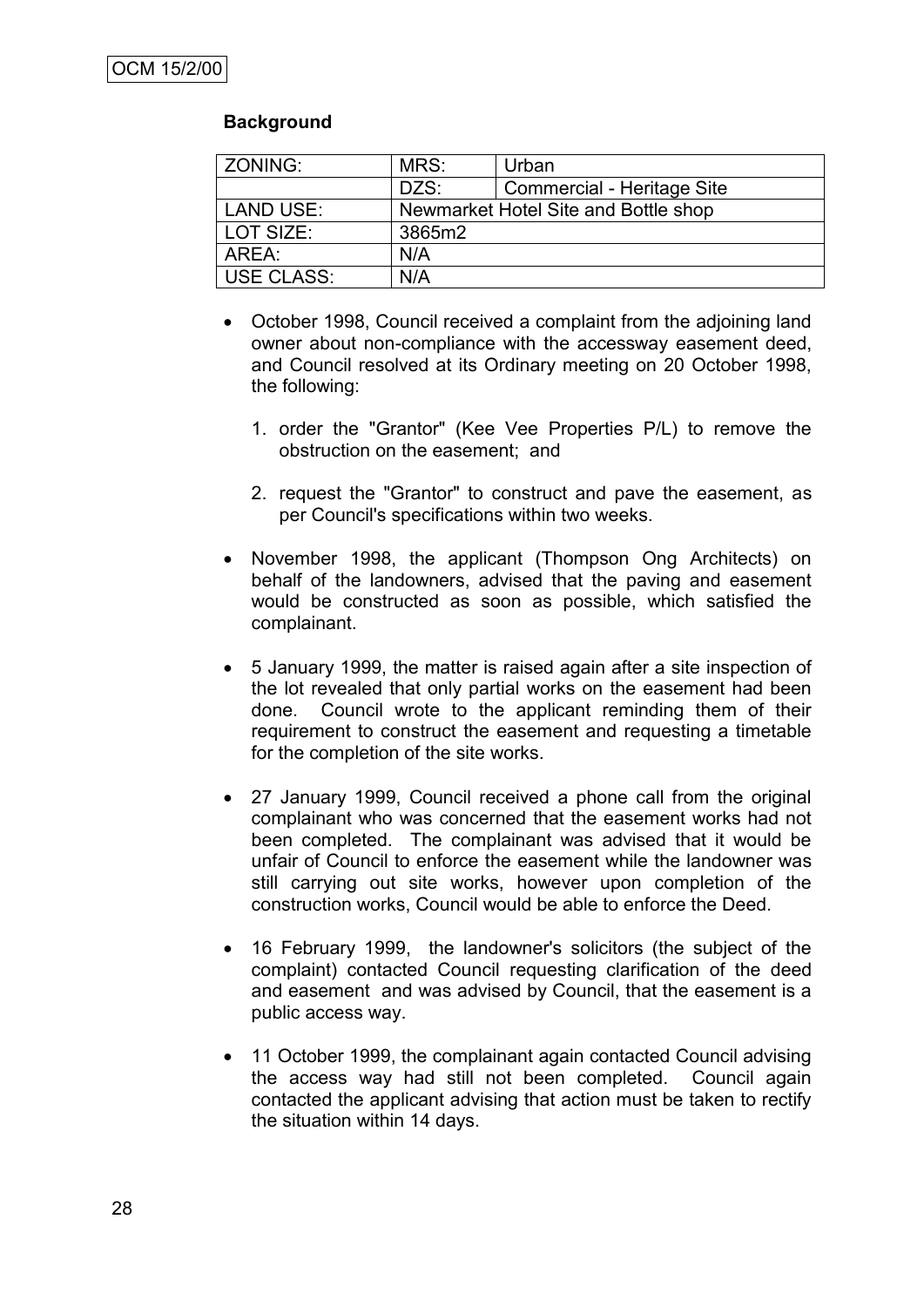**Background**

| ZONING: | MRS: | Urban |
|---|---|---|
| | DZS: | Commercial - Heritage Site |
| LAND USE: | Newmarket Hotel Site and Bottle shop | |
| LOT SIZE: | 3865m2 | |
| AREA: | N/A | |
| USE CLASS: | N/A | |

- October 1998, Council received a complaint from the adjoining land owner about non-compliance with the accessway easement deed, and Council resolved at its Ordinary meeting on 20 October 1998, the following:

  1. order the "Grantor" (Kee Vee Properties P/L) to remove the obstruction on the easement; and

  2. request the "Grantor" to construct and pave the easement, as per Council's specifications within two weeks.

- November 1998, the applicant (Thompson Ong Architects) on behalf of the landowners, advised that the paving and easement would be constructed as soon as possible, which satisfied the complainant.

- 5 January 1999, the matter is raised again after a site inspection of the lot revealed that only partial works on the easement had been done. Council wrote to the applicant reminding them of their requirement to construct the easement and requesting a timetable for the completion of the site works.

- 27 January 1999, Council received a phone call from the original complainant who was concerned that the easement works had not been completed. The complainant was advised that it would be unfair of Council to enforce the easement while the landowner was still carrying out site works, however upon completion of the construction works, Council would be able to enforce the Deed.

- 16 February 1999, the landowner's solicitors (the subject of the complaint) contacted Council requesting clarification of the deed and easement and was advised by Council, that the easement is a public access way.

- 11 October 1999, the complainant again contacted Council advising the access way had still not been completed. Council again contacted the applicant advising that action must be taken to rectify the situation within 14 days.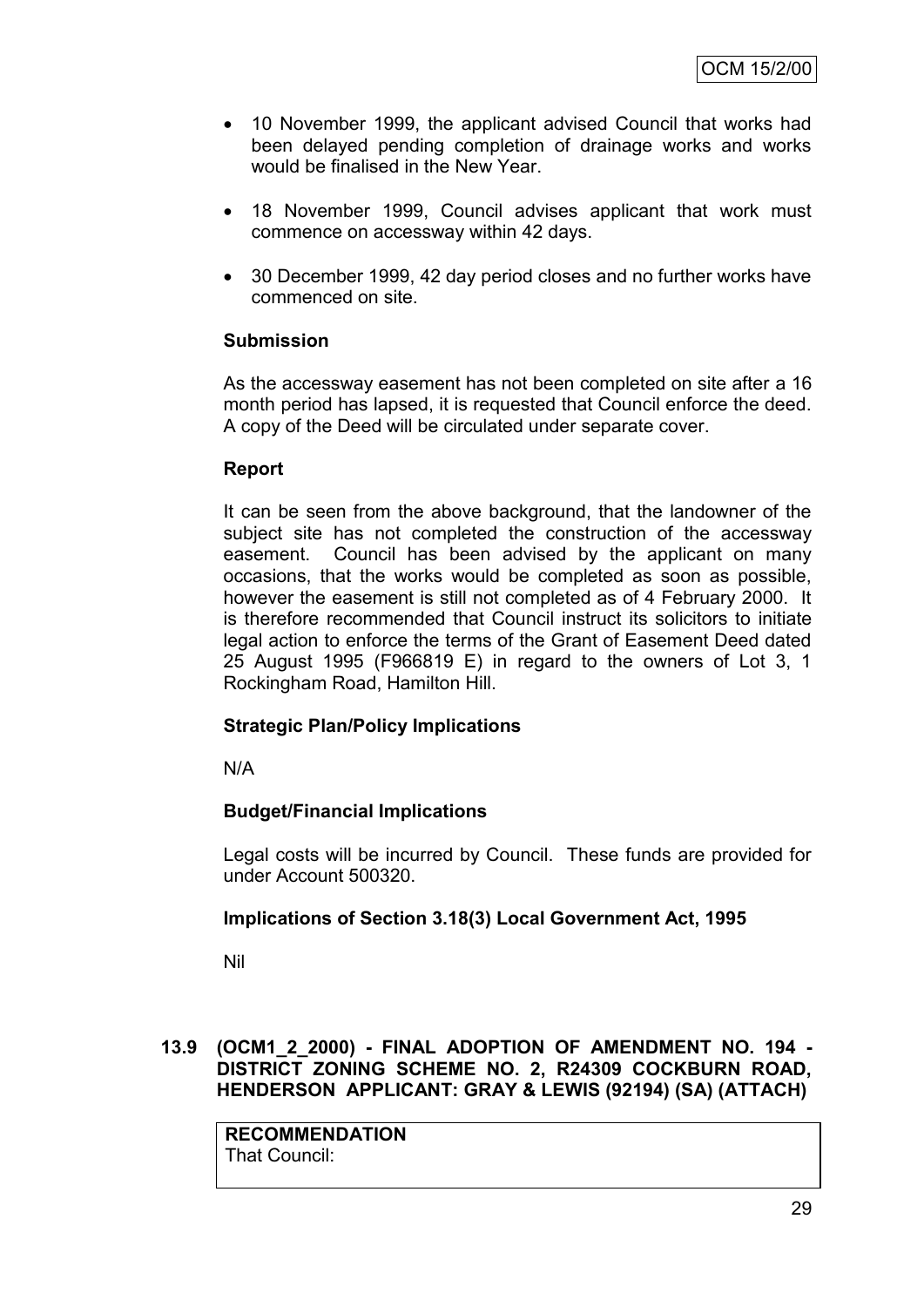- 10 November 1999, the applicant advised Council that works had been delayed pending completion of drainage works and works would be finalised in the New Year.

- 18 November 1999, Council advises applicant that work must commence on accessway within 42 days.

- 30 December 1999, 42 day period closes and no further works have commenced on site.

**Submission**

As the accessway easement has not been completed on site after a 16 month period has lapsed, it is requested that Council enforce the deed. A copy of the Deed will be circulated under separate cover.

**Report**

It can be seen from the above background, that the landowner of the subject site has not completed the construction of the accessway easement. Council has been advised by the applicant on many occasions, that the works would be completed as soon as possible, however the easement is still not completed as of 4 February 2000. It is therefore recommended that Council instruct its solicitors to initiate legal action to enforce the terms of the Grant of Easement Deed dated 25 August 1995 (F966819 E) in regard to the owners of Lot 3, 1 Rockingham Road, Hamilton Hill.

**Strategic Plan/Policy Implications**

N/A

**Budget/Financial Implications**

Legal costs will be incurred by Council. These funds are provided for under Account 500320.

**Implications of Section 3.18(3) Local Government Act, 1995**

Nil

## 13.9 (OCM1_2_2000) - FINAL ADOPTION OF AMENDMENT NO. 194 - DISTRICT ZONING SCHEME NO. 2, R24309 COCKBURN ROAD, HENDERSON APPLICANT: GRAY & LEWIS (92194) (SA) (ATTACH)

**RECOMMENDATION**
That Council: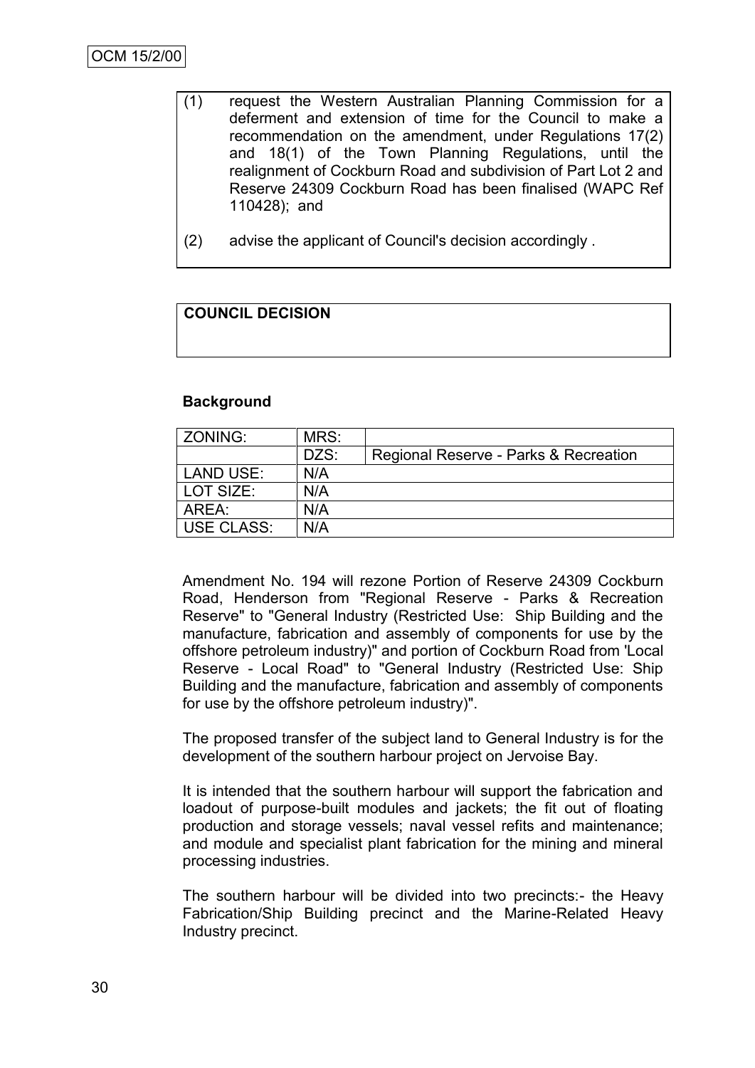(1) request the Western Australian Planning Commission for a deferment and extension of time for the Council to make a recommendation on the amendment, under Regulations 17(2) and 18(1) of the Town Planning Regulations, until the realignment of Cockburn Road and subdivision of Part Lot 2 and Reserve 24309 Cockburn Road has been finalised (WAPC Ref 110428); and

(2) advise the applicant of Council's decision accordingly .

**COUNCIL DECISION**

**Background**

| ZONING: | MRS: | |
|---|---|---|
| | DZS: | Regional Reserve - Parks & Recreation |
| LAND USE: | N/A | |
| LOT SIZE: | N/A | |
| AREA: | N/A | |
| USE CLASS: | N/A | |

Amendment No. 194 will rezone Portion of Reserve 24309 Cockburn Road, Henderson from "Regional Reserve - Parks & Recreation Reserve" to "General Industry (Restricted Use: Ship Building and the manufacture, fabrication and assembly of components for use by the offshore petroleum industry)" and portion of Cockburn Road from 'Local Reserve - Local Road" to "General Industry (Restricted Use: Ship Building and the manufacture, fabrication and assembly of components for use by the offshore petroleum industry)".

The proposed transfer of the subject land to General Industry is for the development of the southern harbour project on Jervoise Bay.

It is intended that the southern harbour will support the fabrication and loadout of purpose-built modules and jackets; the fit out of floating production and storage vessels; naval vessel refits and maintenance; and module and specialist plant fabrication for the mining and mineral processing industries.

The southern harbour will be divided into two precincts:- the Heavy Fabrication/Ship Building precinct and the Marine-Related Heavy Industry precinct.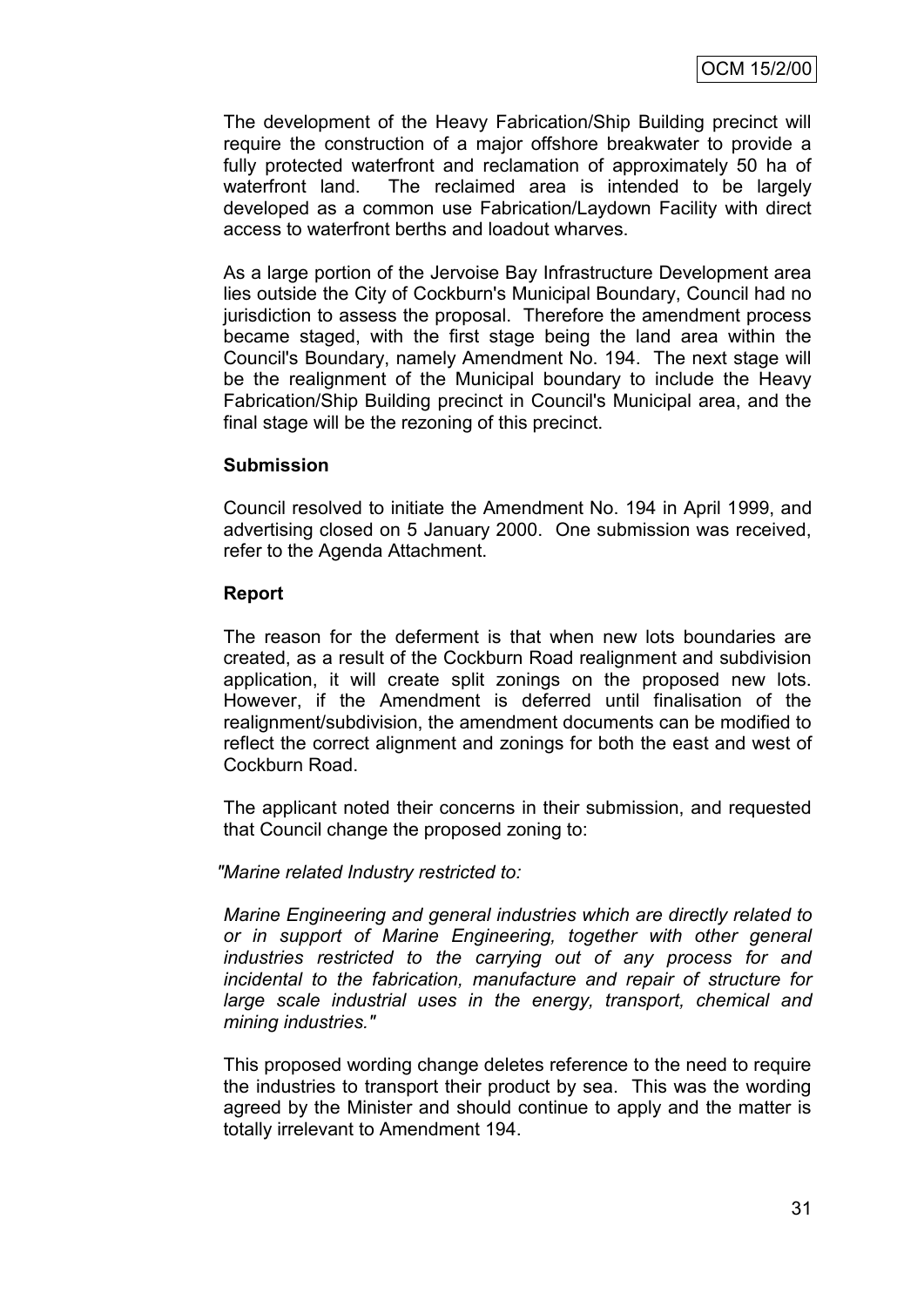The development of the Heavy Fabrication/Ship Building precinct will require the construction of a major offshore breakwater to provide a fully protected waterfront and reclamation of approximately 50 ha of waterfront land. The reclaimed area is intended to be largely developed as a common use Fabrication/Laydown Facility with direct access to waterfront berths and loadout wharves.

As a large portion of the Jervoise Bay Infrastructure Development area lies outside the City of Cockburn's Municipal Boundary, Council had no jurisdiction to assess the proposal. Therefore the amendment process became staged, with the first stage being the land area within the Council's Boundary, namely Amendment No. 194. The next stage will be the realignment of the Municipal boundary to include the Heavy Fabrication/Ship Building precinct in Council's Municipal area, and the final stage will be the rezoning of this precinct.

**Submission**

Council resolved to initiate the Amendment No. 194 in April 1999, and advertising closed on 5 January 2000. One submission was received, refer to the Agenda Attachment.

**Report**

The reason for the deferment is that when new lots boundaries are created, as a result of the Cockburn Road realignment and subdivision application, it will create split zonings on the proposed new lots. However, if the Amendment is deferred until finalisation of the realignment/subdivision, the amendment documents can be modified to reflect the correct alignment and zonings for both the east and west of Cockburn Road.

The applicant noted their concerns in their submission, and requested that Council change the proposed zoning to:

*"Marine related Industry restricted to:*

*Marine Engineering and general industries which are directly related to or in support of Marine Engineering, together with other general industries restricted to the carrying out of any process for and incidental to the fabrication, manufacture and repair of structure for large scale industrial uses in the energy, transport, chemical and mining industries."*

This proposed wording change deletes reference to the need to require the industries to transport their product by sea. This was the wording agreed by the Minister and should continue to apply and the matter is totally irrelevant to Amendment 194.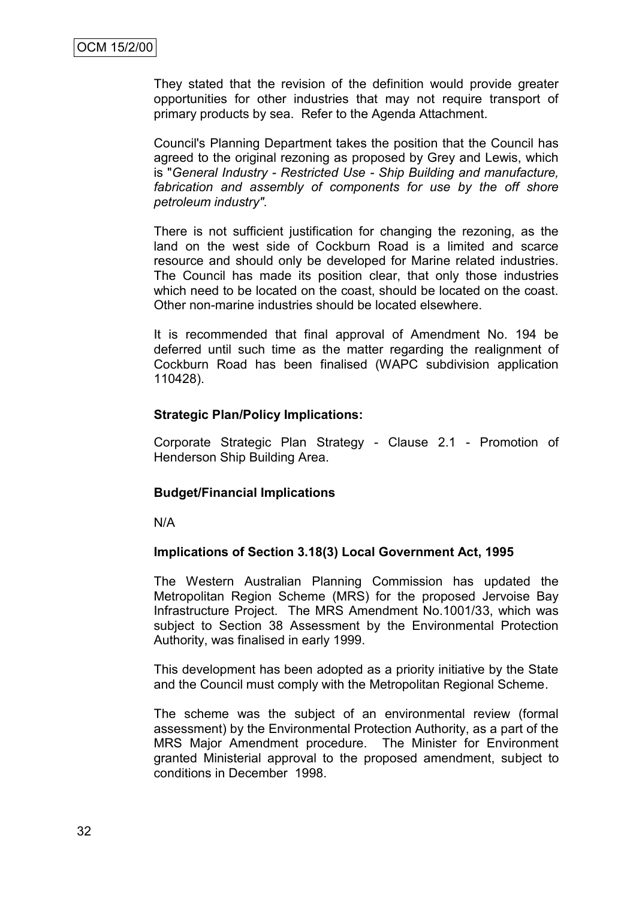They stated that the revision of the definition would provide greater opportunities for other industries that may not require transport of primary products by sea. Refer to the Agenda Attachment.

Council's Planning Department takes the position that the Council has agreed to the original rezoning as proposed by Grey and Lewis, which is "*General Industry - Restricted Use - Ship Building and manufacture, fabrication and assembly of components for use by the off shore petroleum industry".*

There is not sufficient justification for changing the rezoning, as the land on the west side of Cockburn Road is a limited and scarce resource and should only be developed for Marine related industries. The Council has made its position clear, that only those industries which need to be located on the coast, should be located on the coast. Other non-marine industries should be located elsewhere.

It is recommended that final approval of Amendment No. 194 be deferred until such time as the matter regarding the realignment of Cockburn Road has been finalised (WAPC subdivision application 110428).

**Strategic Plan/Policy Implications:**

Corporate Strategic Plan Strategy - Clause 2.1 - Promotion of Henderson Ship Building Area.

**Budget/Financial Implications**

N/A

**Implications of Section 3.18(3) Local Government Act, 1995**

The Western Australian Planning Commission has updated the Metropolitan Region Scheme (MRS) for the proposed Jervoise Bay Infrastructure Project. The MRS Amendment No.1001/33, which was subject to Section 38 Assessment by the Environmental Protection Authority, was finalised in early 1999.

This development has been adopted as a priority initiative by the State and the Council must comply with the Metropolitan Regional Scheme.

The scheme was the subject of an environmental review (formal assessment) by the Environmental Protection Authority, as a part of the MRS Major Amendment procedure. The Minister for Environment granted Ministerial approval to the proposed amendment, subject to conditions in December 1998.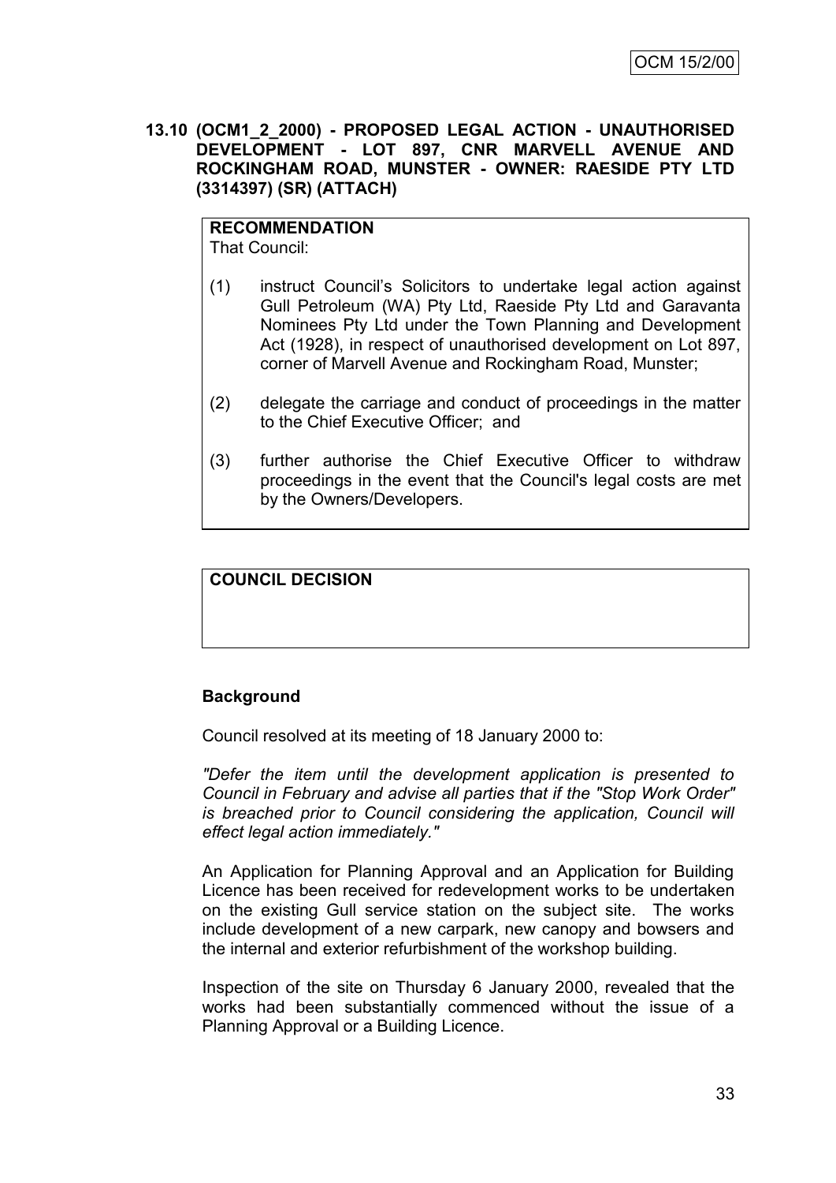**13.10 (OCM1_2_2000) - PROPOSED LEGAL ACTION - UNAUTHORISED DEVELOPMENT - LOT 897, CNR MARVELL AVENUE AND ROCKINGHAM ROAD, MUNSTER - OWNER: RAESIDE PTY LTD (3314397) (SR) (ATTACH)**

**RECOMMENDATION**
That Council:

(1) instruct Council's Solicitors to undertake legal action against Gull Petroleum (WA) Pty Ltd, Raeside Pty Ltd and Garavanta Nominees Pty Ltd under the Town Planning and Development Act (1928), in respect of unauthorised development on Lot 897, corner of Marvell Avenue and Rockingham Road, Munster;

(2) delegate the carriage and conduct of proceedings in the matter to the Chief Executive Officer; and

(3) further authorise the Chief Executive Officer to withdraw proceedings in the event that the Council's legal costs are met by the Owners/Developers.

**COUNCIL DECISION**

**Background**

Council resolved at its meeting of 18 January 2000 to:

*"Defer the item until the development application is presented to Council in February and advise all parties that if the "Stop Work Order" is breached prior to Council considering the application, Council will effect legal action immediately."*

An Application for Planning Approval and an Application for Building Licence has been received for redevelopment works to be undertaken on the existing Gull service station on the subject site. The works include development of a new carpark, new canopy and bowsers and the internal and exterior refurbishment of the workshop building.

Inspection of the site on Thursday 6 January 2000, revealed that the works had been substantially commenced without the issue of a Planning Approval or a Building Licence.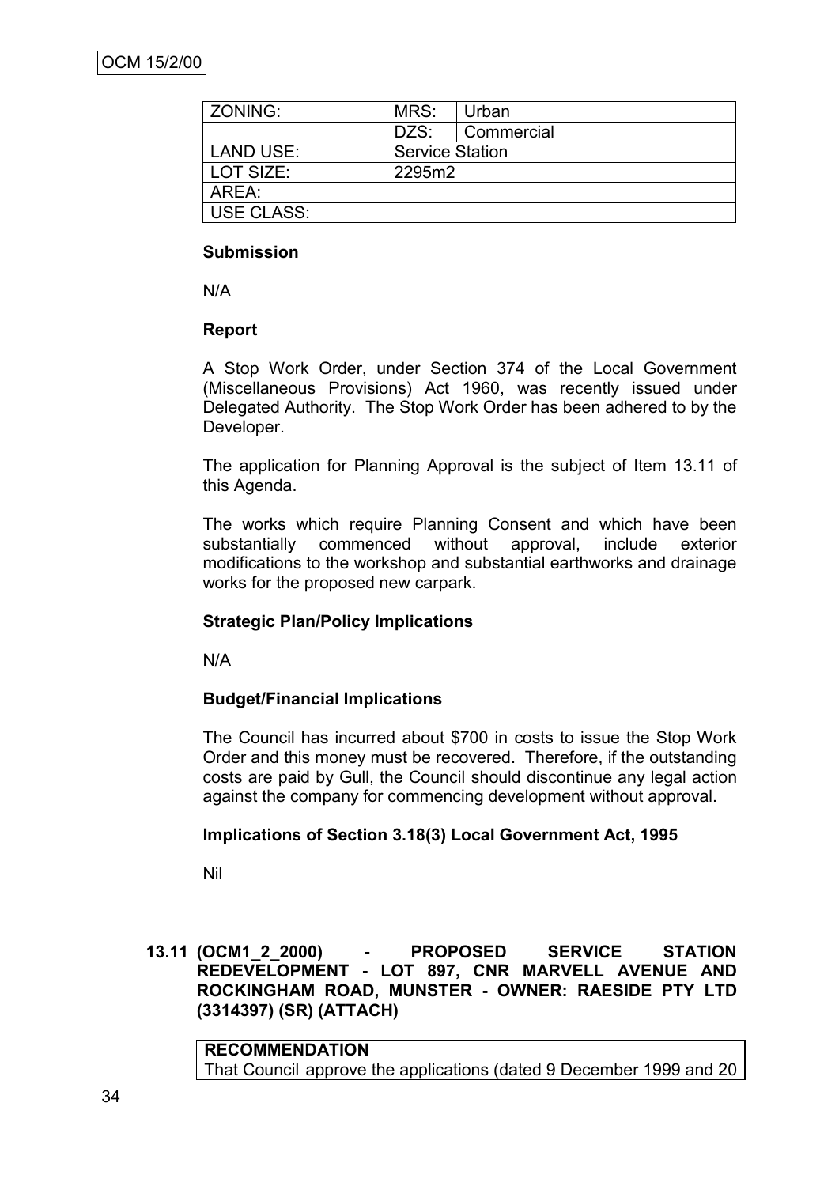| ZONING: | MRS: | Urban |
|---|---|---|
| | DZS: | Commercial |
| LAND USE: | Service Station | |
| LOT SIZE: | 2295m2 | |
| AREA: | | |
| USE CLASS: | | |

**Submission**

N/A

**Report**

A Stop Work Order, under Section 374 of the Local Government (Miscellaneous Provisions) Act 1960, was recently issued under Delegated Authority. The Stop Work Order has been adhered to by the Developer.

The application for Planning Approval is the subject of Item 13.11 of this Agenda.

The works which require Planning Consent and which have been substantially commenced without approval, include exterior modifications to the workshop and substantial earthworks and drainage works for the proposed new carpark.

**Strategic Plan/Policy Implications**

N/A

**Budget/Financial Implications**

The Council has incurred about $700 in costs to issue the Stop Work Order and this money must be recovered. Therefore, if the outstanding costs are paid by Gull, the Council should discontinue any legal action against the company for commencing development without approval.

**Implications of Section 3.18(3) Local Government Act, 1995**

Nil

## 13.11 (OCM1_2_2000) - PROPOSED SERVICE STATION REDEVELOPMENT - LOT 897, CNR MARVELL AVENUE AND ROCKINGHAM ROAD, MUNSTER - OWNER: RAESIDE PTY LTD (3314397) (SR) (ATTACH)

**RECOMMENDATION**
That Council approve the applications (dated 9 December 1999 and 20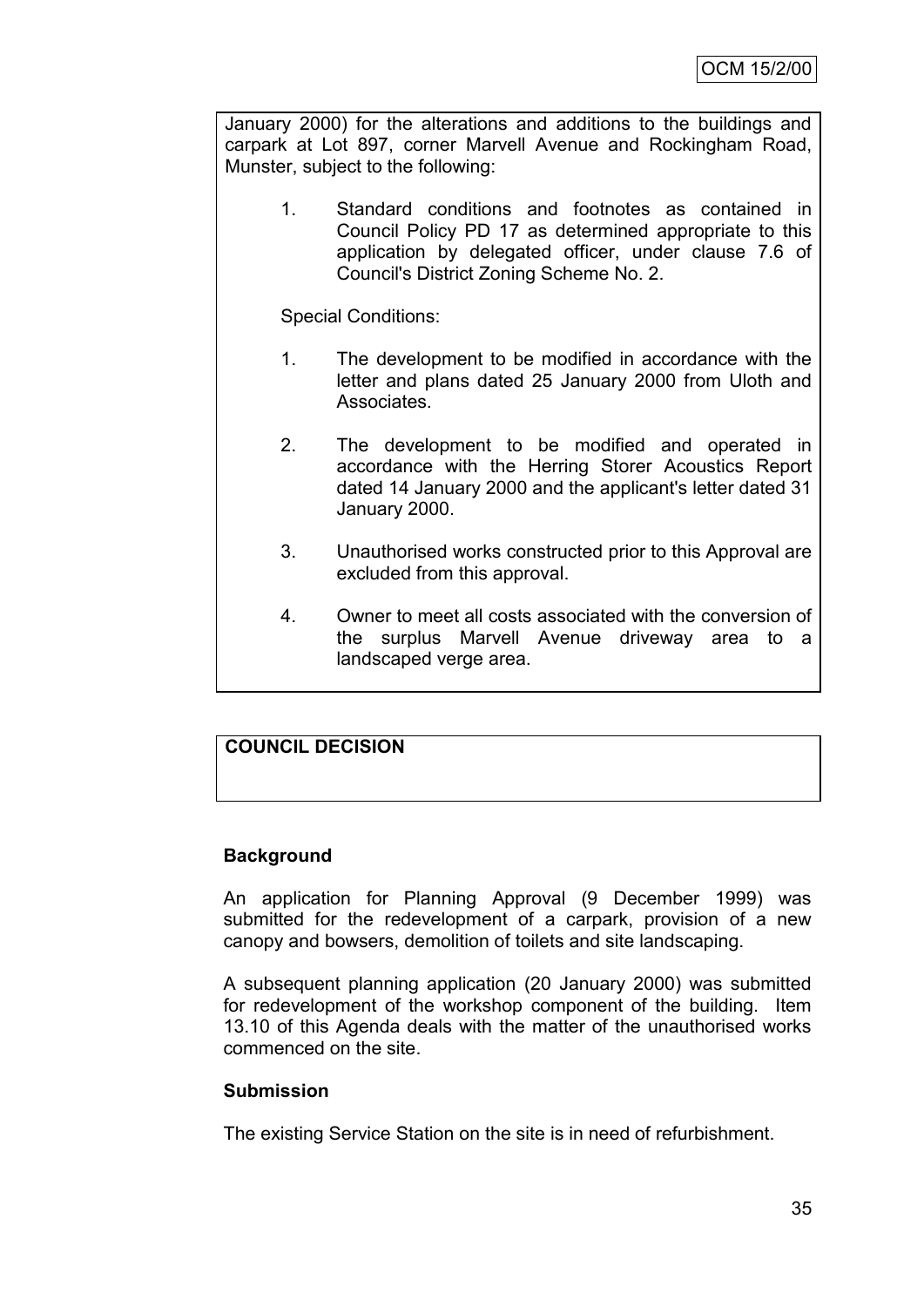January 2000) for the alterations and additions to the buildings and carpark at Lot 897, corner Marvell Avenue and Rockingham Road, Munster, subject to the following:

1. Standard conditions and footnotes as contained in Council Policy PD 17 as determined appropriate to this application by delegated officer, under clause 7.6 of Council's District Zoning Scheme No. 2.

Special Conditions:

1. The development to be modified in accordance with the letter and plans dated 25 January 2000 from Uloth and Associates.

2. The development to be modified and operated in accordance with the Herring Storer Acoustics Report dated 14 January 2000 and the applicant's letter dated 31 January 2000.

3. Unauthorised works constructed prior to this Approval are excluded from this approval.

4. Owner to meet all costs associated with the conversion of the surplus Marvell Avenue driveway area to a landscaped verge area.

**COUNCIL DECISION**

**Background**

An application for Planning Approval (9 December 1999) was submitted for the redevelopment of a carpark, provision of a new canopy and bowsers, demolition of toilets and site landscaping.

A subsequent planning application (20 January 2000) was submitted for redevelopment of the workshop component of the building. Item 13.10 of this Agenda deals with the matter of the unauthorised works commenced on the site.

**Submission**

The existing Service Station on the site is in need of refurbishment.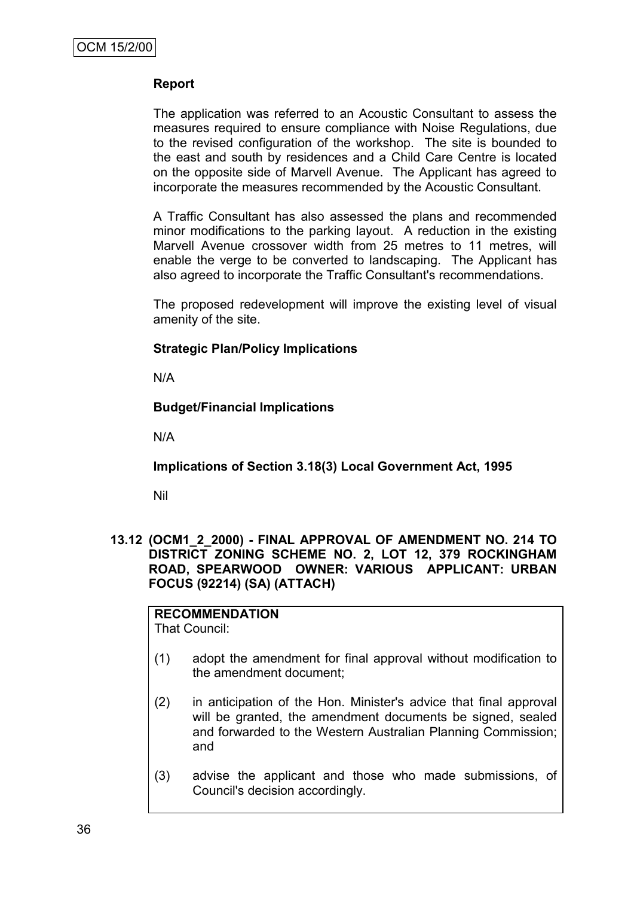**Report**

The application was referred to an Acoustic Consultant to assess the measures required to ensure compliance with Noise Regulations, due to the revised configuration of the workshop. The site is bounded to the east and south by residences and a Child Care Centre is located on the opposite side of Marvell Avenue. The Applicant has agreed to incorporate the measures recommended by the Acoustic Consultant.

A Traffic Consultant has also assessed the plans and recommended minor modifications to the parking layout. A reduction in the existing Marvell Avenue crossover width from 25 metres to 11 metres, will enable the verge to be converted to landscaping. The Applicant has also agreed to incorporate the Traffic Consultant's recommendations.

The proposed redevelopment will improve the existing level of visual amenity of the site.

**Strategic Plan/Policy Implications**

N/A

**Budget/Financial Implications**

N/A

**Implications of Section 3.18(3) Local Government Act, 1995**

Nil

### 13.12 (OCM1_2_2000) - FINAL APPROVAL OF AMENDMENT NO. 214 TO DISTRICT ZONING SCHEME NO. 2, LOT 12, 379 ROCKINGHAM ROAD, SPEARWOOD OWNER: VARIOUS APPLICANT: URBAN FOCUS (92214) (SA) (ATTACH)

**RECOMMENDATION**
That Council:

(1) adopt the amendment for final approval without modification to the amendment document;

(2) in anticipation of the Hon. Minister's advice that final approval will be granted, the amendment documents be signed, sealed and forwarded to the Western Australian Planning Commission; and

(3) advise the applicant and those who made submissions, of Council's decision accordingly.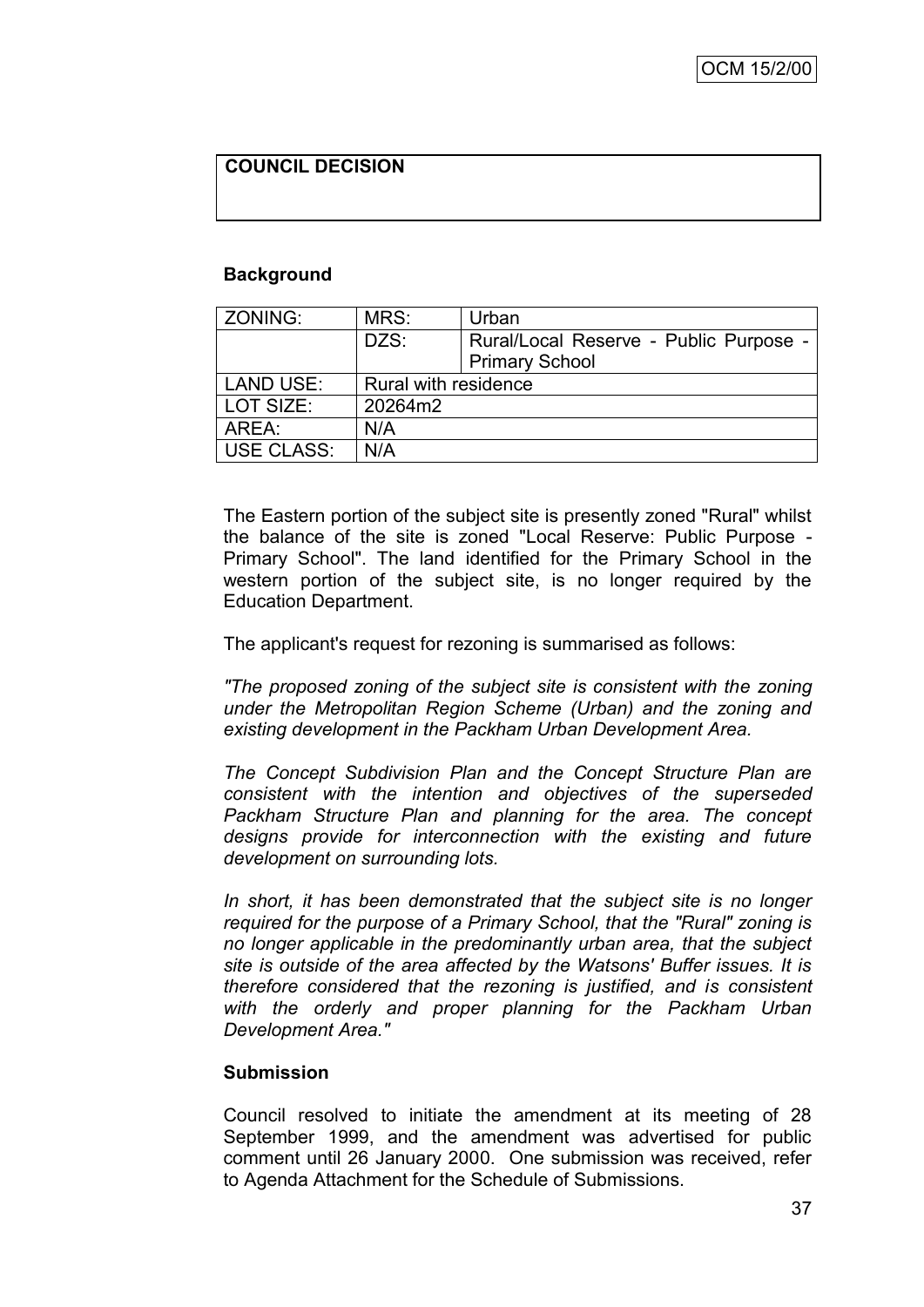**COUNCIL DECISION**

**Background**

| ZONING: | MRS: | Urban |
|---|---|---|
| | DZS: | Rural/Local Reserve - Public Purpose - Primary School |
| LAND USE: | Rural with residence | |
| LOT SIZE: | 20264m2 | |
| AREA: | N/A | |
| USE CLASS: | N/A | |

The Eastern portion of the subject site is presently zoned "Rural" whilst the balance of the site is zoned "Local Reserve: Public Purpose - Primary School". The land identified for the Primary School in the western portion of the subject site, is no longer required by the Education Department.

The applicant's request for rezoning is summarised as follows:

*"The proposed zoning of the subject site is consistent with the zoning under the Metropolitan Region Scheme (Urban) and the zoning and existing development in the Packham Urban Development Area.*

*The Concept Subdivision Plan and the Concept Structure Plan are consistent with the intention and objectives of the superseded Packham Structure Plan and planning for the area. The concept designs provide for interconnection with the existing and future development on surrounding lots.*

*In short, it has been demonstrated that the subject site is no longer required for the purpose of a Primary School, that the "Rural" zoning is no longer applicable in the predominantly urban area, that the subject site is outside of the area affected by the Watsons' Buffer issues. It is therefore considered that the rezoning is justified, and is consistent with the orderly and proper planning for the Packham Urban Development Area."*

**Submission**

Council resolved to initiate the amendment at its meeting of 28 September 1999, and the amendment was advertised for public comment until 26 January 2000. One submission was received, refer to Agenda Attachment for the Schedule of Submissions.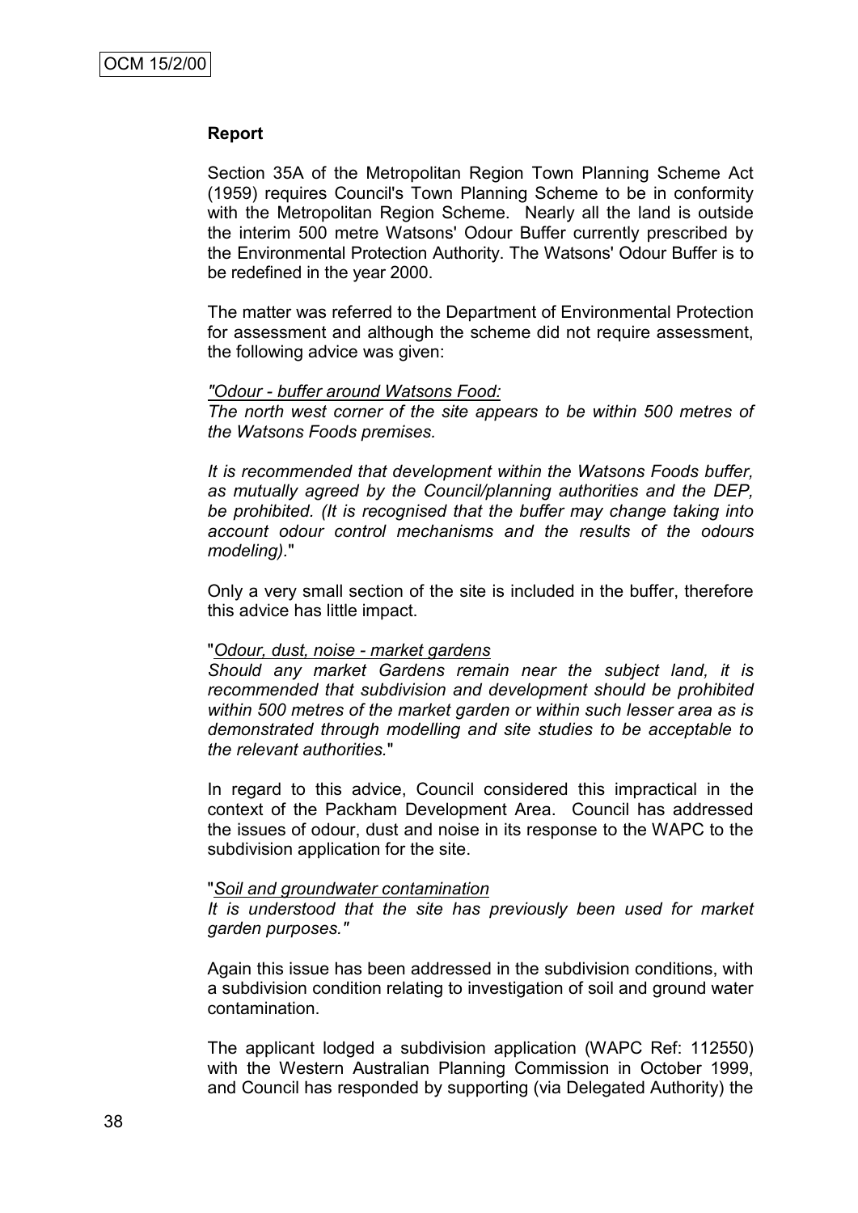**Report**

Section 35A of the Metropolitan Region Town Planning Scheme Act (1959) requires Council's Town Planning Scheme to be in conformity with the Metropolitan Region Scheme. Nearly all the land is outside the interim 500 metre Watsons' Odour Buffer currently prescribed by the Environmental Protection Authority. The Watsons' Odour Buffer is to be redefined in the year 2000.

The matter was referred to the Department of Environmental Protection for assessment and although the scheme did not require assessment, the following advice was given:

*"Odour - buffer around Watsons Food:*
*The north west corner of the site appears to be within 500 metres of the Watsons Foods premises.*

*It is recommended that development within the Watsons Foods buffer, as mutually agreed by the Council/planning authorities and the DEP, be prohibited. (It is recognised that the buffer may change taking into account odour control mechanisms and the results of the odours modeling).*"

Only a very small section of the site is included in the buffer, therefore this advice has little impact.

"*Odour, dust, noise - market gardens*
*Should any market Gardens remain near the subject land, it is recommended that subdivision and development should be prohibited within 500 metres of the market garden or within such lesser area as is demonstrated through modelling and site studies to be acceptable to the relevant authorities.*"

In regard to this advice, Council considered this impractical in the context of the Packham Development Area. Council has addressed the issues of odour, dust and noise in its response to the WAPC to the subdivision application for the site.

"*Soil and groundwater contamination*
*It is understood that the site has previously been used for market garden purposes."*

Again this issue has been addressed in the subdivision conditions, with a subdivision condition relating to investigation of soil and ground water contamination.

The applicant lodged a subdivision application (WAPC Ref: 112550) with the Western Australian Planning Commission in October 1999, and Council has responded by supporting (via Delegated Authority) the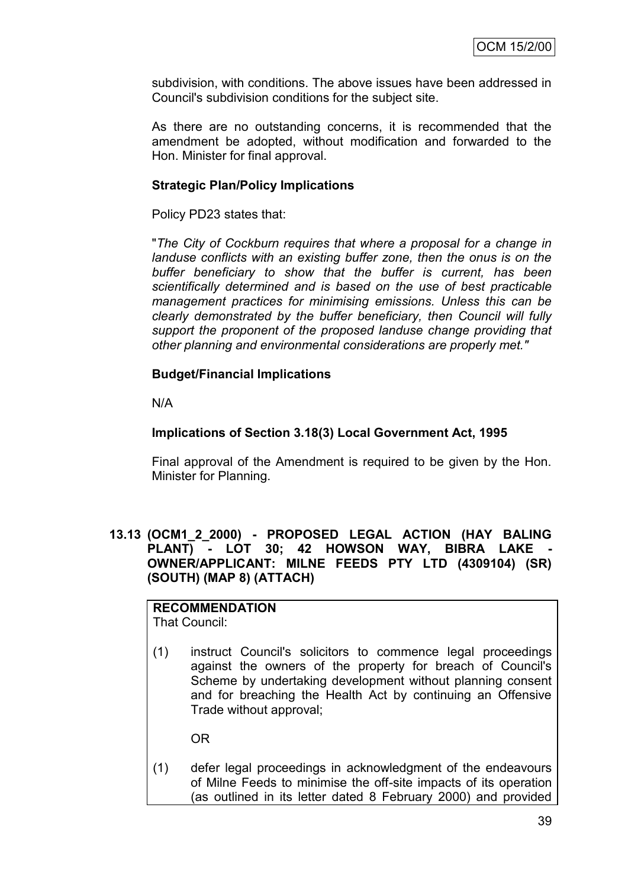subdivision, with conditions. The above issues have been addressed in Council's subdivision conditions for the subject site.

As there are no outstanding concerns, it is recommended that the amendment be adopted, without modification and forwarded to the Hon. Minister for final approval.

**Strategic Plan/Policy Implications**

Policy PD23 states that:

"*The City of Cockburn requires that where a proposal for a change in landuse conflicts with an existing buffer zone, then the onus is on the buffer beneficiary to show that the buffer is current, has been scientifically determined and is based on the use of best practicable management practices for minimising emissions. Unless this can be clearly demonstrated by the buffer beneficiary, then Council will fully support the proponent of the proposed landuse change providing that other planning and environmental considerations are properly met.*"

**Budget/Financial Implications**

N/A

**Implications of Section 3.18(3) Local Government Act, 1995**

Final approval of the Amendment is required to be given by the Hon. Minister for Planning.

**13.13 (OCM1_2_2000) - PROPOSED LEGAL ACTION (HAY BALING PLANT) - LOT 30; 42 HOWSON WAY, BIBRA LAKE - OWNER/APPLICANT: MILNE FEEDS PTY LTD (4309104) (SR) (SOUTH) (MAP 8) (ATTACH)**

**RECOMMENDATION**
That Council:

(1) instruct Council's solicitors to commence legal proceedings against the owners of the property for breach of Council's Scheme by undertaking development without planning consent and for breaching the Health Act by continuing an Offensive Trade without approval;

OR

(1) defer legal proceedings in acknowledgment of the endeavours of Milne Feeds to minimise the off-site impacts of its operation (as outlined in its letter dated 8 February 2000) and provided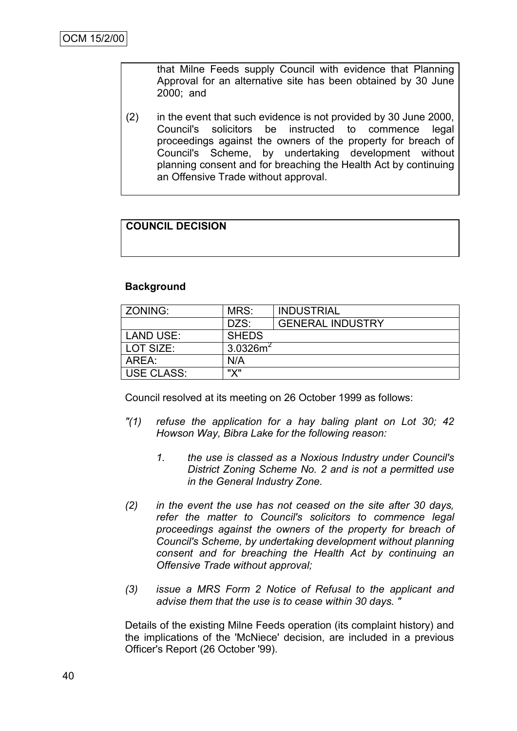that Milne Feeds supply Council with evidence that Planning Approval for an alternative site has been obtained by 30 June 2000; and

(2) in the event that such evidence is not provided by 30 June 2000, Council's solicitors be instructed to commence legal proceedings against the owners of the property for breach of Council's Scheme, by undertaking development without planning consent and for breaching the Health Act by continuing an Offensive Trade without approval.

**COUNCIL DECISION**

**Background**

| ZONING: | MRS: | INDUSTRIAL |
|---|---|---|
| | DZS: | GENERAL INDUSTRY |
| LAND USE: | SHEDS | |
| LOT SIZE: | $3.0326m^2$ | |
| AREA: | N/A | |
| USE CLASS: | "X" | |

Council resolved at its meeting on 26 October 1999 as follows:

*"(1) refuse the application for a hay baling plant on Lot 30; 42 Howson Way, Bibra Lake for the following reason:*

*1. the use is classed as a Noxious Industry under Council's District Zoning Scheme No. 2 and is not a permitted use in the General Industry Zone.*

*(2) in the event the use has not ceased on the site after 30 days, refer the matter to Council's solicitors to commence legal proceedings against the owners of the property for breach of Council's Scheme, by undertaking development without planning consent and for breaching the Health Act by continuing an Offensive Trade without approval;*

*(3) issue a MRS Form 2 Notice of Refusal to the applicant and advise them that the use is to cease within 30 days. "*

Details of the existing Milne Feeds operation (its complaint history) and the implications of the 'McNiece' decision, are included in a previous Officer's Report (26 October '99).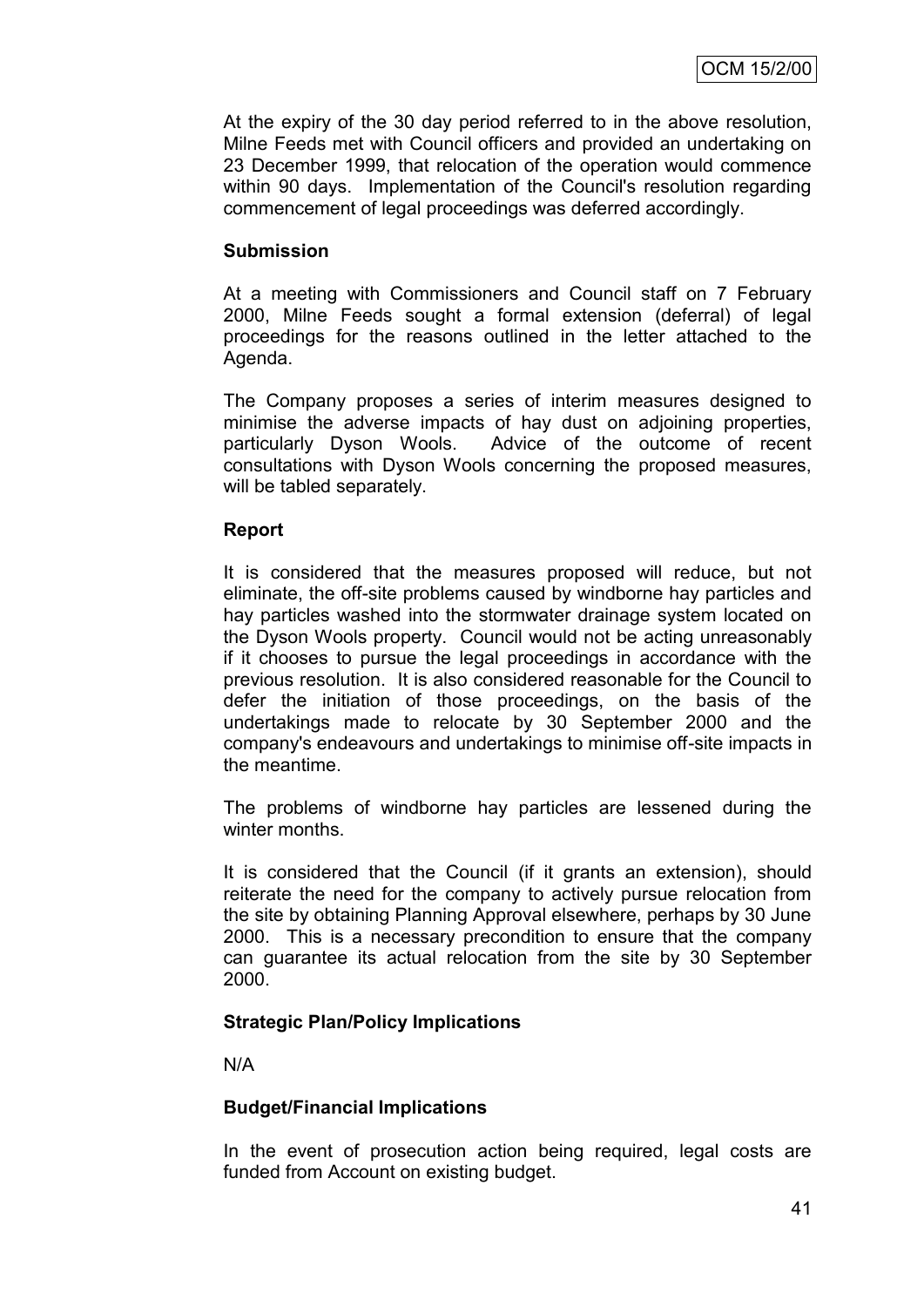At the expiry of the 30 day period referred to in the above resolution, Milne Feeds met with Council officers and provided an undertaking on 23 December 1999, that relocation of the operation would commence within 90 days. Implementation of the Council's resolution regarding commencement of legal proceedings was deferred accordingly.

**Submission**

At a meeting with Commissioners and Council staff on 7 February 2000, Milne Feeds sought a formal extension (deferral) of legal proceedings for the reasons outlined in the letter attached to the Agenda.

The Company proposes a series of interim measures designed to minimise the adverse impacts of hay dust on adjoining properties, particularly Dyson Wools. Advice of the outcome of recent consultations with Dyson Wools concerning the proposed measures, will be tabled separately.

**Report**

It is considered that the measures proposed will reduce, but not eliminate, the off-site problems caused by windborne hay particles and hay particles washed into the stormwater drainage system located on the Dyson Wools property. Council would not be acting unreasonably if it chooses to pursue the legal proceedings in accordance with the previous resolution. It is also considered reasonable for the Council to defer the initiation of those proceedings, on the basis of the undertakings made to relocate by 30 September 2000 and the company's endeavours and undertakings to minimise off-site impacts in the meantime.

The problems of windborne hay particles are lessened during the winter months.

It is considered that the Council (if it grants an extension), should reiterate the need for the company to actively pursue relocation from the site by obtaining Planning Approval elsewhere, perhaps by 30 June 2000. This is a necessary precondition to ensure that the company can guarantee its actual relocation from the site by 30 September 2000.

**Strategic Plan/Policy Implications**

N/A

**Budget/Financial Implications**

In the event of prosecution action being required, legal costs are funded from Account on existing budget.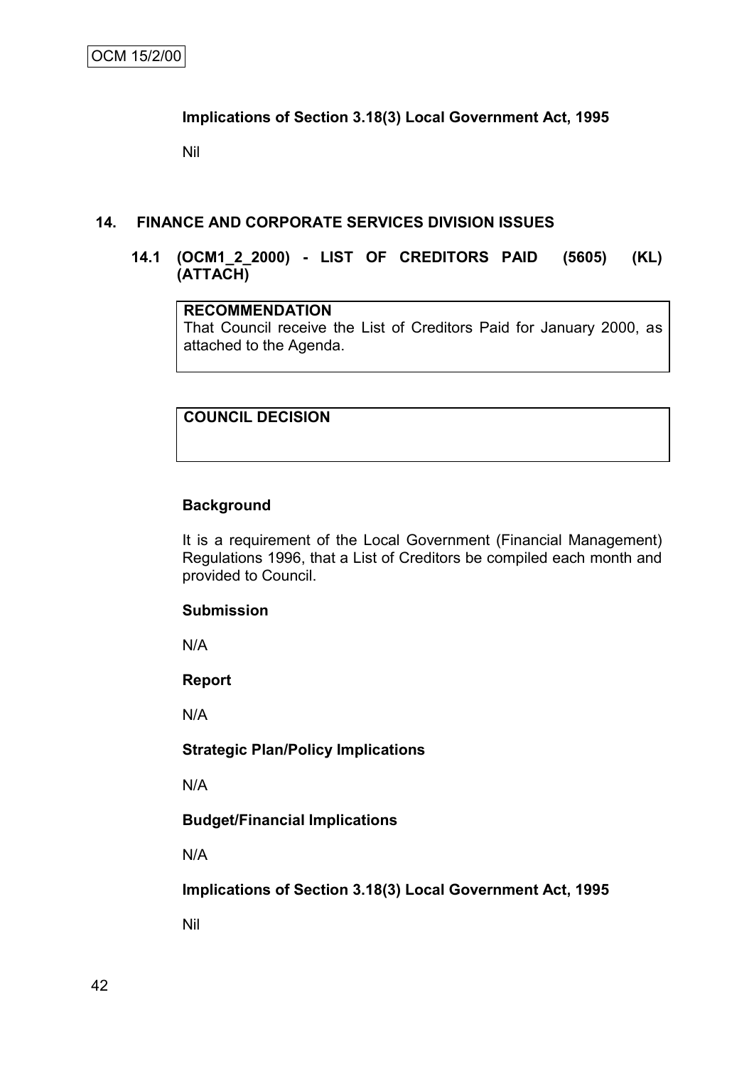**Implications of Section 3.18(3) Local Government Act, 1995**

Nil

## 14. FINANCE AND CORPORATE SERVICES DIVISION ISSUES

### 14.1 (OCM1_2_2000) - LIST OF CREDITORS PAID (5605) (KL) (ATTACH)

| **RECOMMENDATION** |
|---|
| That Council receive the List of Creditors Paid for January 2000, as attached to the Agenda. |

| **COUNCIL DECISION** |
|---|
| |

**Background**

It is a requirement of the Local Government (Financial Management) Regulations 1996, that a List of Creditors be compiled each month and provided to Council.

**Submission**

N/A

**Report**

N/A

**Strategic Plan/Policy Implications**

N/A

**Budget/Financial Implications**

N/A

**Implications of Section 3.18(3) Local Government Act, 1995**

Nil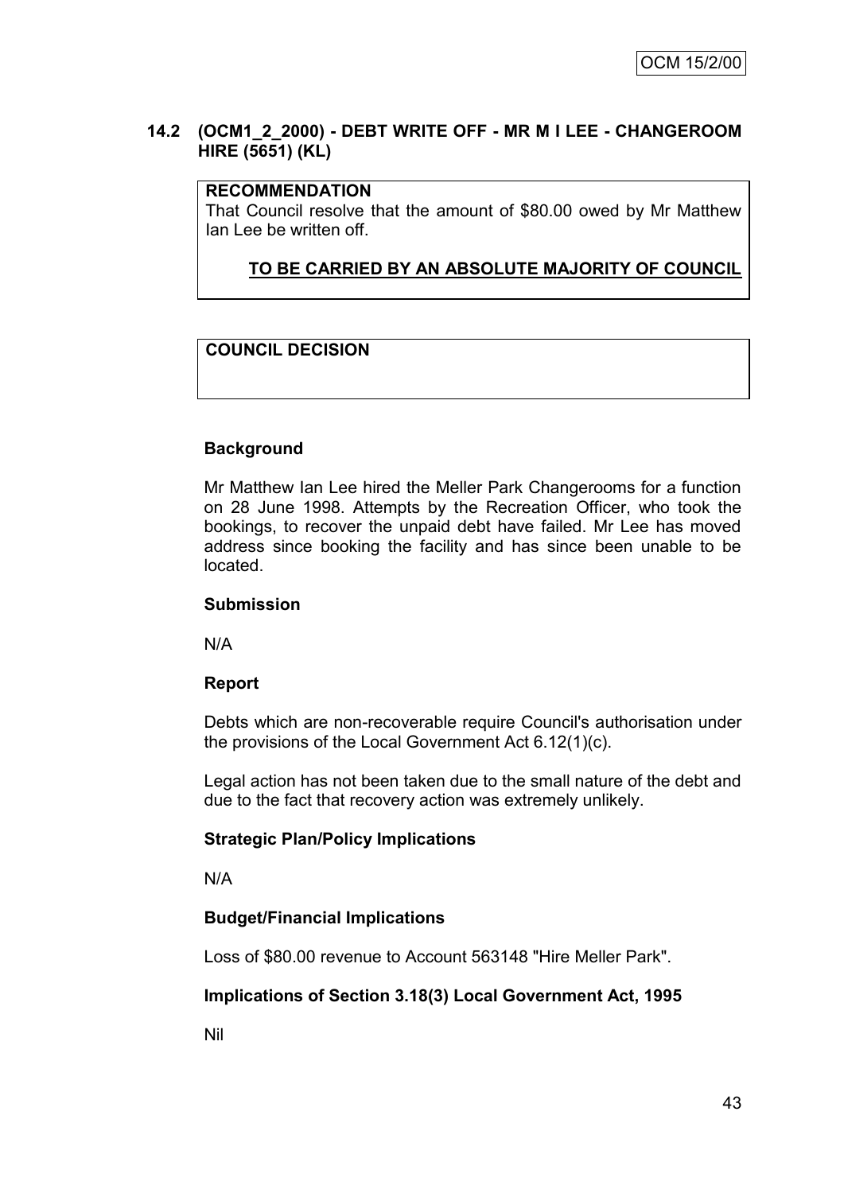### 14.2 (OCM1_2_2000) - DEBT WRITE OFF - MR M I LEE - CHANGEROOM HIRE (5651) (KL)

**RECOMMENDATION**

That Council resolve that the amount of $80.00 owed by Mr Matthew Ian Lee be written off.

**<u>TO BE CARRIED BY AN ABSOLUTE MAJORITY OF COUNCIL</u>**

**COUNCIL DECISION**

**Background**

Mr Matthew Ian Lee hired the Meller Park Changerooms for a function on 28 June 1998. Attempts by the Recreation Officer, who took the bookings, to recover the unpaid debt have failed. Mr Lee has moved address since booking the facility and has since been unable to be located.

**Submission**

N/A

**Report**

Debts which are non-recoverable require Council's authorisation under the provisions of the Local Government Act 6.12(1)(c).

Legal action has not been taken due to the small nature of the debt and due to the fact that recovery action was extremely unlikely.

**Strategic Plan/Policy Implications**

N/A

**Budget/Financial Implications**

Loss of $80.00 revenue to Account 563148 "Hire Meller Park".

**Implications of Section 3.18(3) Local Government Act, 1995**

Nil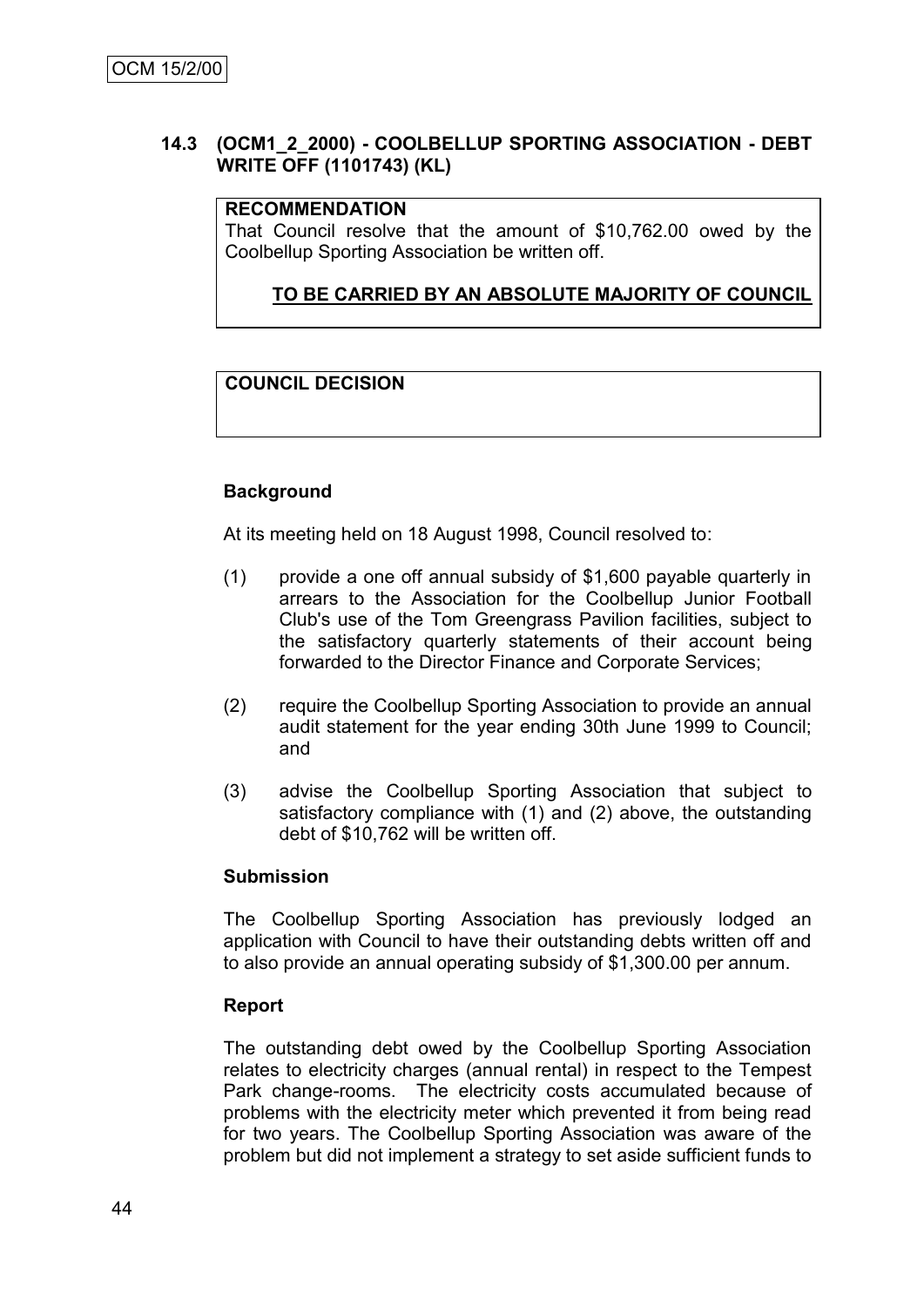### 14.3 (OCM1_2_2000) - COOLBELLUP SPORTING ASSOCIATION - DEBT WRITE OFF (1101743) (KL)

**RECOMMENDATION**

That Council resolve that the amount of $10,762.00 owed by the Coolbellup Sporting Association be written off.

**TO BE CARRIED BY AN ABSOLUTE MAJORITY OF COUNCIL**

**COUNCIL DECISION**

**Background**

At its meeting held on 18 August 1998, Council resolved to:

(1) provide a one off annual subsidy of $1,600 payable quarterly in arrears to the Association for the Coolbellup Junior Football Club's use of the Tom Greengrass Pavilion facilities, subject to the satisfactory quarterly statements of their account being forwarded to the Director Finance and Corporate Services;

(2) require the Coolbellup Sporting Association to provide an annual audit statement for the year ending 30th June 1999 to Council; and

(3) advise the Coolbellup Sporting Association that subject to satisfactory compliance with (1) and (2) above, the outstanding debt of $10,762 will be written off.

**Submission**

The Coolbellup Sporting Association has previously lodged an application with Council to have their outstanding debts written off and to also provide an annual operating subsidy of $1,300.00 per annum.

**Report**

The outstanding debt owed by the Coolbellup Sporting Association relates to electricity charges (annual rental) in respect to the Tempest Park change-rooms. The electricity costs accumulated because of problems with the electricity meter which prevented it from being read for two years. The Coolbellup Sporting Association was aware of the problem but did not implement a strategy to set aside sufficient funds to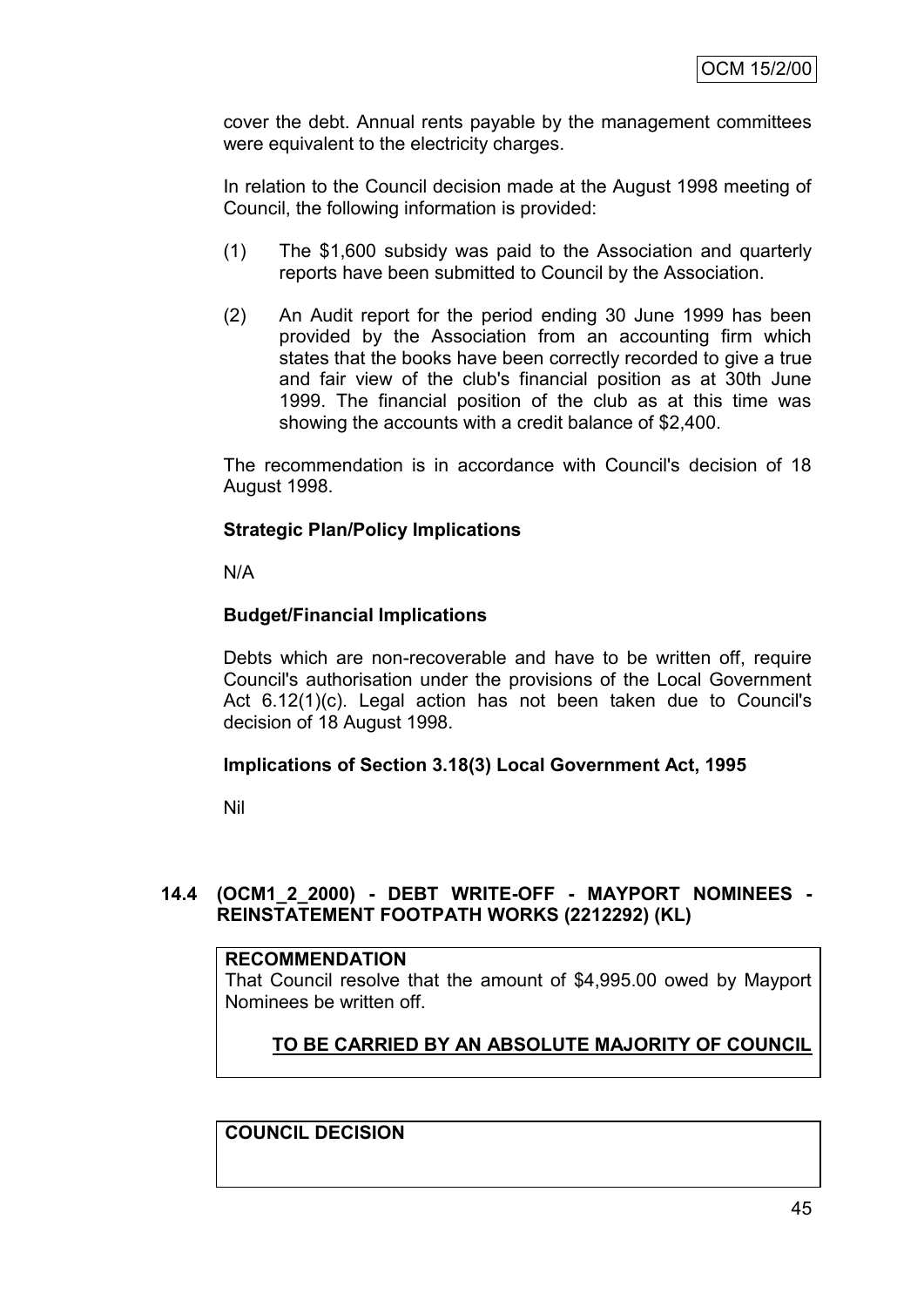cover the debt. Annual rents payable by the management committees were equivalent to the electricity charges.

In relation to the Council decision made at the August 1998 meeting of Council, the following information is provided:

(1) The $1,600 subsidy was paid to the Association and quarterly reports have been submitted to Council by the Association.

(2) An Audit report for the period ending 30 June 1999 has been provided by the Association from an accounting firm which states that the books have been correctly recorded to give a true and fair view of the club's financial position as at 30th June 1999. The financial position of the club as at this time was showing the accounts with a credit balance of $2,400.

The recommendation is in accordance with Council's decision of 18 August 1998.

**Strategic Plan/Policy Implications**

N/A

**Budget/Financial Implications**

Debts which are non-recoverable and have to be written off, require Council's authorisation under the provisions of the Local Government Act 6.12(1)(c). Legal action has not been taken due to Council's decision of 18 August 1998.

**Implications of Section 3.18(3) Local Government Act, 1995**

Nil

## 14.4 (OCM1_2_2000) - DEBT WRITE-OFF - MAYPORT NOMINEES - REINSTATEMENT FOOTPATH WORKS (2212292) (KL)

**RECOMMENDATION**

That Council resolve that the amount of $4,995.00 owed by Mayport Nominees be written off.

**<u>TO BE CARRIED BY AN ABSOLUTE MAJORITY OF COUNCIL</u>**

**COUNCIL DECISION**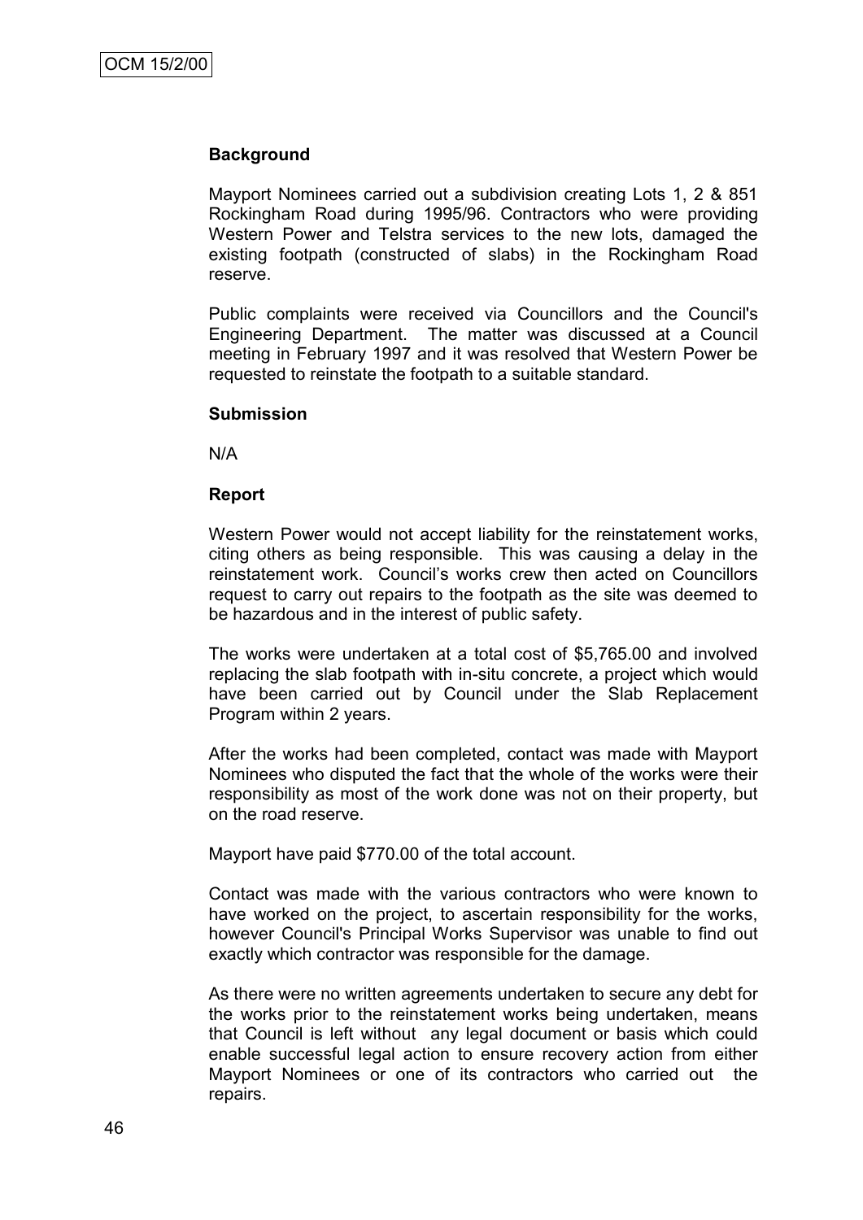### Background

Mayport Nominees carried out a subdivision creating Lots 1, 2 & 851 Rockingham Road during 1995/96. Contractors who were providing Western Power and Telstra services to the new lots, damaged the existing footpath (constructed of slabs) in the Rockingham Road reserve.

Public complaints were received via Councillors and the Council's Engineering Department. The matter was discussed at a Council meeting in February 1997 and it was resolved that Western Power be requested to reinstate the footpath to a suitable standard.

### Submission

N/A

### Report

Western Power would not accept liability for the reinstatement works, citing others as being responsible. This was causing a delay in the reinstatement work. Council's works crew then acted on Councillors request to carry out repairs to the footpath as the site was deemed to be hazardous and in the interest of public safety.

The works were undertaken at a total cost of $5,765.00 and involved replacing the slab footpath with in-situ concrete, a project which would have been carried out by Council under the Slab Replacement Program within 2 years.

After the works had been completed, contact was made with Mayport Nominees who disputed the fact that the whole of the works were their responsibility as most of the work done was not on their property, but on the road reserve.

Mayport have paid $770.00 of the total account.

Contact was made with the various contractors who were known to have worked on the project, to ascertain responsibility for the works, however Council's Principal Works Supervisor was unable to find out exactly which contractor was responsible for the damage.

As there were no written agreements undertaken to secure any debt for the works prior to the reinstatement works being undertaken, means that Council is left without any legal document or basis which could enable successful legal action to ensure recovery action from either Mayport Nominees or one of its contractors who carried out the repairs.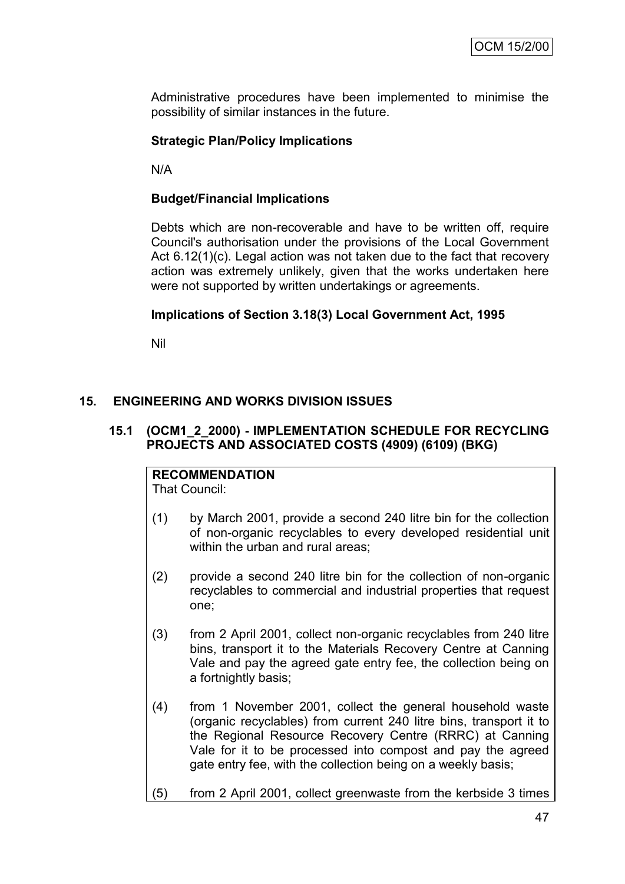Administrative procedures have been implemented to minimise the possibility of similar instances in the future.

**Strategic Plan/Policy Implications**

N/A

**Budget/Financial Implications**

Debts which are non-recoverable and have to be written off, require Council's authorisation under the provisions of the Local Government Act 6.12(1)(c). Legal action was not taken due to the fact that recovery action was extremely unlikely, given that the works undertaken here were not supported by written undertakings or agreements.

**Implications of Section 3.18(3) Local Government Act, 1995**

Nil

## 15. ENGINEERING AND WORKS DIVISION ISSUES

### 15.1 (OCM1_2_2000) - IMPLEMENTATION SCHEDULE FOR RECYCLING PROJECTS AND ASSOCIATED COSTS (4909) (6109) (BKG)

**RECOMMENDATION**
That Council:

(1) by March 2001, provide a second 240 litre bin for the collection of non-organic recyclables to every developed residential unit within the urban and rural areas;

(2) provide a second 240 litre bin for the collection of non-organic recyclables to commercial and industrial properties that request one;

(3) from 2 April 2001, collect non-organic recyclables from 240 litre bins, transport it to the Materials Recovery Centre at Canning Vale and pay the agreed gate entry fee, the collection being on a fortnightly basis;

(4) from 1 November 2001, collect the general household waste (organic recyclables) from current 240 litre bins, transport it to the Regional Resource Recovery Centre (RRRC) at Canning Vale for it to be processed into compost and pay the agreed gate entry fee, with the collection being on a weekly basis;

(5) from 2 April 2001, collect greenwaste from the kerbside 3 times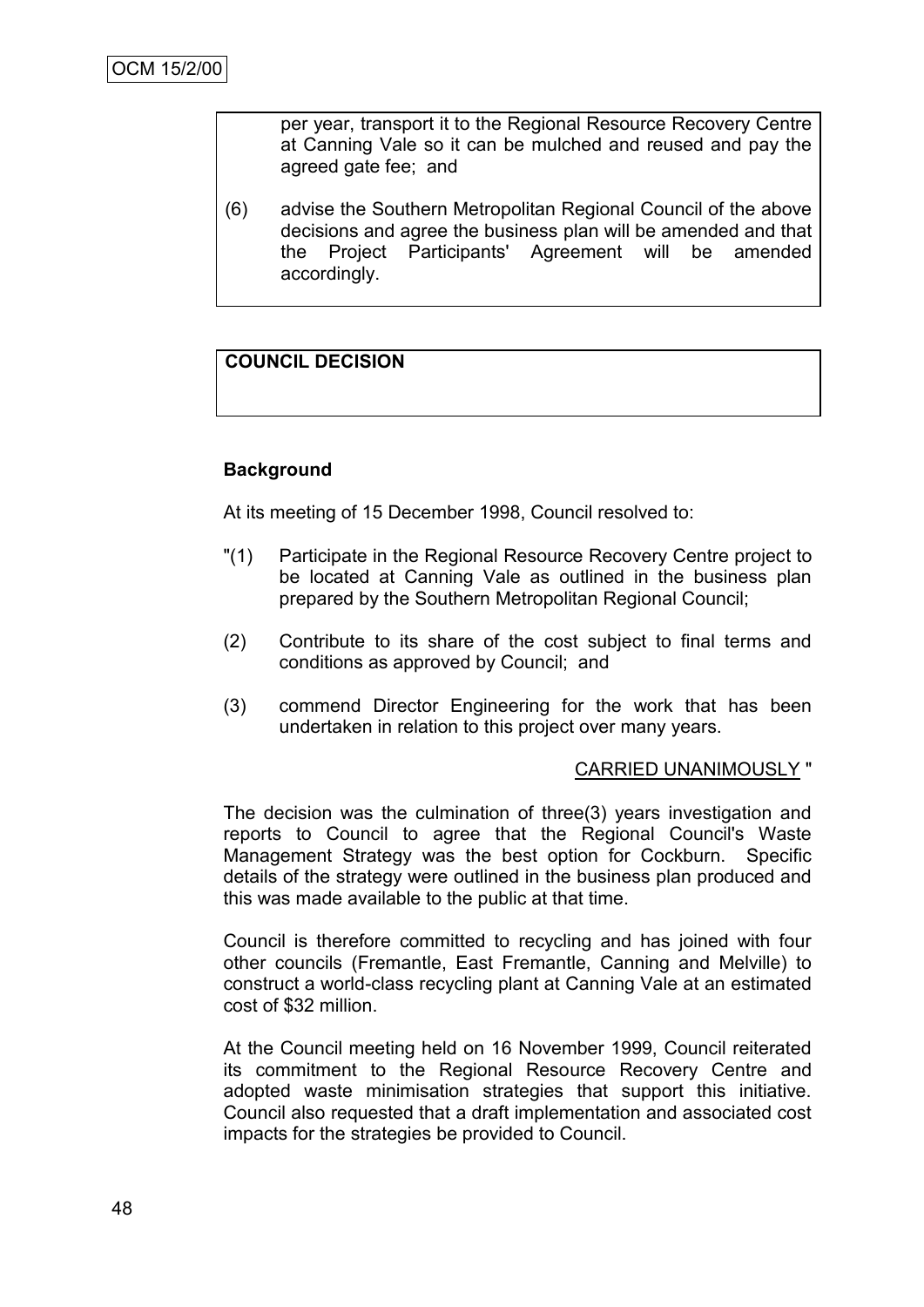per year, transport it to the Regional Resource Recovery Centre at Canning Vale so it can be mulched and reused and pay the agreed gate fee; and

(6) advise the Southern Metropolitan Regional Council of the above decisions and agree the business plan will be amended and that the Project Participants' Agreement will be amended accordingly.

**COUNCIL DECISION**

**Background**

At its meeting of 15 December 1998, Council resolved to:

"(1) Participate in the Regional Resource Recovery Centre project to be located at Canning Vale as outlined in the business plan prepared by the Southern Metropolitan Regional Council;

(2) Contribute to its share of the cost subject to final terms and conditions as approved by Council; and

(3) commend Director Engineering for the work that has been undertaken in relation to this project over many years.

CARRIED UNANIMOUSLY "

The decision was the culmination of three(3) years investigation and reports to Council to agree that the Regional Council's Waste Management Strategy was the best option for Cockburn. Specific details of the strategy were outlined in the business plan produced and this was made available to the public at that time.

Council is therefore committed to recycling and has joined with four other councils (Fremantle, East Fremantle, Canning and Melville) to construct a world-class recycling plant at Canning Vale at an estimated cost of $32 million.

At the Council meeting held on 16 November 1999, Council reiterated its commitment to the Regional Resource Recovery Centre and adopted waste minimisation strategies that support this initiative. Council also requested that a draft implementation and associated cost impacts for the strategies be provided to Council.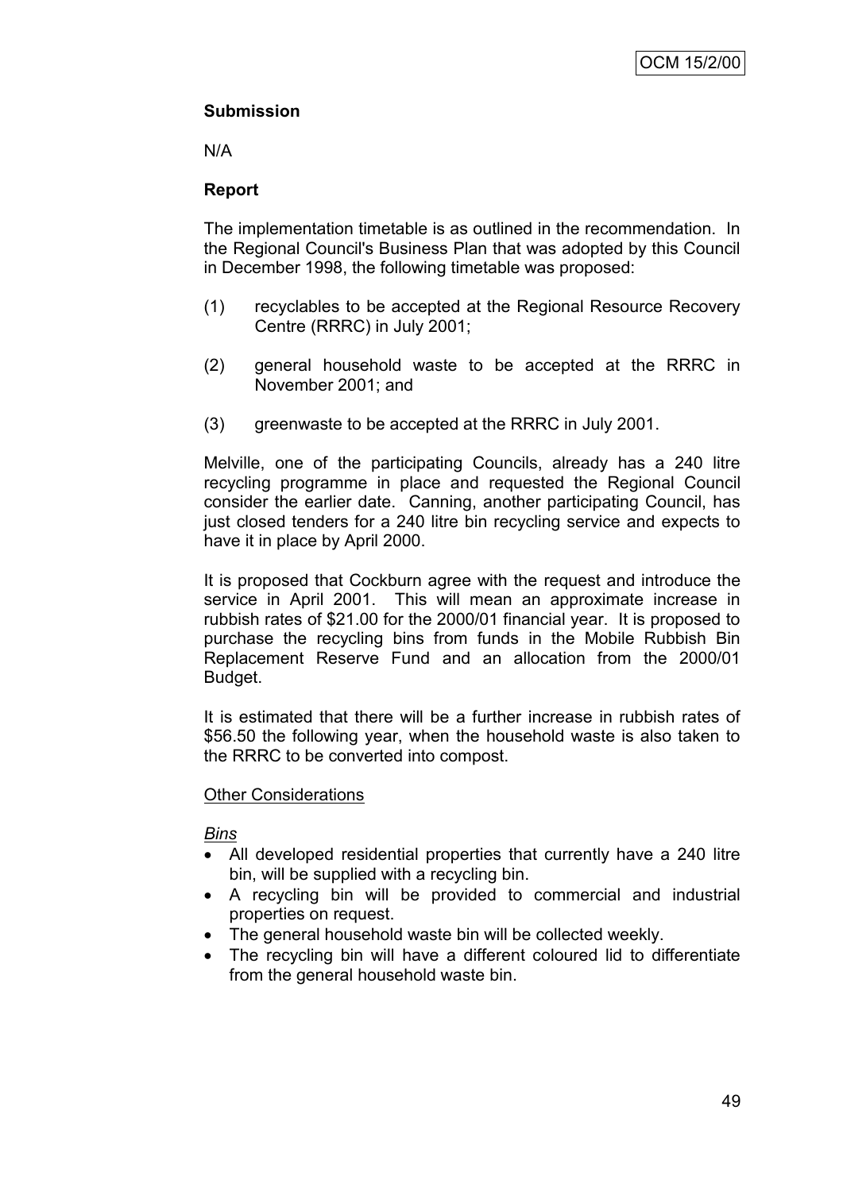**Submission**

N/A

**Report**

The implementation timetable is as outlined in the recommendation. In the Regional Council's Business Plan that was adopted by this Council in December 1998, the following timetable was proposed:

(1) recyclables to be accepted at the Regional Resource Recovery Centre (RRRC) in July 2001;

(2) general household waste to be accepted at the RRRC in November 2001; and

(3) greenwaste to be accepted at the RRRC in July 2001.

Melville, one of the participating Councils, already has a 240 litre recycling programme in place and requested the Regional Council consider the earlier date. Canning, another participating Council, has just closed tenders for a 240 litre bin recycling service and expects to have it in place by April 2000.

It is proposed that Cockburn agree with the request and introduce the service in April 2001. This will mean an approximate increase in rubbish rates of $21.00 for the 2000/01 financial year. It is proposed to purchase the recycling bins from funds in the Mobile Rubbish Bin Replacement Reserve Fund and an allocation from the 2000/01 Budget.

It is estimated that there will be a further increase in rubbish rates of $56.50 the following year, when the household waste is also taken to the RRRC to be converted into compost.

<u>Other Considerations</u>

*<u>Bins</u>*

- All developed residential properties that currently have a 240 litre bin, will be supplied with a recycling bin.
- A recycling bin will be provided to commercial and industrial properties on request.
- The general household waste bin will be collected weekly.
- The recycling bin will have a different coloured lid to differentiate from the general household waste bin.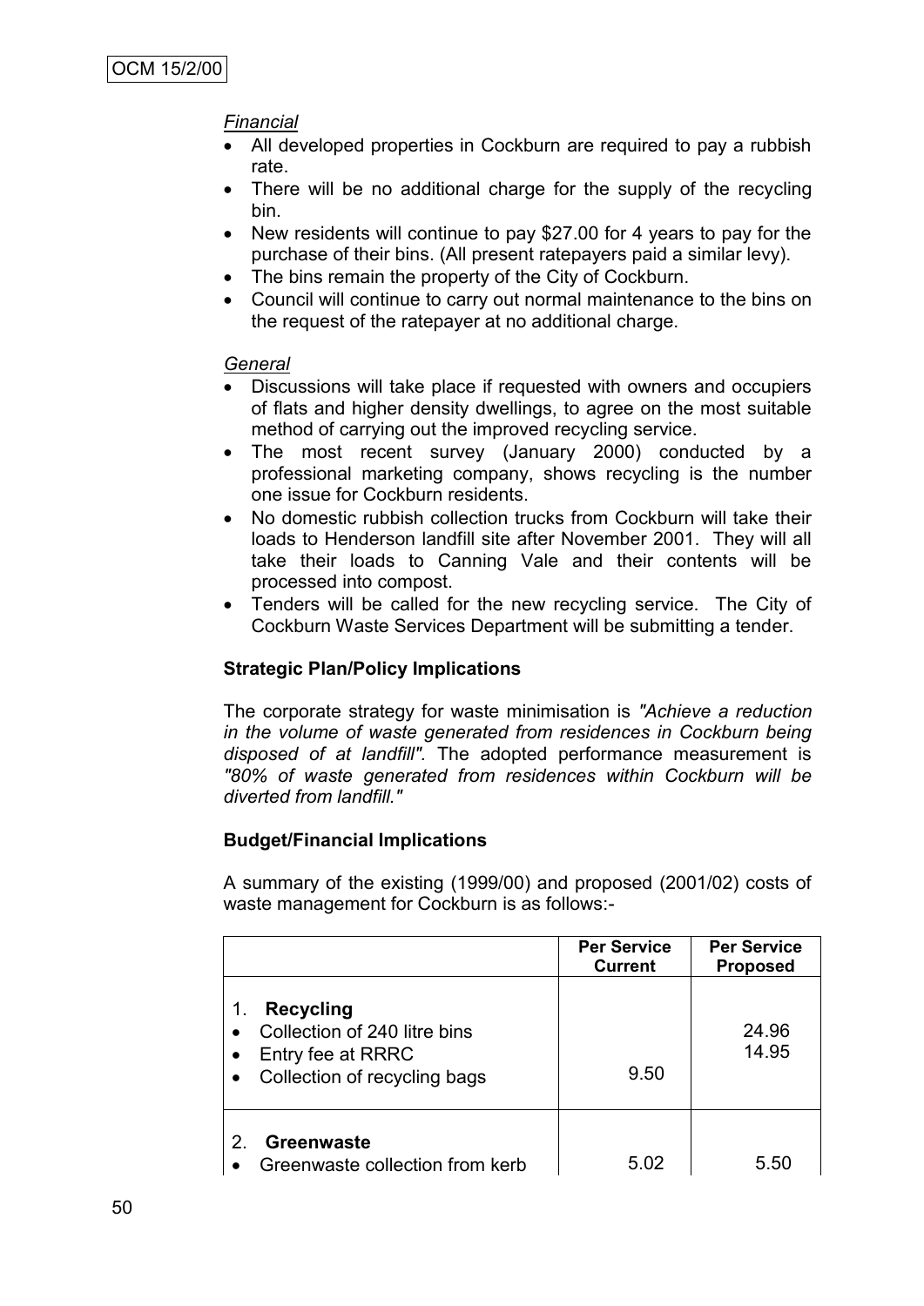*Financial*

- All developed properties in Cockburn are required to pay a rubbish rate.
- There will be no additional charge for the supply of the recycling bin.
- New residents will continue to pay $27.00 for 4 years to pay for the purchase of their bins. (All present ratepayers paid a similar levy).
- The bins remain the property of the City of Cockburn.
- Council will continue to carry out normal maintenance to the bins on the request of the ratepayer at no additional charge.

*General*

- Discussions will take place if requested with owners and occupiers of flats and higher density dwellings, to agree on the most suitable method of carrying out the improved recycling service.
- The most recent survey (January 2000) conducted by a professional marketing company, shows recycling is the number one issue for Cockburn residents.
- No domestic rubbish collection trucks from Cockburn will take their loads to Henderson landfill site after November 2001. They will all take their loads to Canning Vale and their contents will be processed into compost.
- Tenders will be called for the new recycling service. The City of Cockburn Waste Services Department will be submitting a tender.

**Strategic Plan/Policy Implications**

The corporate strategy for waste minimisation is *"Achieve a reduction in the volume of waste generated from residences in Cockburn being disposed of at landfill".* The adopted performance measurement is *"80% of waste generated from residences within Cockburn will be diverted from landfill."*

**Budget/Financial Implications**

A summary of the existing (1999/00) and proposed (2001/02) costs of waste management for Cockburn is as follows:-

| | Per Service Current | Per Service Proposed |
|---|---|---|
| 1. **Recycling** | | |
| • Collection of 240 litre bins | | 24.96 |
| • Entry fee at RRRC | | 14.95 |
| • Collection of recycling bags | 9.50 | |
| 2. **Greenwaste** | | |
| • Greenwaste collection from kerb | 5.02 | 5.50 |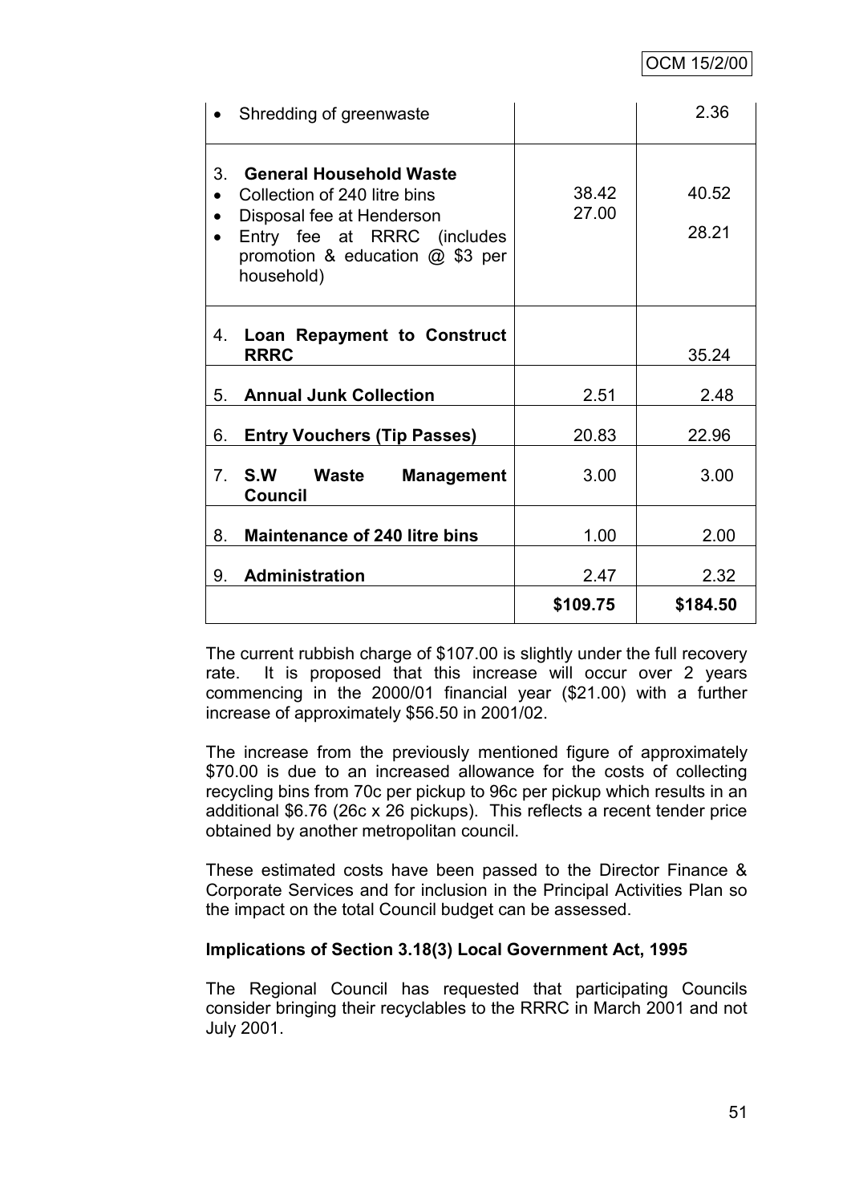| | | |
|---|---|---|
| • Shredding of greenwaste | | 2.36 |
| 3. **General Household Waste**<br>• Collection of 240 litre bins<br>• Disposal fee at Henderson<br>• Entry fee at RRRC (includes promotion & education @ $3 per household) | 38.42<br>27.00 | 40.52<br><br>28.21 |
| 4. **Loan Repayment to Construct RRRC** | | 35.24 |
| 5. **Annual Junk Collection** | 2.51 | 2.48 |
| 6. **Entry Vouchers (Tip Passes)** | 20.83 | 22.96 |
| 7. **S.W Waste Management Council** | 3.00 | 3.00 |
| 8. **Maintenance of 240 litre bins** | 1.00 | 2.00 |
| 9. **Administration** | 2.47 | 2.32 |
| | **$109.75** | **$184.50** |

The current rubbish charge of $107.00 is slightly under the full recovery rate. It is proposed that this increase will occur over 2 years commencing in the 2000/01 financial year ($21.00) with a further increase of approximately $56.50 in 2001/02.

The increase from the previously mentioned figure of approximately $70.00 is due to an increased allowance for the costs of collecting recycling bins from 70c per pickup to 96c per pickup which results in an additional $6.76 (26c x 26 pickups). This reflects a recent tender price obtained by another metropolitan council.

These estimated costs have been passed to the Director Finance & Corporate Services and for inclusion in the Principal Activities Plan so the impact on the total Council budget can be assessed.

**Implications of Section 3.18(3) Local Government Act, 1995**

The Regional Council has requested that participating Councils consider bringing their recyclables to the RRRC in March 2001 and not July 2001.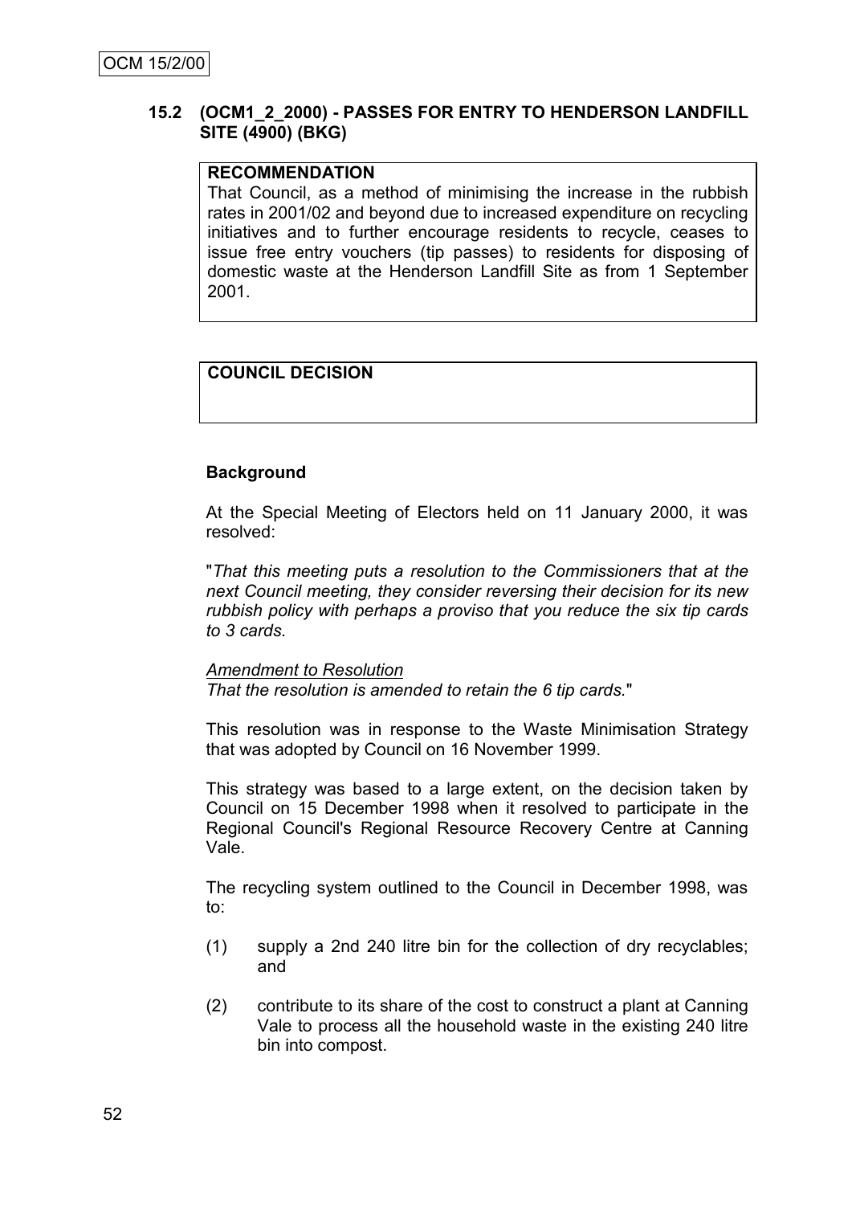### 15.2 (OCM1_2_2000) - PASSES FOR ENTRY TO HENDERSON LANDFILL SITE (4900) (BKG)

**RECOMMENDATION**

That Council, as a method of minimising the increase in the rubbish rates in 2001/02 and beyond due to increased expenditure on recycling initiatives and to further encourage residents to recycle, ceases to issue free entry vouchers (tip passes) to residents for disposing of domestic waste at the Henderson Landfill Site as from 1 September 2001.

**COUNCIL DECISION**

**Background**

At the Special Meeting of Electors held on 11 January 2000, it was resolved:

"*That this meeting puts a resolution to the Commissioners that at the next Council meeting, they consider reversing their decision for its new rubbish policy with perhaps a proviso that you reduce the six tip cards to 3 cards.*

*Amendment to Resolution*

*That the resolution is amended to retain the 6 tip cards.*"

This resolution was in response to the Waste Minimisation Strategy that was adopted by Council on 16 November 1999.

This strategy was based to a large extent, on the decision taken by Council on 15 December 1998 when it resolved to participate in the Regional Council's Regional Resource Recovery Centre at Canning Vale.

The recycling system outlined to the Council in December 1998, was to:

(1) supply a 2nd 240 litre bin for the collection of dry recyclables; and

(2) contribute to its share of the cost to construct a plant at Canning Vale to process all the household waste in the existing 240 litre bin into compost.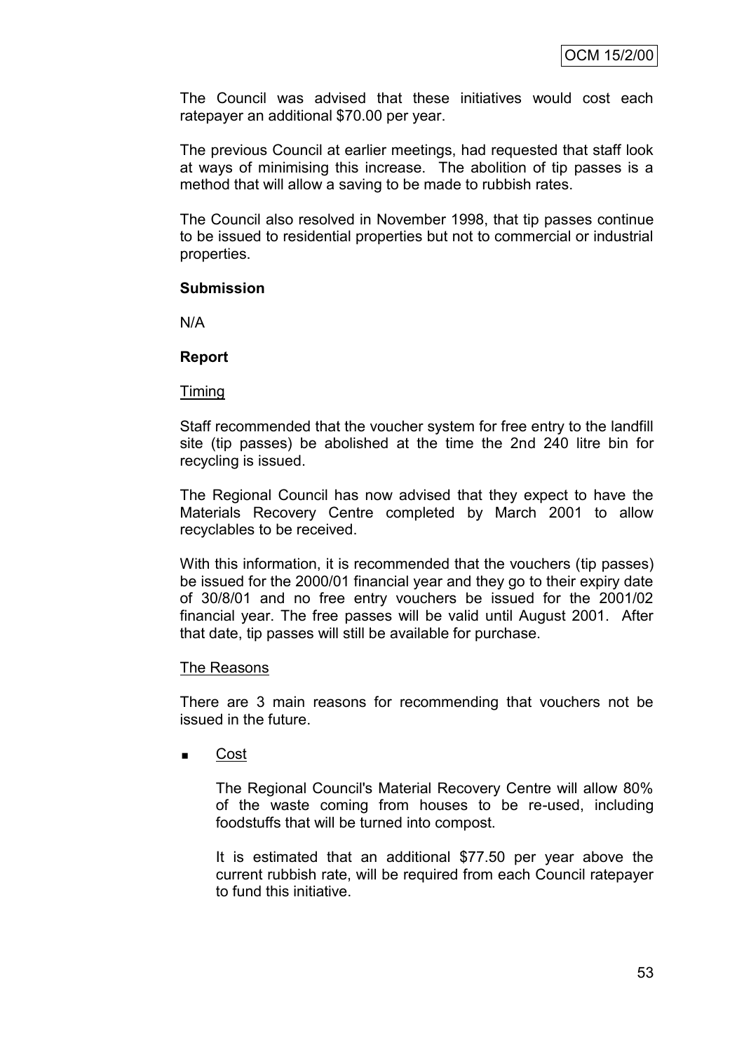The Council was advised that these initiatives would cost each ratepayer an additional $70.00 per year.

The previous Council at earlier meetings, had requested that staff look at ways of minimising this increase. The abolition of tip passes is a method that will allow a saving to be made to rubbish rates.

The Council also resolved in November 1998, that tip passes continue to be issued to residential properties but not to commercial or industrial properties.

**Submission**

N/A

**Report**

Timing

Staff recommended that the voucher system for free entry to the landfill site (tip passes) be abolished at the time the 2nd 240 litre bin for recycling is issued.

The Regional Council has now advised that they expect to have the Materials Recovery Centre completed by March 2001 to allow recyclables to be received.

With this information, it is recommended that the vouchers (tip passes) be issued for the 2000/01 financial year and they go to their expiry date of 30/8/01 and no free entry vouchers be issued for the 2001/02 financial year. The free passes will be valid until August 2001. After that date, tip passes will still be available for purchase.

The Reasons

There are 3 main reasons for recommending that vouchers not be issued in the future.

- Cost

  The Regional Council's Material Recovery Centre will allow 80% of the waste coming from houses to be re-used, including foodstuffs that will be turned into compost.

  It is estimated that an additional $77.50 per year above the current rubbish rate, will be required from each Council ratepayer to fund this initiative.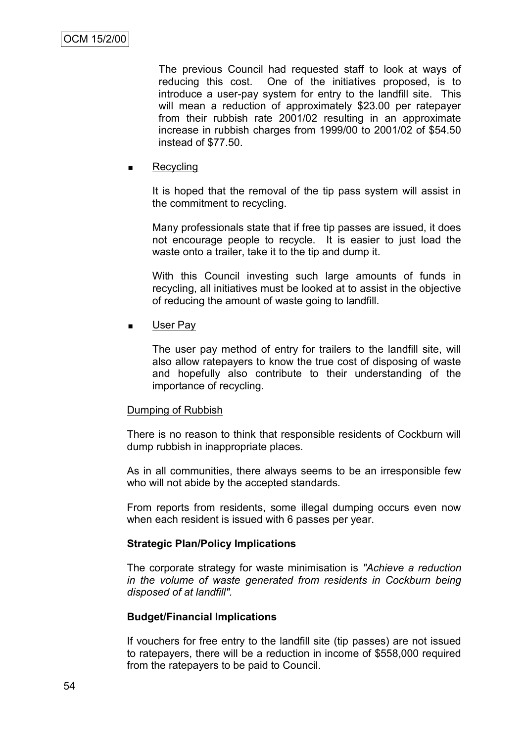The previous Council had requested staff to look at ways of reducing this cost. One of the initiatives proposed, is to introduce a user-pay system for entry to the landfill site. This will mean a reduction of approximately $23.00 per ratepayer from their rubbish rate 2001/02 resulting in an approximate increase in rubbish charges from 1999/00 to 2001/02 of $54.50 instead of $77.50.

- Recycling

  It is hoped that the removal of the tip pass system will assist in the commitment to recycling.

  Many professionals state that if free tip passes are issued, it does not encourage people to recycle. It is easier to just load the waste onto a trailer, take it to the tip and dump it.

  With this Council investing such large amounts of funds in recycling, all initiatives must be looked at to assist in the objective of reducing the amount of waste going to landfill.

- User Pay

  The user pay method of entry for trailers to the landfill site, will also allow ratepayers to know the true cost of disposing of waste and hopefully also contribute to their understanding of the importance of recycling.

Dumping of Rubbish

There is no reason to think that responsible residents of Cockburn will dump rubbish in inappropriate places.

As in all communities, there always seems to be an irresponsible few who will not abide by the accepted standards.

From reports from residents, some illegal dumping occurs even now when each resident is issued with 6 passes per year.

**Strategic Plan/Policy Implications**

The corporate strategy for waste minimisation is *"Achieve a reduction in the volume of waste generated from residents in Cockburn being disposed of at landfill".*

**Budget/Financial Implications**

If vouchers for free entry to the landfill site (tip passes) are not issued to ratepayers, there will be a reduction in income of $558,000 required from the ratepayers to be paid to Council.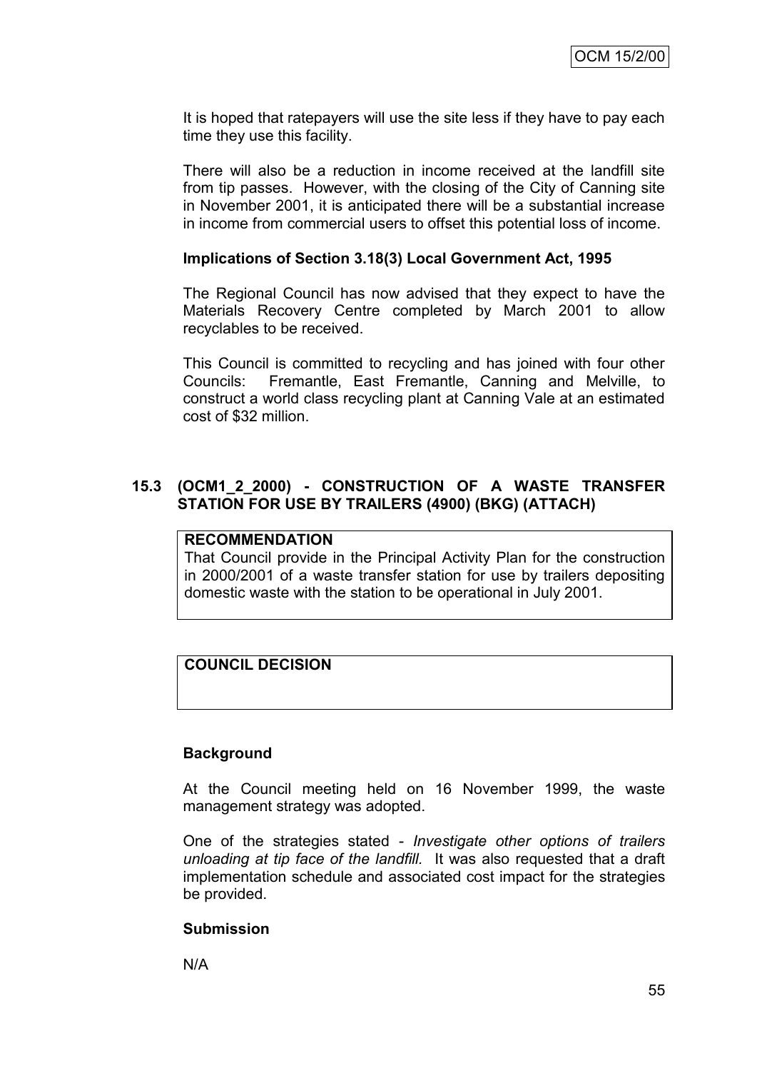It is hoped that ratepayers will use the site less if they have to pay each time they use this facility.

There will also be a reduction in income received at the landfill site from tip passes. However, with the closing of the City of Canning site in November 2001, it is anticipated there will be a substantial increase in income from commercial users to offset this potential loss of income.

**Implications of Section 3.18(3) Local Government Act, 1995**

The Regional Council has now advised that they expect to have the Materials Recovery Centre completed by March 2001 to allow recyclables to be received.

This Council is committed to recycling and has joined with four other Councils: Fremantle, East Fremantle, Canning and Melville, to construct a world class recycling plant at Canning Vale at an estimated cost of $32 million.

## 15.3 (OCM1_2_2000) - CONSTRUCTION OF A WASTE TRANSFER STATION FOR USE BY TRAILERS (4900) (BKG) (ATTACH)

| **RECOMMENDATION** |
|---|
| That Council provide in the Principal Activity Plan for the construction in 2000/2001 of a waste transfer station for use by trailers depositing domestic waste with the station to be operational in July 2001. |

| **COUNCIL DECISION** |
|---|
| |

**Background**

At the Council meeting held on 16 November 1999, the waste management strategy was adopted.

One of the strategies stated - *Investigate other options of trailers unloading at tip face of the landfill.* It was also requested that a draft implementation schedule and associated cost impact for the strategies be provided.

**Submission**

N/A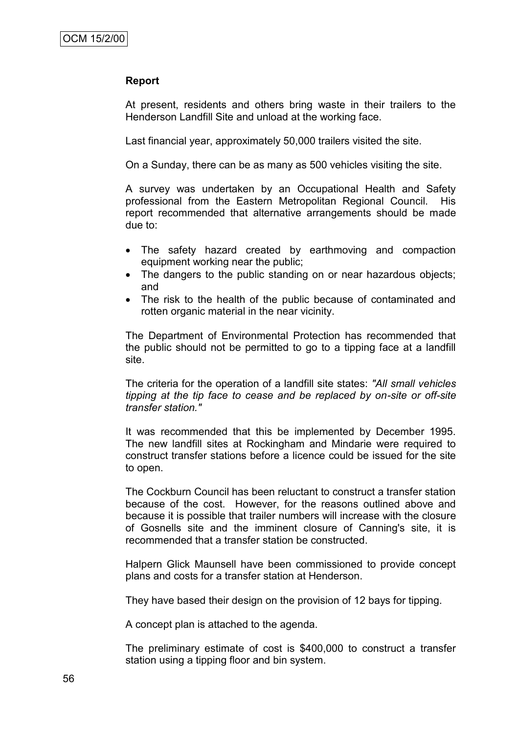**Report**

At present, residents and others bring waste in their trailers to the Henderson Landfill Site and unload at the working face.

Last financial year, approximately 50,000 trailers visited the site.

On a Sunday, there can be as many as 500 vehicles visiting the site.

A survey was undertaken by an Occupational Health and Safety professional from the Eastern Metropolitan Regional Council. His report recommended that alternative arrangements should be made due to:

- The safety hazard created by earthmoving and compaction equipment working near the public;
- The dangers to the public standing on or near hazardous objects; and
- The risk to the health of the public because of contaminated and rotten organic material in the near vicinity.

The Department of Environmental Protection has recommended that the public should not be permitted to go to a tipping face at a landfill site.

The criteria for the operation of a landfill site states: *"All small vehicles tipping at the tip face to cease and be replaced by on-site or off-site transfer station."*

It was recommended that this be implemented by December 1995. The new landfill sites at Rockingham and Mindarie were required to construct transfer stations before a licence could be issued for the site to open.

The Cockburn Council has been reluctant to construct a transfer station because of the cost. However, for the reasons outlined above and because it is possible that trailer numbers will increase with the closure of Gosnells site and the imminent closure of Canning's site, it is recommended that a transfer station be constructed.

Halpern Glick Maunsell have been commissioned to provide concept plans and costs for a transfer station at Henderson.

They have based their design on the provision of 12 bays for tipping.

A concept plan is attached to the agenda.

The preliminary estimate of cost is $400,000 to construct a transfer station using a tipping floor and bin system.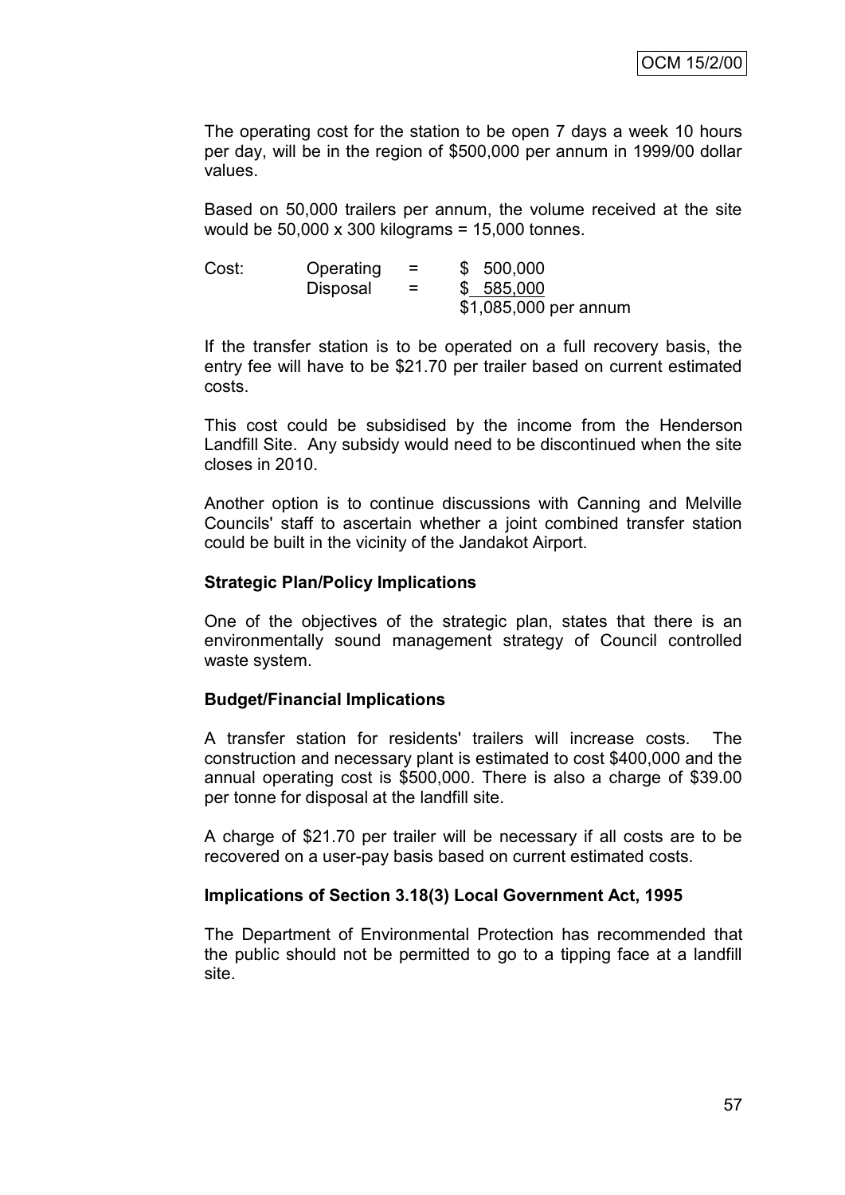The operating cost for the station to be open 7 days a week 10 hours per day, will be in the region of $500,000 per annum in 1999/00 dollar values.

Based on 50,000 trailers per annum, the volume received at the site would be 50,000 x 300 kilograms = 15,000 tonnes.

| Cost: | Operating | = | $ 500,000 |
|---|---|---|---|
| | Disposal | = | $ 585,000 |
| | | | $1,085,000 per annum |

If the transfer station is to be operated on a full recovery basis, the entry fee will have to be $21.70 per trailer based on current estimated costs.

This cost could be subsidised by the income from the Henderson Landfill Site. Any subsidy would need to be discontinued when the site closes in 2010.

Another option is to continue discussions with Canning and Melville Councils' staff to ascertain whether a joint combined transfer station could be built in the vicinity of the Jandakot Airport.

**Strategic Plan/Policy Implications**

One of the objectives of the strategic plan, states that there is an environmentally sound management strategy of Council controlled waste system.

**Budget/Financial Implications**

A transfer station for residents' trailers will increase costs. The construction and necessary plant is estimated to cost $400,000 and the annual operating cost is $500,000. There is also a charge of $39.00 per tonne for disposal at the landfill site.

A charge of $21.70 per trailer will be necessary if all costs are to be recovered on a user-pay basis based on current estimated costs.

**Implications of Section 3.18(3) Local Government Act, 1995**

The Department of Environmental Protection has recommended that the public should not be permitted to go to a tipping face at a landfill site.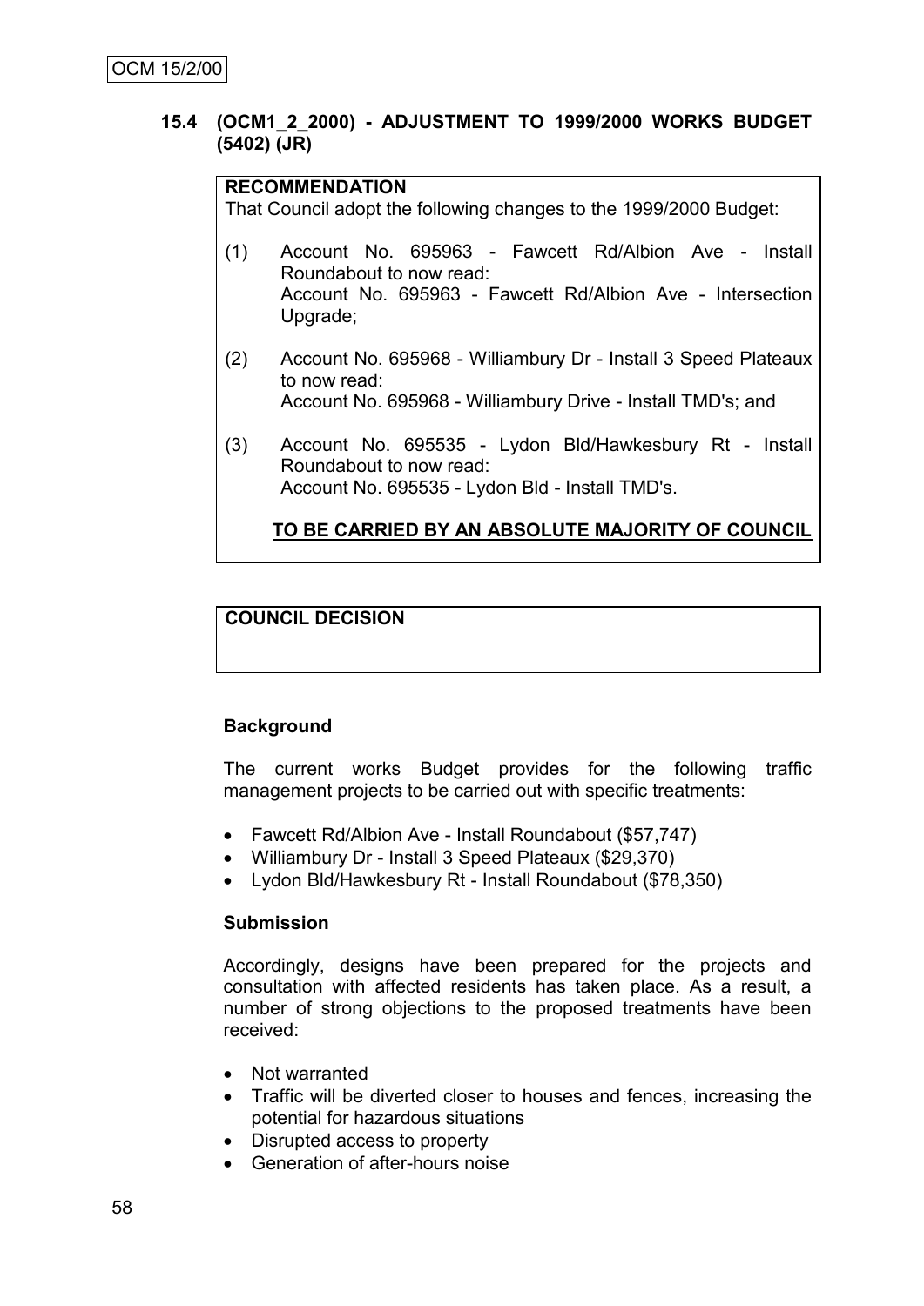### 15.4 (OCM1_2_2000) - ADJUSTMENT TO 1999/2000 WORKS BUDGET (5402) (JR)

**RECOMMENDATION**

That Council adopt the following changes to the 1999/2000 Budget:

(1) Account No. 695963 - Fawcett Rd/Albion Ave - Install Roundabout to now read:
Account No. 695963 - Fawcett Rd/Albion Ave - Intersection Upgrade;

(2) Account No. 695968 - Williambury Dr - Install 3 Speed Plateaux to now read:
Account No. 695968 - Williambury Drive - Install TMD's; and

(3) Account No. 695535 - Lydon Bld/Hawkesbury Rt - Install Roundabout to now read:
Account No. 695535 - Lydon Bld - Install TMD's.

**TO BE CARRIED BY AN ABSOLUTE MAJORITY OF COUNCIL**

**COUNCIL DECISION**

**Background**

The current works Budget provides for the following traffic management projects to be carried out with specific treatments:

- Fawcett Rd/Albion Ave - Install Roundabout ($57,747)
- Williambury Dr - Install 3 Speed Plateaux ($29,370)
- Lydon Bld/Hawkesbury Rt - Install Roundabout ($78,350)

**Submission**

Accordingly, designs have been prepared for the projects and consultation with affected residents has taken place. As a result, a number of strong objections to the proposed treatments have been received:

- Not warranted
- Traffic will be diverted closer to houses and fences, increasing the potential for hazardous situations
- Disrupted access to property
- Generation of after-hours noise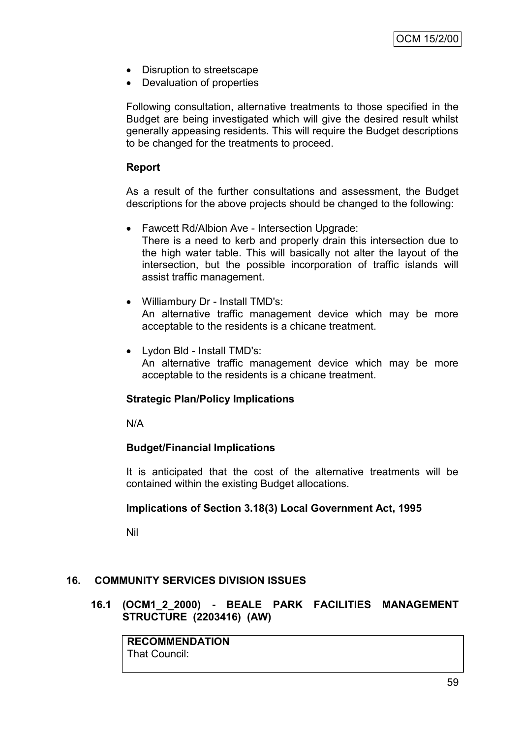- Disruption to streetscape
- Devaluation of properties

Following consultation, alternative treatments to those specified in the Budget are being investigated which will give the desired result whilst generally appeasing residents. This will require the Budget descriptions to be changed for the treatments to proceed.

**Report**

As a result of the further consultations and assessment, the Budget descriptions for the above projects should be changed to the following:

- Fawcett Rd/Albion Ave - Intersection Upgrade:
  There is a need to kerb and properly drain this intersection due to the high water table. This will basically not alter the layout of the intersection, but the possible incorporation of traffic islands will assist traffic management.

- Williambury Dr - Install TMD's:
  An alternative traffic management device which may be more acceptable to the residents is a chicane treatment.

- Lydon Bld - Install TMD's:
  An alternative traffic management device which may be more acceptable to the residents is a chicane treatment.

**Strategic Plan/Policy Implications**

N/A

**Budget/Financial Implications**

It is anticipated that the cost of the alternative treatments will be contained within the existing Budget allocations.

**Implications of Section 3.18(3) Local Government Act, 1995**

Nil

## 16. COMMUNITY SERVICES DIVISION ISSUES

### 16.1 (OCM1_2_2000) - BEALE PARK FACILITIES MANAGEMENT STRUCTURE (2203416) (AW)

| **RECOMMENDATION** |
| --- |
| That Council: |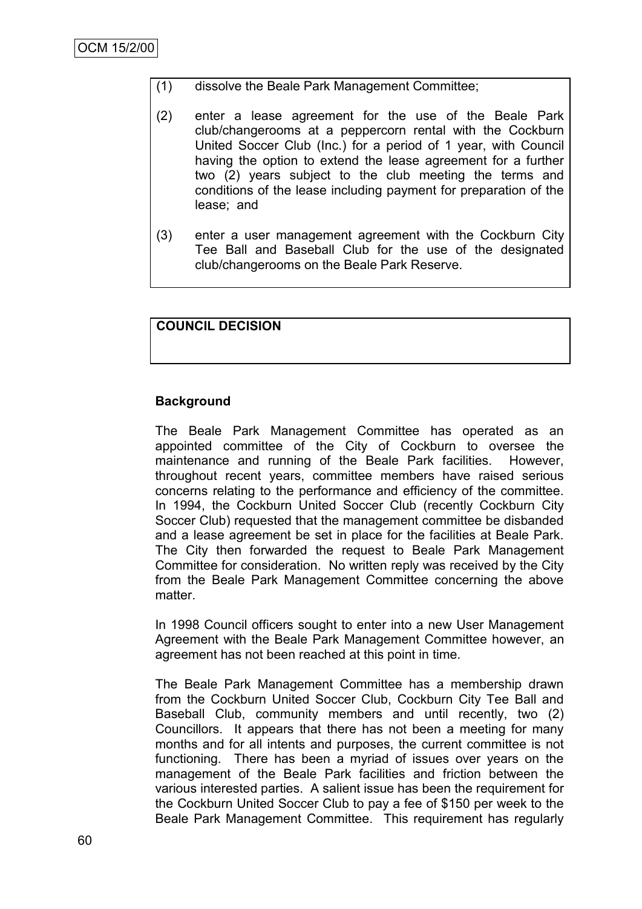(1) dissolve the Beale Park Management Committee;

(2) enter a lease agreement for the use of the Beale Park club/changerooms at a peppercorn rental with the Cockburn United Soccer Club (Inc.) for a period of 1 year, with Council having the option to extend the lease agreement for a further two (2) years subject to the club meeting the terms and conditions of the lease including payment for preparation of the lease; and

(3) enter a user management agreement with the Cockburn City Tee Ball and Baseball Club for the use of the designated club/changerooms on the Beale Park Reserve.

**COUNCIL DECISION**

**Background**

The Beale Park Management Committee has operated as an appointed committee of the City of Cockburn to oversee the maintenance and running of the Beale Park facilities. However, throughout recent years, committee members have raised serious concerns relating to the performance and efficiency of the committee. In 1994, the Cockburn United Soccer Club (recently Cockburn City Soccer Club) requested that the management committee be disbanded and a lease agreement be set in place for the facilities at Beale Park. The City then forwarded the request to Beale Park Management Committee for consideration. No written reply was received by the City from the Beale Park Management Committee concerning the above matter.

In 1998 Council officers sought to enter into a new User Management Agreement with the Beale Park Management Committee however, an agreement has not been reached at this point in time.

The Beale Park Management Committee has a membership drawn from the Cockburn United Soccer Club, Cockburn City Tee Ball and Baseball Club, community members and until recently, two (2) Councillors. It appears that there has not been a meeting for many months and for all intents and purposes, the current committee is not functioning. There has been a myriad of issues over years on the management of the Beale Park facilities and friction between the various interested parties. A salient issue has been the requirement for the Cockburn United Soccer Club to pay a fee of $150 per week to the Beale Park Management Committee. This requirement has regularly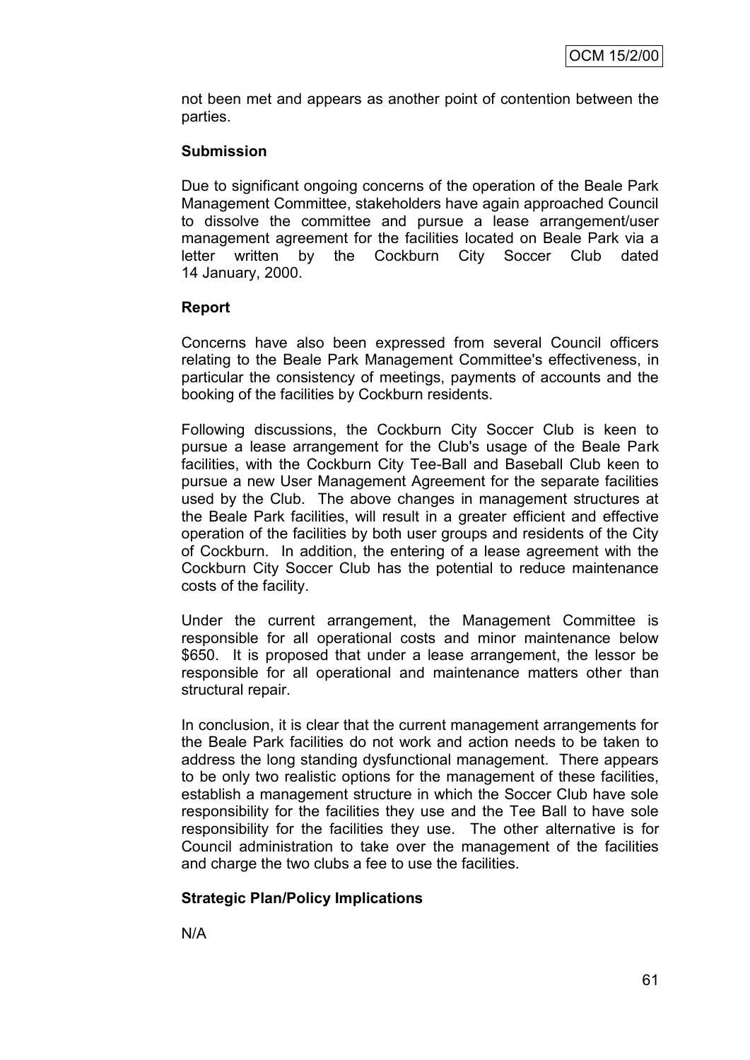not been met and appears as another point of contention between the parties.

**Submission**

Due to significant ongoing concerns of the operation of the Beale Park Management Committee, stakeholders have again approached Council to dissolve the committee and pursue a lease arrangement/user management agreement for the facilities located on Beale Park via a letter written by the Cockburn City Soccer Club dated 14 January, 2000.

**Report**

Concerns have also been expressed from several Council officers relating to the Beale Park Management Committee's effectiveness, in particular the consistency of meetings, payments of accounts and the booking of the facilities by Cockburn residents.

Following discussions, the Cockburn City Soccer Club is keen to pursue a lease arrangement for the Club's usage of the Beale Park facilities, with the Cockburn City Tee-Ball and Baseball Club keen to pursue a new User Management Agreement for the separate facilities used by the Club. The above changes in management structures at the Beale Park facilities, will result in a greater efficient and effective operation of the facilities by both user groups and residents of the City of Cockburn. In addition, the entering of a lease agreement with the Cockburn City Soccer Club has the potential to reduce maintenance costs of the facility.

Under the current arrangement, the Management Committee is responsible for all operational costs and minor maintenance below $650. It is proposed that under a lease arrangement, the lessor be responsible for all operational and maintenance matters other than structural repair.

In conclusion, it is clear that the current management arrangements for the Beale Park facilities do not work and action needs to be taken to address the long standing dysfunctional management. There appears to be only two realistic options for the management of these facilities, establish a management structure in which the Soccer Club have sole responsibility for the facilities they use and the Tee Ball to have sole responsibility for the facilities they use. The other alternative is for Council administration to take over the management of the facilities and charge the two clubs a fee to use the facilities.

**Strategic Plan/Policy Implications**

N/A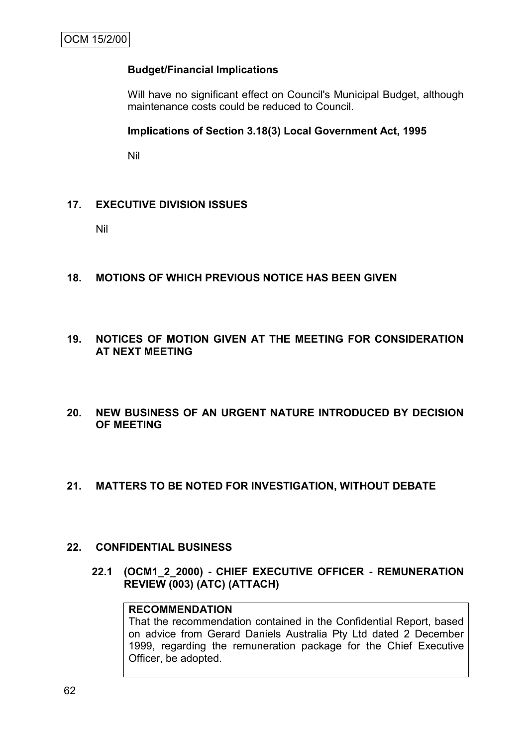**Budget/Financial Implications**

Will have no significant effect on Council's Municipal Budget, although maintenance costs could be reduced to Council.

**Implications of Section 3.18(3) Local Government Act, 1995**

Nil

## 17. EXECUTIVE DIVISION ISSUES

Nil

## 18. MOTIONS OF WHICH PREVIOUS NOTICE HAS BEEN GIVEN

## 19. NOTICES OF MOTION GIVEN AT THE MEETING FOR CONSIDERATION AT NEXT MEETING

## 20. NEW BUSINESS OF AN URGENT NATURE INTRODUCED BY DECISION OF MEETING

## 21. MATTERS TO BE NOTED FOR INVESTIGATION, WITHOUT DEBATE

## 22. CONFIDENTIAL BUSINESS

### 22.1 (OCM1_2_2000) - CHIEF EXECUTIVE OFFICER - REMUNERATION REVIEW (003) (ATC) (ATTACH)

**RECOMMENDATION**

That the recommendation contained in the Confidential Report, based on advice from Gerard Daniels Australia Pty Ltd dated 2 December 1999, regarding the remuneration package for the Chief Executive Officer, be adopted.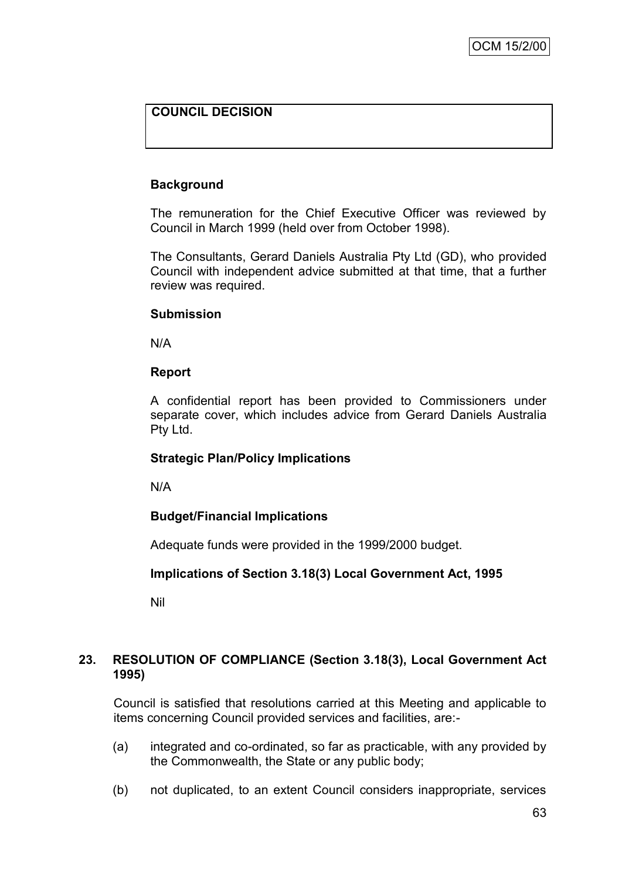**COUNCIL DECISION**

**Background**

The remuneration for the Chief Executive Officer was reviewed by Council in March 1999 (held over from October 1998).

The Consultants, Gerard Daniels Australia Pty Ltd (GD), who provided Council with independent advice submitted at that time, that a further review was required.

**Submission**

N/A

**Report**

A confidential report has been provided to Commissioners under separate cover, which includes advice from Gerard Daniels Australia Pty Ltd.

**Strategic Plan/Policy Implications**

N/A

**Budget/Financial Implications**

Adequate funds were provided in the 1999/2000 budget.

**Implications of Section 3.18(3) Local Government Act, 1995**

Nil

## 23. RESOLUTION OF COMPLIANCE (Section 3.18(3), Local Government Act 1995)

Council is satisfied that resolutions carried at this Meeting and applicable to items concerning Council provided services and facilities, are:-

(a) integrated and co-ordinated, so far as practicable, with any provided by the Commonwealth, the State or any public body;

(b) not duplicated, to an extent Council considers inappropriate, services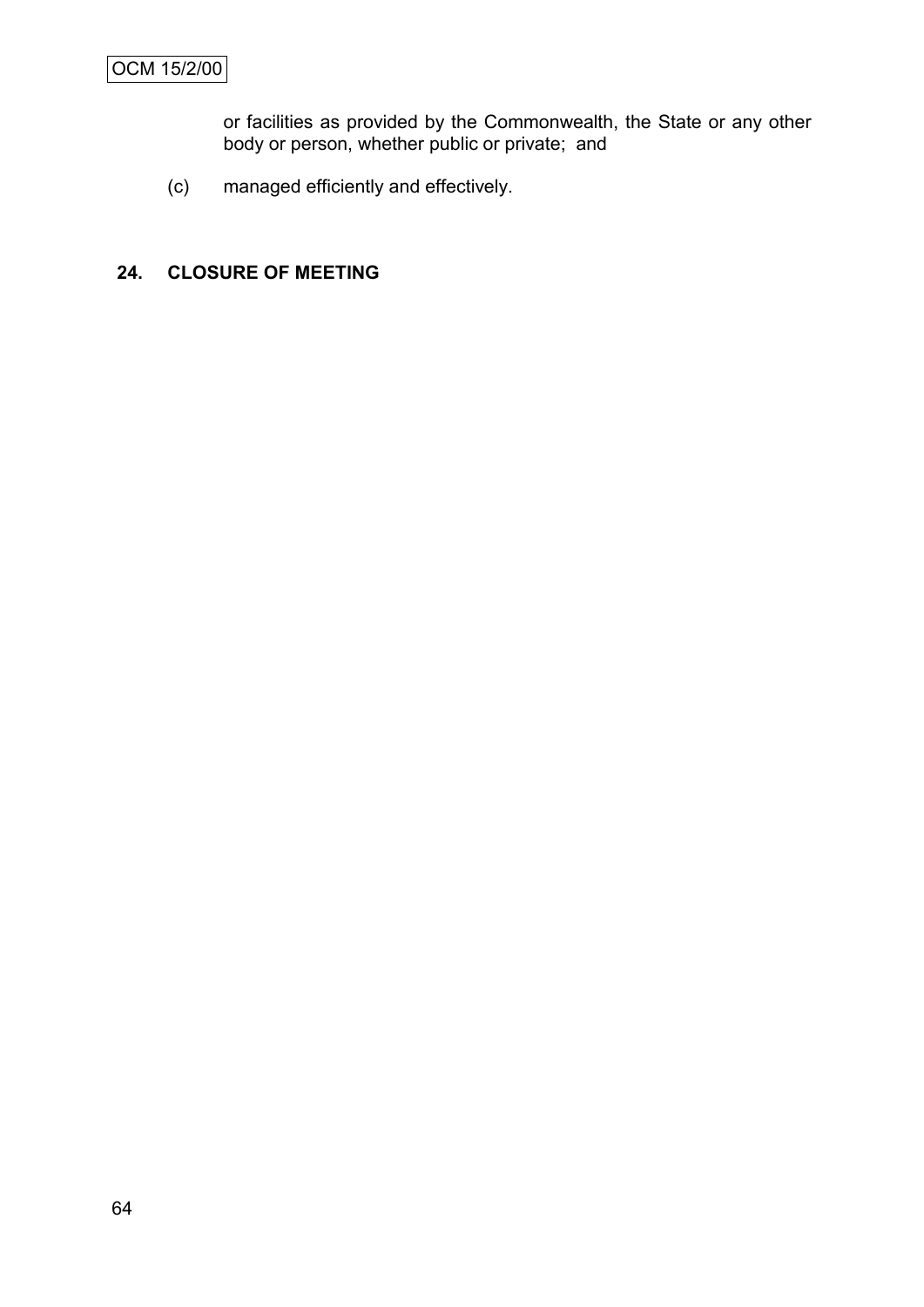or facilities as provided by the Commonwealth, the State or any other body or person, whether public or private; and

(c) managed efficiently and effectively.

## 24. CLOSURE OF MEETING